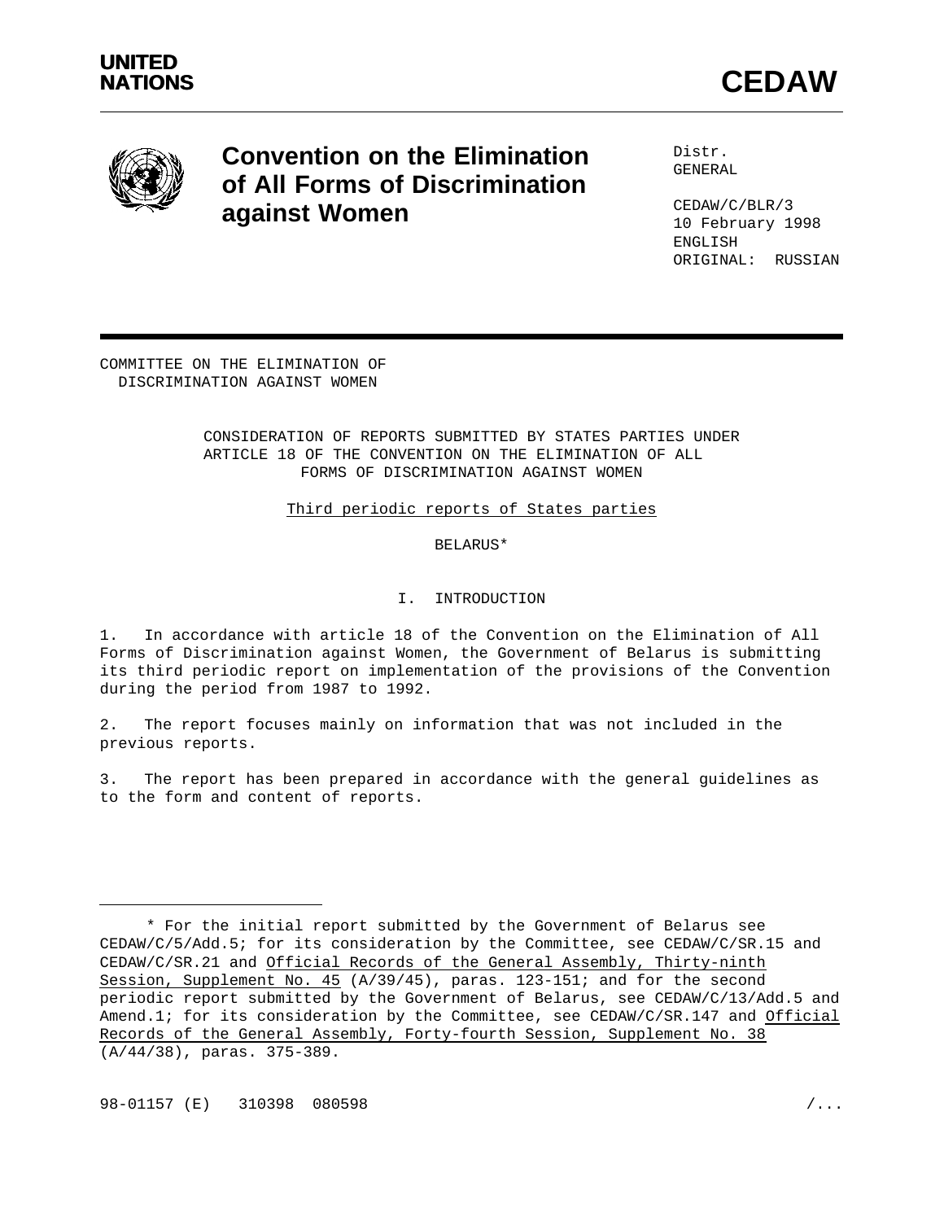UNITED NATIONS

# CEDAW

## Convention on the Elimination of All Forms of Discrimination against Women

Distr.
GENERAL

CEDAW/C/BLR/3
10 February 1998
ENGLISH
ORIGINAL: RUSSIAN

COMMITTEE ON THE ELIMINATION OF DISCRIMINATION AGAINST WOMEN

CONSIDERATION OF REPORTS SUBMITTED BY STATES PARTIES UNDER ARTICLE 18 OF THE CONVENTION ON THE ELIMINATION OF ALL FORMS OF DISCRIMINATION AGAINST WOMEN

Third periodic reports of States parties

BELARUS*

## I. INTRODUCTION

1. In accordance with article 18 of the Convention on the Elimination of All Forms of Discrimination against Women, the Government of Belarus is submitting its third periodic report on implementation of the provisions of the Convention during the period from 1987 to 1992.

2. The report focuses mainly on information that was not included in the previous reports.

3. The report has been prepared in accordance with the general guidelines as to the form and content of reports.

---

\* For the initial report submitted by the Government of Belarus see CEDAW/C/5/Add.5; for its consideration by the Committee, see CEDAW/C/SR.15 and CEDAW/C/SR.21 and Official Records of the General Assembly, Thirty-ninth Session, Supplement No. 45 (A/39/45), paras. 123-151; and for the second periodic report submitted by the Government of Belarus, see CEDAW/C/13/Add.5 and Amend.1; for its consideration by the Committee, see CEDAW/C/SR.147 and Official Records of the General Assembly, Forty-fourth Session, Supplement No. 38 (A/44/38), paras. 375-389.

98-01157 (E) 310398 080598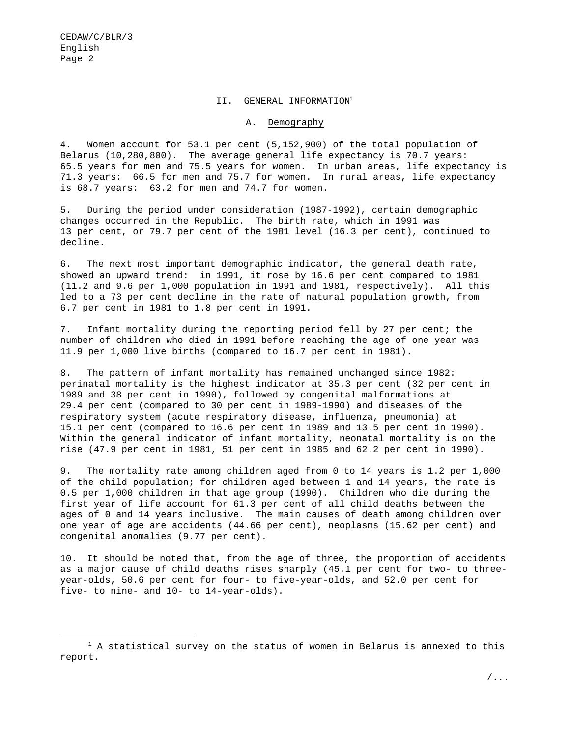## II. GENERAL INFORMATION[1]

### A. Demography

4. Women account for 53.1 per cent (5,152,900) of the total population of Belarus (10,280,800). The average general life expectancy is 70.7 years: 65.5 years for men and 75.5 years for women. In urban areas, life expectancy is 71.3 years: 66.5 for men and 75.7 for women. In rural areas, life expectancy is 68.7 years: 63.2 for men and 74.7 for women.

5. During the period under consideration (1987-1992), certain demographic changes occurred in the Republic. The birth rate, which in 1991 was 13 per cent, or 79.7 per cent of the 1981 level (16.3 per cent), continued to decline.

6. The next most important demographic indicator, the general death rate, showed an upward trend: in 1991, it rose by 16.6 per cent compared to 1981 (11.2 and 9.6 per 1,000 population in 1991 and 1981, respectively). All this led to a 73 per cent decline in the rate of natural population growth, from 6.7 per cent in 1981 to 1.8 per cent in 1991.

7. Infant mortality during the reporting period fell by 27 per cent; the number of children who died in 1991 before reaching the age of one year was 11.9 per 1,000 live births (compared to 16.7 per cent in 1981).

8. The pattern of infant mortality has remained unchanged since 1982: perinatal mortality is the highest indicator at 35.3 per cent (32 per cent in 1989 and 38 per cent in 1990), followed by congenital malformations at 29.4 per cent (compared to 30 per cent in 1989-1990) and diseases of the respiratory system (acute respiratory disease, influenza, pneumonia) at 15.1 per cent (compared to 16.6 per cent in 1989 and 13.5 per cent in 1990). Within the general indicator of infant mortality, neonatal mortality is on the rise (47.9 per cent in 1981, 51 per cent in 1985 and 62.2 per cent in 1990).

9. The mortality rate among children aged from 0 to 14 years is 1.2 per 1,000 of the child population; for children aged between 1 and 14 years, the rate is 0.5 per 1,000 children in that age group (1990). Children who die during the first year of life account for 61.3 per cent of all child deaths between the ages of 0 and 14 years inclusive. The main causes of death among children over one year of age are accidents (44.66 per cent), neoplasms (15.62 per cent) and congenital anomalies (9.77 per cent).

10. It should be noted that, from the age of three, the proportion of accidents as a major cause of child deaths rises sharply (45.1 per cent for two- to three-year-olds, 50.6 per cent for four- to five-year-olds, and 52.0 per cent for five- to nine- and 10- to 14-year-olds).

[1] A statistical survey on the status of women in Belarus is annexed to this report.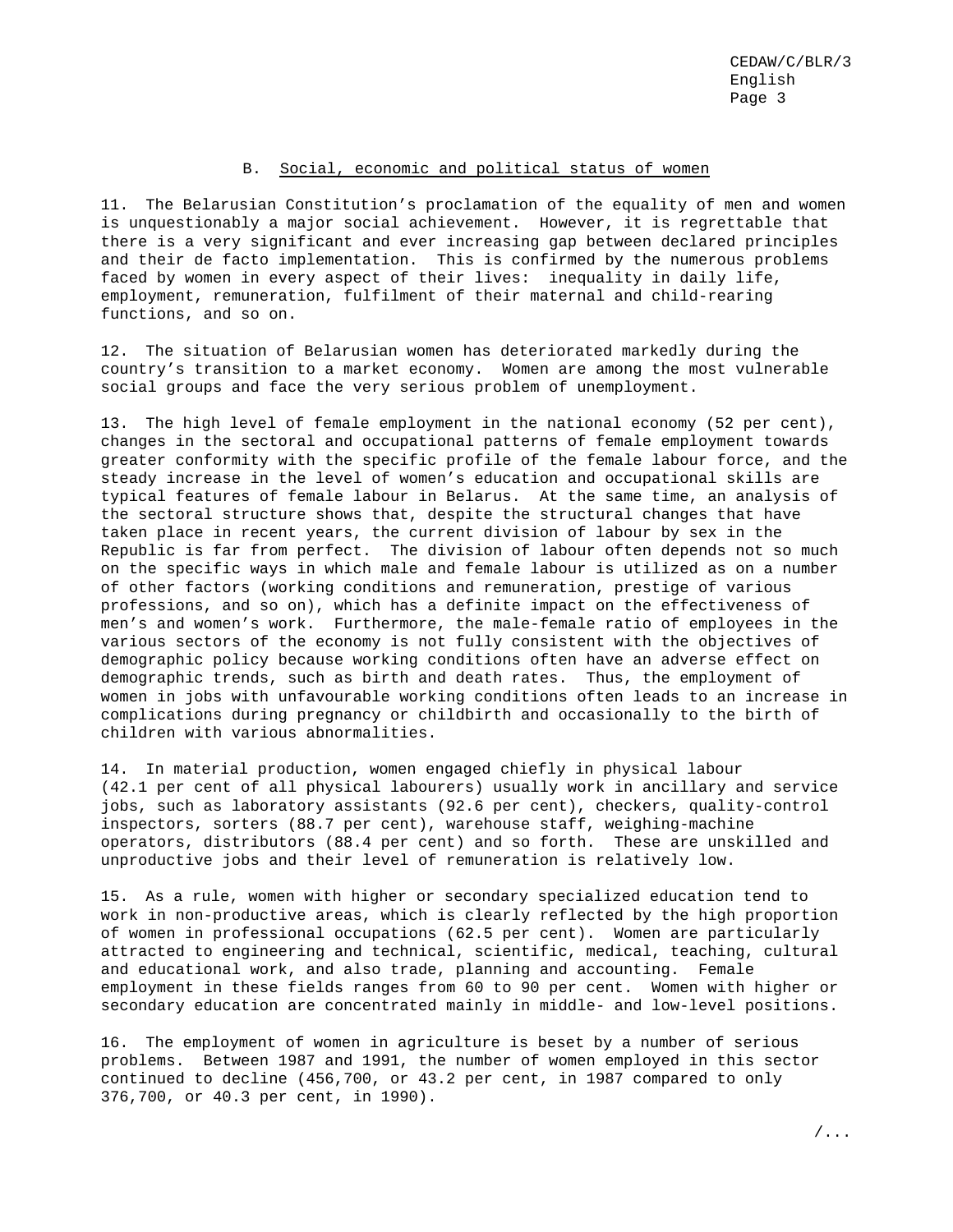## B. Social, economic and political status of women

11. The Belarusian Constitution's proclamation of the equality of men and women is unquestionably a major social achievement. However, it is regrettable that there is a very significant and ever increasing gap between declared principles and their de facto implementation. This is confirmed by the numerous problems faced by women in every aspect of their lives: inequality in daily life, employment, remuneration, fulfilment of their maternal and child-rearing functions, and so on.

12. The situation of Belarusian women has deteriorated markedly during the country's transition to a market economy. Women are among the most vulnerable social groups and face the very serious problem of unemployment.

13. The high level of female employment in the national economy (52 per cent), changes in the sectoral and occupational patterns of female employment towards greater conformity with the specific profile of the female labour force, and the steady increase in the level of women's education and occupational skills are typical features of female labour in Belarus. At the same time, an analysis of the sectoral structure shows that, despite the structural changes that have taken place in recent years, the current division of labour by sex in the Republic is far from perfect. The division of labour often depends not so much on the specific ways in which male and female labour is utilized as on a number of other factors (working conditions and remuneration, prestige of various professions, and so on), which has a definite impact on the effectiveness of men's and women's work. Furthermore, the male-female ratio of employees in the various sectors of the economy is not fully consistent with the objectives of demographic policy because working conditions often have an adverse effect on demographic trends, such as birth and death rates. Thus, the employment of women in jobs with unfavourable working conditions often leads to an increase in complications during pregnancy or childbirth and occasionally to the birth of children with various abnormalities.

14. In material production, women engaged chiefly in physical labour (42.1 per cent of all physical labourers) usually work in ancillary and service jobs, such as laboratory assistants (92.6 per cent), checkers, quality-control inspectors, sorters (88.7 per cent), warehouse staff, weighing-machine operators, distributors (88.4 per cent) and so forth. These are unskilled and unproductive jobs and their level of remuneration is relatively low.

15. As a rule, women with higher or secondary specialized education tend to work in non-productive areas, which is clearly reflected by the high proportion of women in professional occupations (62.5 per cent). Women are particularly attracted to engineering and technical, scientific, medical, teaching, cultural and educational work, and also trade, planning and accounting. Female employment in these fields ranges from 60 to 90 per cent. Women with higher or secondary education are concentrated mainly in middle- and low-level positions.

16. The employment of women in agriculture is beset by a number of serious problems. Between 1987 and 1991, the number of women employed in this sector continued to decline (456,700, or 43.2 per cent, in 1987 compared to only 376,700, or 40.3 per cent, in 1990).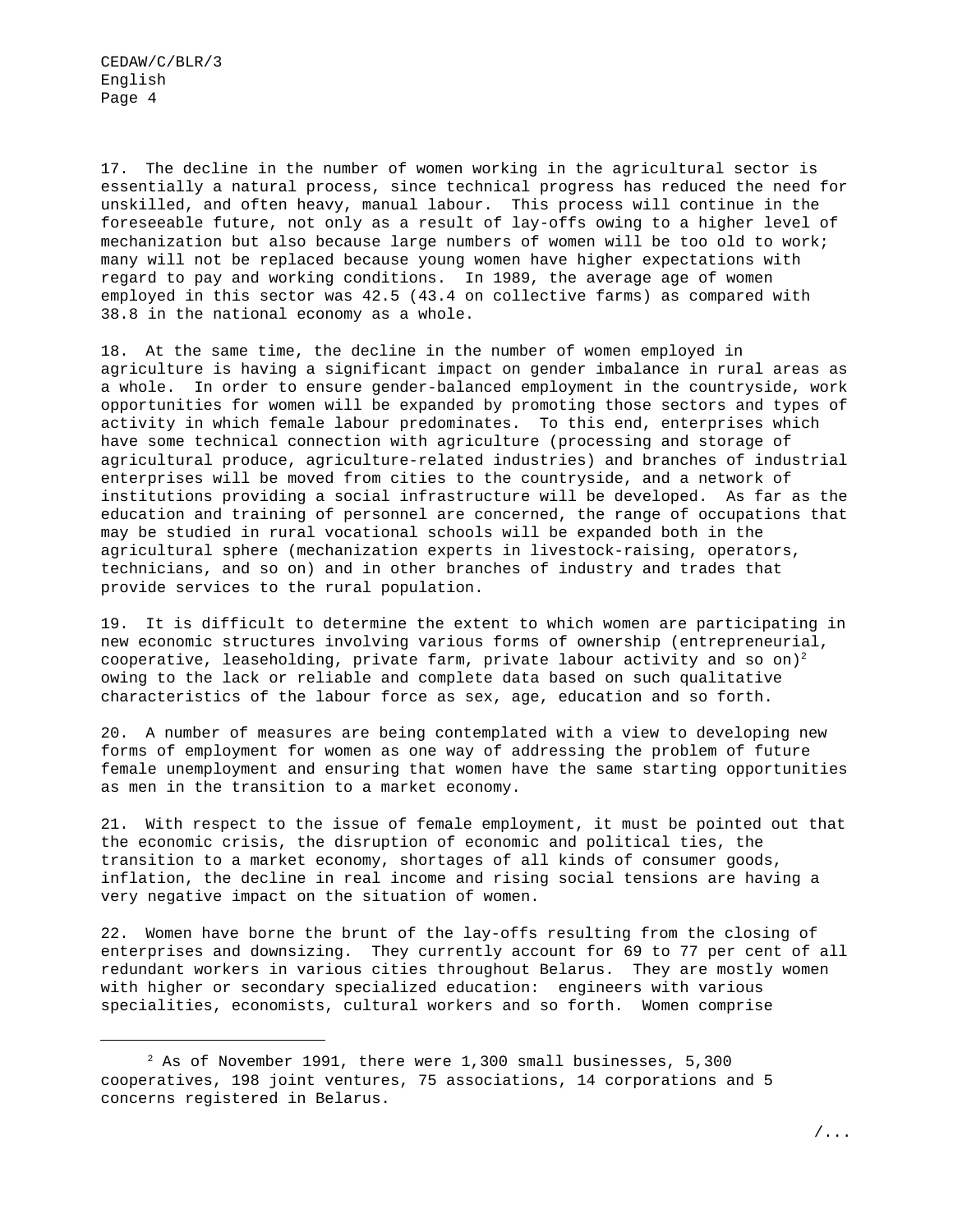17. The decline in the number of women working in the agricultural sector is essentially a natural process, since technical progress has reduced the need for unskilled, and often heavy, manual labour. This process will continue in the foreseeable future, not only as a result of lay-offs owing to a higher level of mechanization but also because large numbers of women will be too old to work; many will not be replaced because young women have higher expectations with regard to pay and working conditions. In 1989, the average age of women employed in this sector was 42.5 (43.4 on collective farms) as compared with 38.8 in the national economy as a whole.

18. At the same time, the decline in the number of women employed in agriculture is having a significant impact on gender imbalance in rural areas as a whole. In order to ensure gender-balanced employment in the countryside, work opportunities for women will be expanded by promoting those sectors and types of activity in which female labour predominates. To this end, enterprises which have some technical connection with agriculture (processing and storage of agricultural produce, agriculture-related industries) and branches of industrial enterprises will be moved from cities to the countryside, and a network of institutions providing a social infrastructure will be developed. As far as the education and training of personnel are concerned, the range of occupations that may be studied in rural vocational schools will be expanded both in the agricultural sphere (mechanization experts in livestock-raising, operators, technicians, and so on) and in other branches of industry and trades that provide services to the rural population.

19. It is difficult to determine the extent to which women are participating in new economic structures involving various forms of ownership (entrepreneurial, cooperative, leaseholding, private farm, private labour activity and so on)[2] owing to the lack or reliable and complete data based on such qualitative characteristics of the labour force as sex, age, education and so forth.

20. A number of measures are being contemplated with a view to developing new forms of employment for women as one way of addressing the problem of future female unemployment and ensuring that women have the same starting opportunities as men in the transition to a market economy.

21. With respect to the issue of female employment, it must be pointed out that the economic crisis, the disruption of economic and political ties, the transition to a market economy, shortages of all kinds of consumer goods, inflation, the decline in real income and rising social tensions are having a very negative impact on the situation of women.

22. Women have borne the brunt of the lay-offs resulting from the closing of enterprises and downsizing. They currently account for 69 to 77 per cent of all redundant workers in various cities throughout Belarus. They are mostly women with higher or secondary specialized education: engineers with various specialities, economists, cultural workers and so forth. Women comprise

---

[2] As of November 1991, there were 1,300 small businesses, 5,300 cooperatives, 198 joint ventures, 75 associations, 14 corporations and 5 concerns registered in Belarus.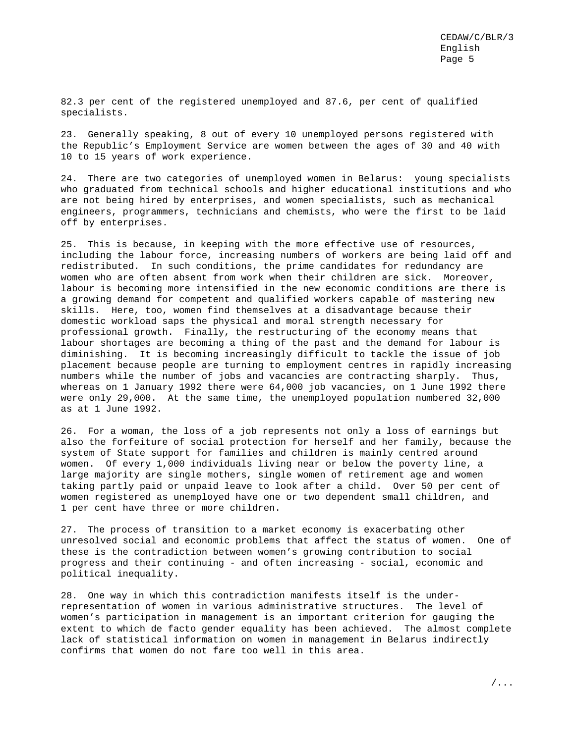82.3 per cent of the registered unemployed and 87.6, per cent of qualified specialists.

23. Generally speaking, 8 out of every 10 unemployed persons registered with the Republic's Employment Service are women between the ages of 30 and 40 with 10 to 15 years of work experience.

24. There are two categories of unemployed women in Belarus: young specialists who graduated from technical schools and higher educational institutions and who are not being hired by enterprises, and women specialists, such as mechanical engineers, programmers, technicians and chemists, who were the first to be laid off by enterprises.

25. This is because, in keeping with the more effective use of resources, including the labour force, increasing numbers of workers are being laid off and redistributed. In such conditions, the prime candidates for redundancy are women who are often absent from work when their children are sick. Moreover, labour is becoming more intensified in the new economic conditions are there is a growing demand for competent and qualified workers capable of mastering new skills. Here, too, women find themselves at a disadvantage because their domestic workload saps the physical and moral strength necessary for professional growth. Finally, the restructuring of the economy means that labour shortages are becoming a thing of the past and the demand for labour is diminishing. It is becoming increasingly difficult to tackle the issue of job placement because people are turning to employment centres in rapidly increasing numbers while the number of jobs and vacancies are contracting sharply. Thus, whereas on 1 January 1992 there were 64,000 job vacancies, on 1 June 1992 there were only 29,000. At the same time, the unemployed population numbered 32,000 as at 1 June 1992.

26. For a woman, the loss of a job represents not only a loss of earnings but also the forfeiture of social protection for herself and her family, because the system of State support for families and children is mainly centred around women. Of every 1,000 individuals living near or below the poverty line, a large majority are single mothers, single women of retirement age and women taking partly paid or unpaid leave to look after a child. Over 50 per cent of women registered as unemployed have one or two dependent small children, and 1 per cent have three or more children.

27. The process of transition to a market economy is exacerbating other unresolved social and economic problems that affect the status of women. One of these is the contradiction between women's growing contribution to social progress and their continuing - and often increasing - social, economic and political inequality.

28. One way in which this contradiction manifests itself is the under-representation of women in various administrative structures. The level of women's participation in management is an important criterion for gauging the extent to which de facto gender equality has been achieved. The almost complete lack of statistical information on women in management in Belarus indirectly confirms that women do not fare too well in this area.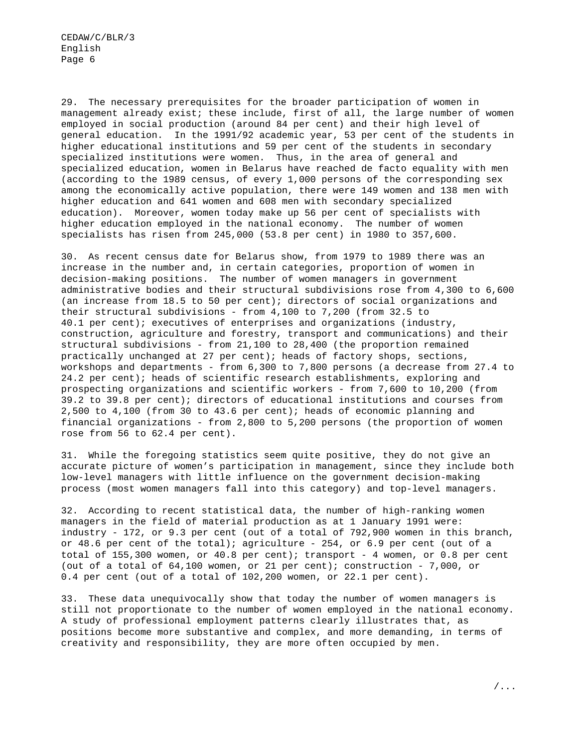29. The necessary prerequisites for the broader participation of women in management already exist; these include, first of all, the large number of women employed in social production (around 84 per cent) and their high level of general education. In the 1991/92 academic year, 53 per cent of the students in higher educational institutions and 59 per cent of the students in secondary specialized institutions were women. Thus, in the area of general and specialized education, women in Belarus have reached de facto equality with men (according to the 1989 census, of every 1,000 persons of the corresponding sex among the economically active population, there were 149 women and 138 men with higher education and 641 women and 608 men with secondary specialized education). Moreover, women today make up 56 per cent of specialists with higher education employed in the national economy. The number of women specialists has risen from 245,000 (53.8 per cent) in 1980 to 357,600.

30. As recent census date for Belarus show, from 1979 to 1989 there was an increase in the number and, in certain categories, proportion of women in decision-making positions. The number of women managers in government administrative bodies and their structural subdivisions rose from 4,300 to 6,600 (an increase from 18.5 to 50 per cent); directors of social organizations and their structural subdivisions - from 4,100 to 7,200 (from 32.5 to 40.1 per cent); executives of enterprises and organizations (industry, construction, agriculture and forestry, transport and communications) and their structural subdivisions - from 21,100 to 28,400 (the proportion remained practically unchanged at 27 per cent); heads of factory shops, sections, workshops and departments - from 6,300 to 7,800 persons (a decrease from 27.4 to 24.2 per cent); heads of scientific research establishments, exploring and prospecting organizations and scientific workers - from 7,600 to 10,200 (from 39.2 to 39.8 per cent); directors of educational institutions and courses from 2,500 to 4,100 (from 30 to 43.6 per cent); heads of economic planning and financial organizations - from 2,800 to 5,200 persons (the proportion of women rose from 56 to 62.4 per cent).

31. While the foregoing statistics seem quite positive, they do not give an accurate picture of women's participation in management, since they include both low-level managers with little influence on the government decision-making process (most women managers fall into this category) and top-level managers.

32. According to recent statistical data, the number of high-ranking women managers in the field of material production as at 1 January 1991 were: industry - 172, or 9.3 per cent (out of a total of 792,900 women in this branch, or 48.6 per cent of the total); agriculture - 254, or 6.9 per cent (out of a total of 155,300 women, or 40.8 per cent); transport - 4 women, or 0.8 per cent (out of a total of 64,100 women, or 21 per cent); construction - 7,000, or 0.4 per cent (out of a total of 102,200 women, or 22.1 per cent).

33. These data unequivocally show that today the number of women managers is still not proportionate to the number of women employed in the national economy. A study of professional employment patterns clearly illustrates that, as positions become more substantive and complex, and more demanding, in terms of creativity and responsibility, they are more often occupied by men.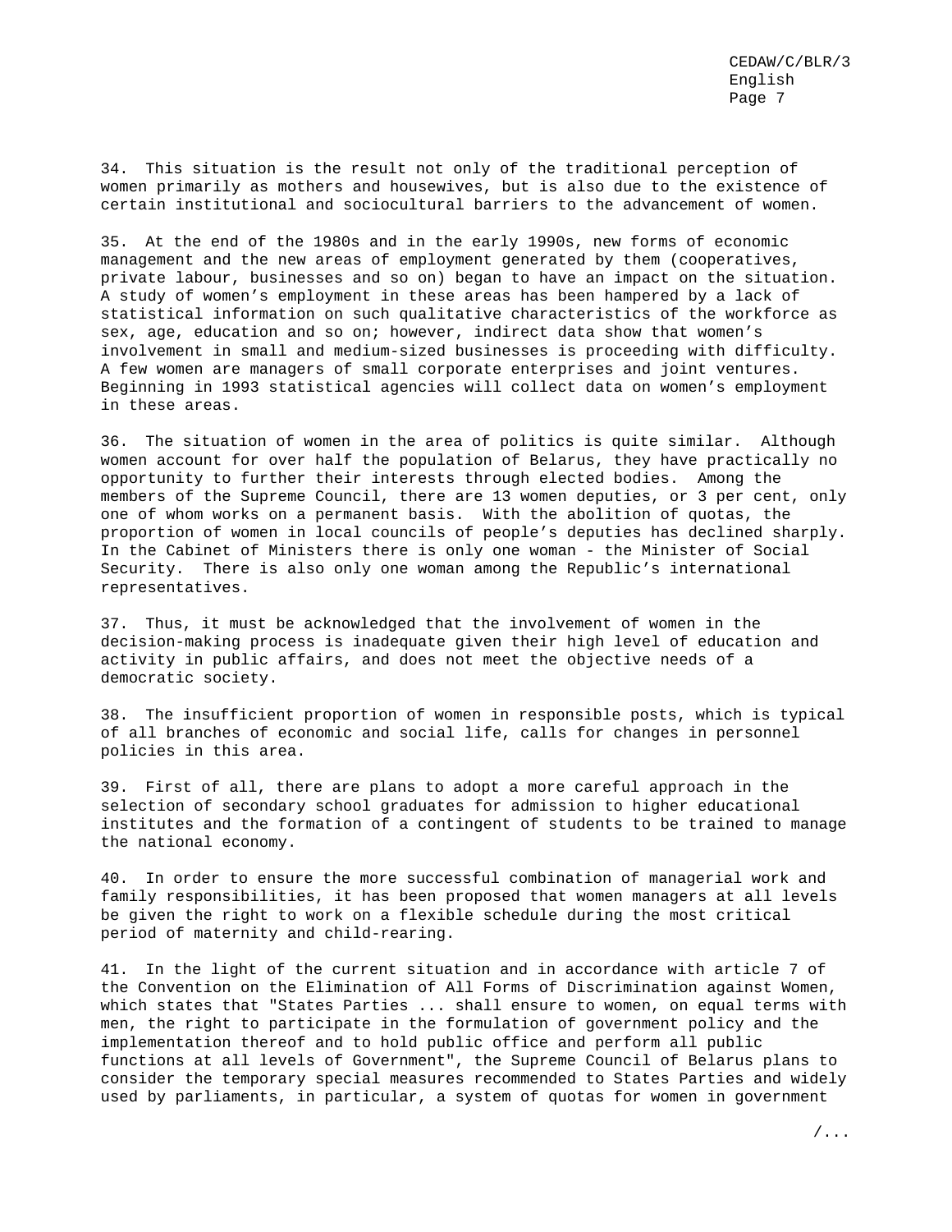34. This situation is the result not only of the traditional perception of women primarily as mothers and housewives, but is also due to the existence of certain institutional and sociocultural barriers to the advancement of women.

35. At the end of the 1980s and in the early 1990s, new forms of economic management and the new areas of employment generated by them (cooperatives, private labour, businesses and so on) began to have an impact on the situation. A study of women's employment in these areas has been hampered by a lack of statistical information on such qualitative characteristics of the workforce as sex, age, education and so on; however, indirect data show that women's involvement in small and medium-sized businesses is proceeding with difficulty. A few women are managers of small corporate enterprises and joint ventures. Beginning in 1993 statistical agencies will collect data on women's employment in these areas.

36. The situation of women in the area of politics is quite similar. Although women account for over half the population of Belarus, they have practically no opportunity to further their interests through elected bodies. Among the members of the Supreme Council, there are 13 women deputies, or 3 per cent, only one of whom works on a permanent basis. With the abolition of quotas, the proportion of women in local councils of people's deputies has declined sharply. In the Cabinet of Ministers there is only one woman - the Minister of Social Security. There is also only one woman among the Republic's international representatives.

37. Thus, it must be acknowledged that the involvement of women in the decision-making process is inadequate given their high level of education and activity in public affairs, and does not meet the objective needs of a democratic society.

38. The insufficient proportion of women in responsible posts, which is typical of all branches of economic and social life, calls for changes in personnel policies in this area.

39. First of all, there are plans to adopt a more careful approach in the selection of secondary school graduates for admission to higher educational institutes and the formation of a contingent of students to be trained to manage the national economy.

40. In order to ensure the more successful combination of managerial work and family responsibilities, it has been proposed that women managers at all levels be given the right to work on a flexible schedule during the most critical period of maternity and child-rearing.

41. In the light of the current situation and in accordance with article 7 of the Convention on the Elimination of All Forms of Discrimination against Women, which states that "States Parties ... shall ensure to women, on equal terms with men, the right to participate in the formulation of government policy and the implementation thereof and to hold public office and perform all public functions at all levels of Government", the Supreme Council of Belarus plans to consider the temporary special measures recommended to States Parties and widely used by parliaments, in particular, a system of quotas for women in government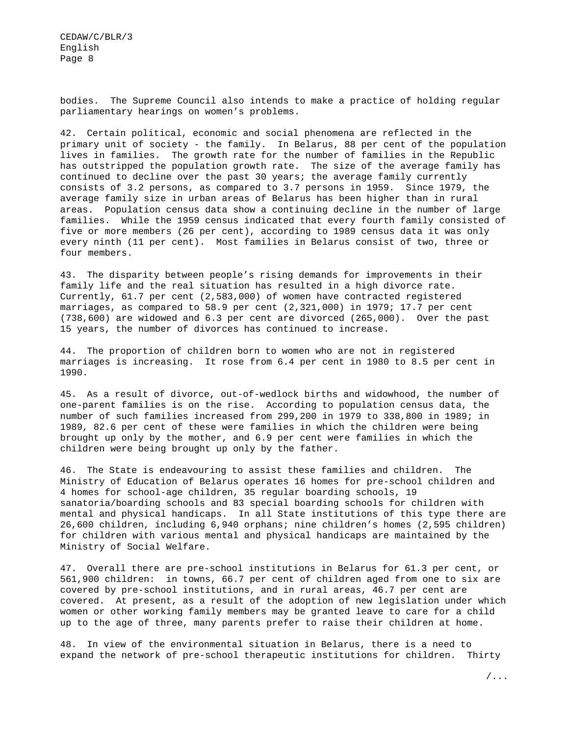bodies. The Supreme Council also intends to make a practice of holding regular parliamentary hearings on women's problems.

42. Certain political, economic and social phenomena are reflected in the primary unit of society - the family. In Belarus, 88 per cent of the population lives in families. The growth rate for the number of families in the Republic has outstripped the population growth rate. The size of the average family has continued to decline over the past 30 years; the average family currently consists of 3.2 persons, as compared to 3.7 persons in 1959. Since 1979, the average family size in urban areas of Belarus has been higher than in rural areas. Population census data show a continuing decline in the number of large families. While the 1959 census indicated that every fourth family consisted of five or more members (26 per cent), according to 1989 census data it was only every ninth (11 per cent). Most families in Belarus consist of two, three or four members.

43. The disparity between people's rising demands for improvements in their family life and the real situation has resulted in a high divorce rate. Currently, 61.7 per cent (2,583,000) of women have contracted registered marriages, as compared to 58.9 per cent (2,321,000) in 1979; 17.7 per cent (738,600) are widowed and 6.3 per cent are divorced (265,000). Over the past 15 years, the number of divorces has continued to increase.

44. The proportion of children born to women who are not in registered marriages is increasing. It rose from 6.4 per cent in 1980 to 8.5 per cent in 1990.

45. As a result of divorce, out-of-wedlock births and widowhood, the number of one-parent families is on the rise. According to population census data, the number of such families increased from 299,200 in 1979 to 338,800 in 1989; in 1989, 82.6 per cent of these were families in which the children were being brought up only by the mother, and 6.9 per cent were families in which the children were being brought up only by the father.

46. The State is endeavouring to assist these families and children. The Ministry of Education of Belarus operates 16 homes for pre-school children and 4 homes for school-age children, 35 regular boarding schools, 19 sanatoria/boarding schools and 83 special boarding schools for children with mental and physical handicaps. In all State institutions of this type there are 26,600 children, including 6,940 orphans; nine children's homes (2,595 children) for children with various mental and physical handicaps are maintained by the Ministry of Social Welfare.

47. Overall there are pre-school institutions in Belarus for 61.3 per cent, or 561,900 children: in towns, 66.7 per cent of children aged from one to six are covered by pre-school institutions, and in rural areas, 46.7 per cent are covered. At present, as a result of the adoption of new legislation under which women or other working family members may be granted leave to care for a child up to the age of three, many parents prefer to raise their children at home.

48. In view of the environmental situation in Belarus, there is a need to expand the network of pre-school therapeutic institutions for children. Thirty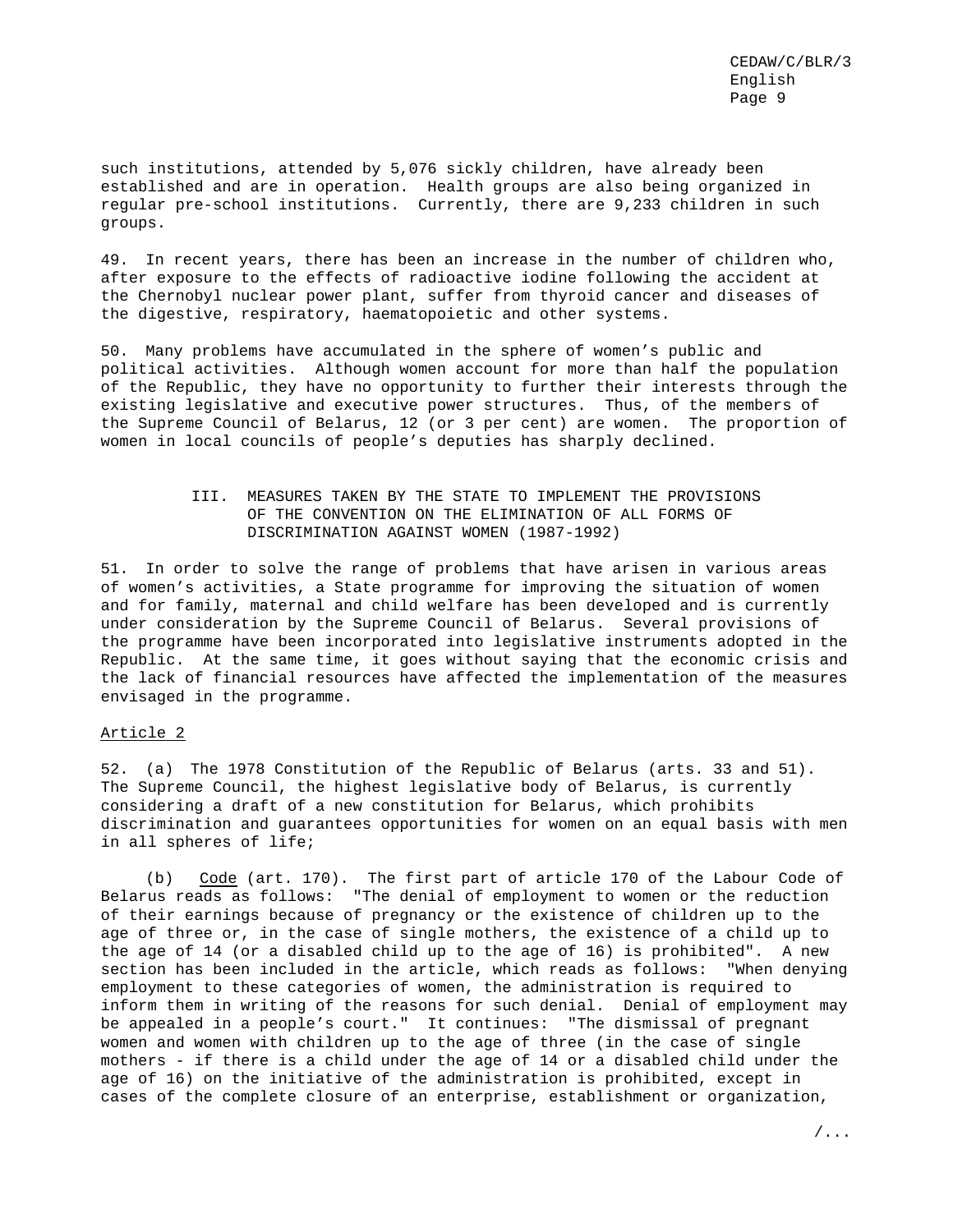such institutions, attended by 5,076 sickly children, have already been established and are in operation. Health groups are also being organized in regular pre-school institutions. Currently, there are 9,233 children in such groups.

49. In recent years, there has been an increase in the number of children who, after exposure to the effects of radioactive iodine following the accident at the Chernobyl nuclear power plant, suffer from thyroid cancer and diseases of the digestive, respiratory, haematopoietic and other systems.

50. Many problems have accumulated in the sphere of women's public and political activities. Although women account for more than half the population of the Republic, they have no opportunity to further their interests through the existing legislative and executive power structures. Thus, of the members of the Supreme Council of Belarus, 12 (or 3 per cent) are women. The proportion of women in local councils of people's deputies has sharply declined.

## III. MEASURES TAKEN BY THE STATE TO IMPLEMENT THE PROVISIONS OF THE CONVENTION ON THE ELIMINATION OF ALL FORMS OF DISCRIMINATION AGAINST WOMEN (1987-1992)

51. In order to solve the range of problems that have arisen in various areas of women's activities, a State programme for improving the situation of women and for family, maternal and child welfare has been developed and is currently under consideration by the Supreme Council of Belarus. Several provisions of the programme have been incorporated into legislative instruments adopted in the Republic. At the same time, it goes without saying that the economic crisis and the lack of financial resources have affected the implementation of the measures envisaged in the programme.

### Article 2

52. (a) The 1978 Constitution of the Republic of Belarus (arts. 33 and 51). The Supreme Council, the highest legislative body of Belarus, is currently considering a draft of a new constitution for Belarus, which prohibits discrimination and guarantees opportunities for women on an equal basis with men in all spheres of life;

(b) Code (art. 170). The first part of article 170 of the Labour Code of Belarus reads as follows: "The denial of employment to women or the reduction of their earnings because of pregnancy or the existence of children up to the age of three or, in the case of single mothers, the existence of a child up to the age of 14 (or a disabled child up to the age of 16) is prohibited". A new section has been included in the article, which reads as follows: "When denying employment to these categories of women, the administration is required to inform them in writing of the reasons for such denial. Denial of employment may be appealed in a people's court." It continues: "The dismissal of pregnant women and women with children up to the age of three (in the case of single mothers - if there is a child under the age of 14 or a disabled child under the age of 16) on the initiative of the administration is prohibited, except in cases of the complete closure of an enterprise, establishment or organization,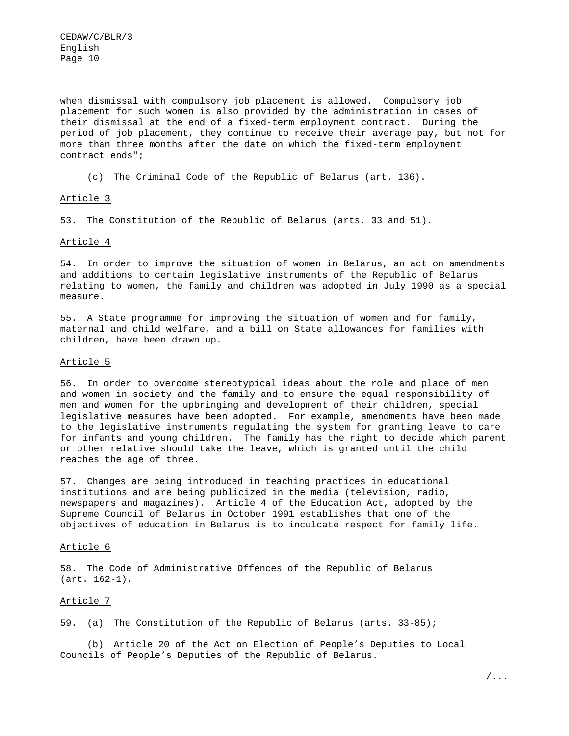when dismissal with compulsory job placement is allowed. Compulsory job placement for such women is also provided by the administration in cases of their dismissal at the end of a fixed-term employment contract. During the period of job placement, they continue to receive their average pay, but not for more than three months after the date on which the fixed-term employment contract ends";

(c) The Criminal Code of the Republic of Belarus (art. 136).

Article 3

53. The Constitution of the Republic of Belarus (arts. 33 and 51).

Article 4

54. In order to improve the situation of women in Belarus, an act on amendments and additions to certain legislative instruments of the Republic of Belarus relating to women, the family and children was adopted in July 1990 as a special measure.

55. A State programme for improving the situation of women and for family, maternal and child welfare, and a bill on State allowances for families with children, have been drawn up.

Article 5

56. In order to overcome stereotypical ideas about the role and place of men and women in society and the family and to ensure the equal responsibility of men and women for the upbringing and development of their children, special legislative measures have been adopted. For example, amendments have been made to the legislative instruments regulating the system for granting leave to care for infants and young children. The family has the right to decide which parent or other relative should take the leave, which is granted until the child reaches the age of three.

57. Changes are being introduced in teaching practices in educational institutions and are being publicized in the media (television, radio, newspapers and magazines). Article 4 of the Education Act, adopted by the Supreme Council of Belarus in October 1991 establishes that one of the objectives of education in Belarus is to inculcate respect for family life.

Article 6

58. The Code of Administrative Offences of the Republic of Belarus (art. 162-1).

Article 7

59. (a) The Constitution of the Republic of Belarus (arts. 33-85);

(b) Article 20 of the Act on Election of People's Deputies to Local Councils of People's Deputies of the Republic of Belarus.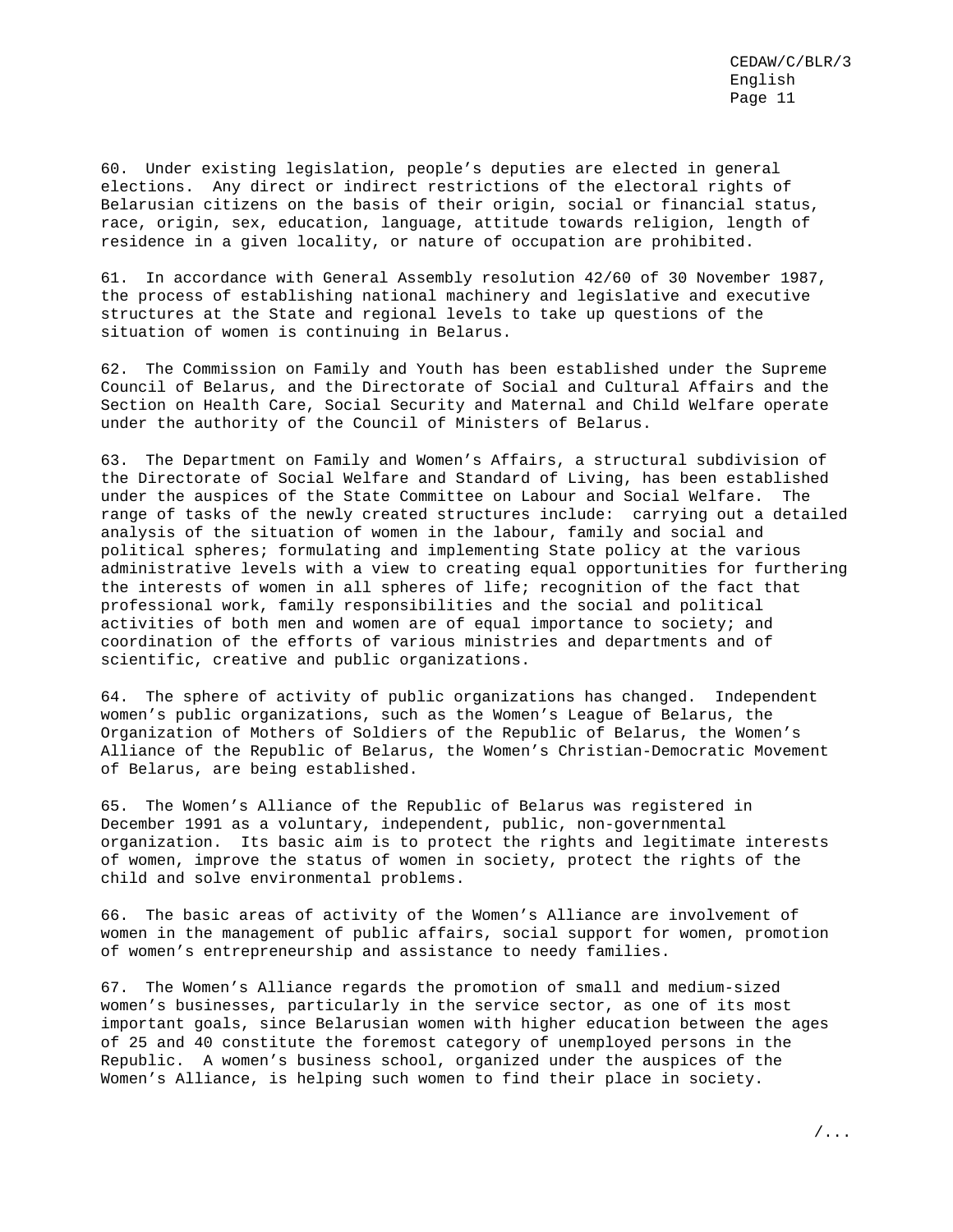60. Under existing legislation, people's deputies are elected in general elections. Any direct or indirect restrictions of the electoral rights of Belarusian citizens on the basis of their origin, social or financial status, race, origin, sex, education, language, attitude towards religion, length of residence in a given locality, or nature of occupation are prohibited.

61. In accordance with General Assembly resolution 42/60 of 30 November 1987, the process of establishing national machinery and legislative and executive structures at the State and regional levels to take up questions of the situation of women is continuing in Belarus.

62. The Commission on Family and Youth has been established under the Supreme Council of Belarus, and the Directorate of Social and Cultural Affairs and the Section on Health Care, Social Security and Maternal and Child Welfare operate under the authority of the Council of Ministers of Belarus.

63. The Department on Family and Women's Affairs, a structural subdivision of the Directorate of Social Welfare and Standard of Living, has been established under the auspices of the State Committee on Labour and Social Welfare. The range of tasks of the newly created structures include: carrying out a detailed analysis of the situation of women in the labour, family and social and political spheres; formulating and implementing State policy at the various administrative levels with a view to creating equal opportunities for furthering the interests of women in all spheres of life; recognition of the fact that professional work, family responsibilities and the social and political activities of both men and women are of equal importance to society; and coordination of the efforts of various ministries and departments and of scientific, creative and public organizations.

64. The sphere of activity of public organizations has changed. Independent women's public organizations, such as the Women's League of Belarus, the Organization of Mothers of Soldiers of the Republic of Belarus, the Women's Alliance of the Republic of Belarus, the Women's Christian-Democratic Movement of Belarus, are being established.

65. The Women's Alliance of the Republic of Belarus was registered in December 1991 as a voluntary, independent, public, non-governmental organization. Its basic aim is to protect the rights and legitimate interests of women, improve the status of women in society, protect the rights of the child and solve environmental problems.

66. The basic areas of activity of the Women's Alliance are involvement of women in the management of public affairs, social support for women, promotion of women's entrepreneurship and assistance to needy families.

67. The Women's Alliance regards the promotion of small and medium-sized women's businesses, particularly in the service sector, as one of its most important goals, since Belarusian women with higher education between the ages of 25 and 40 constitute the foremost category of unemployed persons in the Republic. A women's business school, organized under the auspices of the Women's Alliance, is helping such women to find their place in society.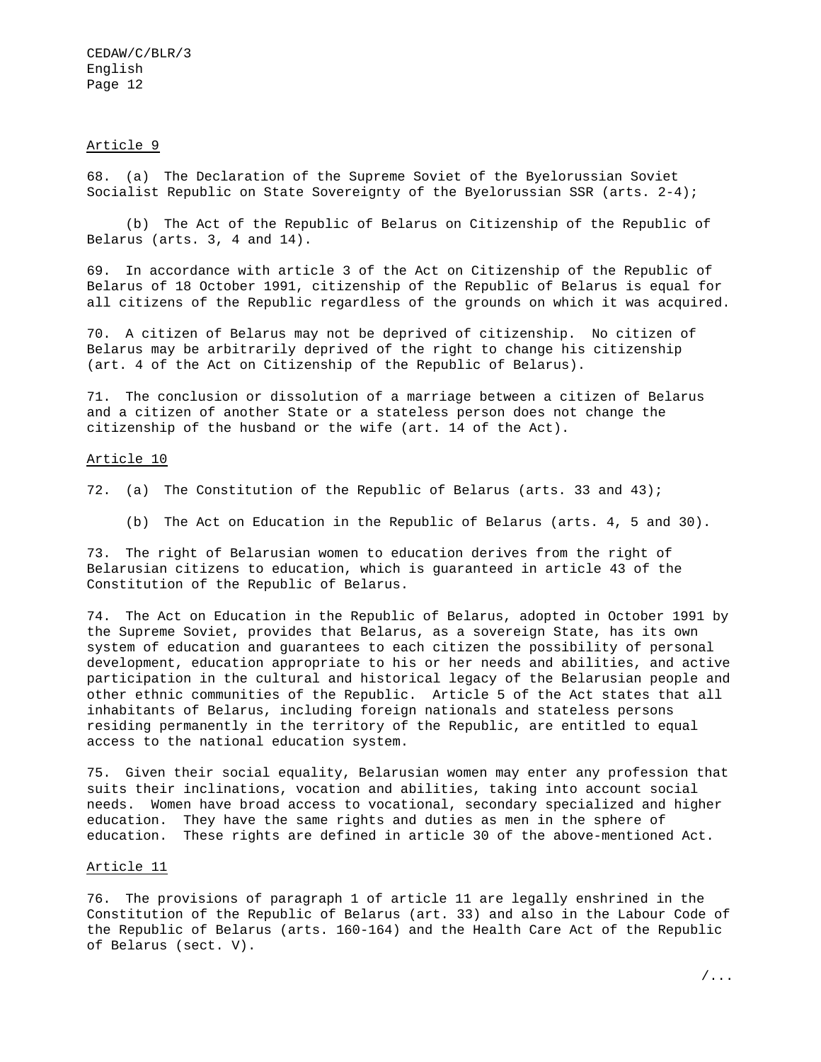## Article 9

68. (a) The Declaration of the Supreme Soviet of the Byelorussian Soviet Socialist Republic on State Sovereignty of the Byelorussian SSR (arts. 2-4);

(b) The Act of the Republic of Belarus on Citizenship of the Republic of Belarus (arts. 3, 4 and 14).

69. In accordance with article 3 of the Act on Citizenship of the Republic of Belarus of 18 October 1991, citizenship of the Republic of Belarus is equal for all citizens of the Republic regardless of the grounds on which it was acquired.

70. A citizen of Belarus may not be deprived of citizenship. No citizen of Belarus may be arbitrarily deprived of the right to change his citizenship (art. 4 of the Act on Citizenship of the Republic of Belarus).

71. The conclusion or dissolution of a marriage between a citizen of Belarus and a citizen of another State or a stateless person does not change the citizenship of the husband or the wife (art. 14 of the Act).

## Article 10

72. (a) The Constitution of the Republic of Belarus (arts. 33 and 43);

(b) The Act on Education in the Republic of Belarus (arts. 4, 5 and 30).

73. The right of Belarusian women to education derives from the right of Belarusian citizens to education, which is guaranteed in article 43 of the Constitution of the Republic of Belarus.

74. The Act on Education in the Republic of Belarus, adopted in October 1991 by the Supreme Soviet, provides that Belarus, as a sovereign State, has its own system of education and guarantees to each citizen the possibility of personal development, education appropriate to his or her needs and abilities, and active participation in the cultural and historical legacy of the Belarusian people and other ethnic communities of the Republic. Article 5 of the Act states that all inhabitants of Belarus, including foreign nationals and stateless persons residing permanently in the territory of the Republic, are entitled to equal access to the national education system.

75. Given their social equality, Belarusian women may enter any profession that suits their inclinations, vocation and abilities, taking into account social needs. Women have broad access to vocational, secondary specialized and higher education. They have the same rights and duties as men in the sphere of education. These rights are defined in article 30 of the above-mentioned Act.

## Article 11

76. The provisions of paragraph 1 of article 11 are legally enshrined in the Constitution of the Republic of Belarus (art. 33) and also in the Labour Code of the Republic of Belarus (arts. 160-164) and the Health Care Act of the Republic of Belarus (sect. V).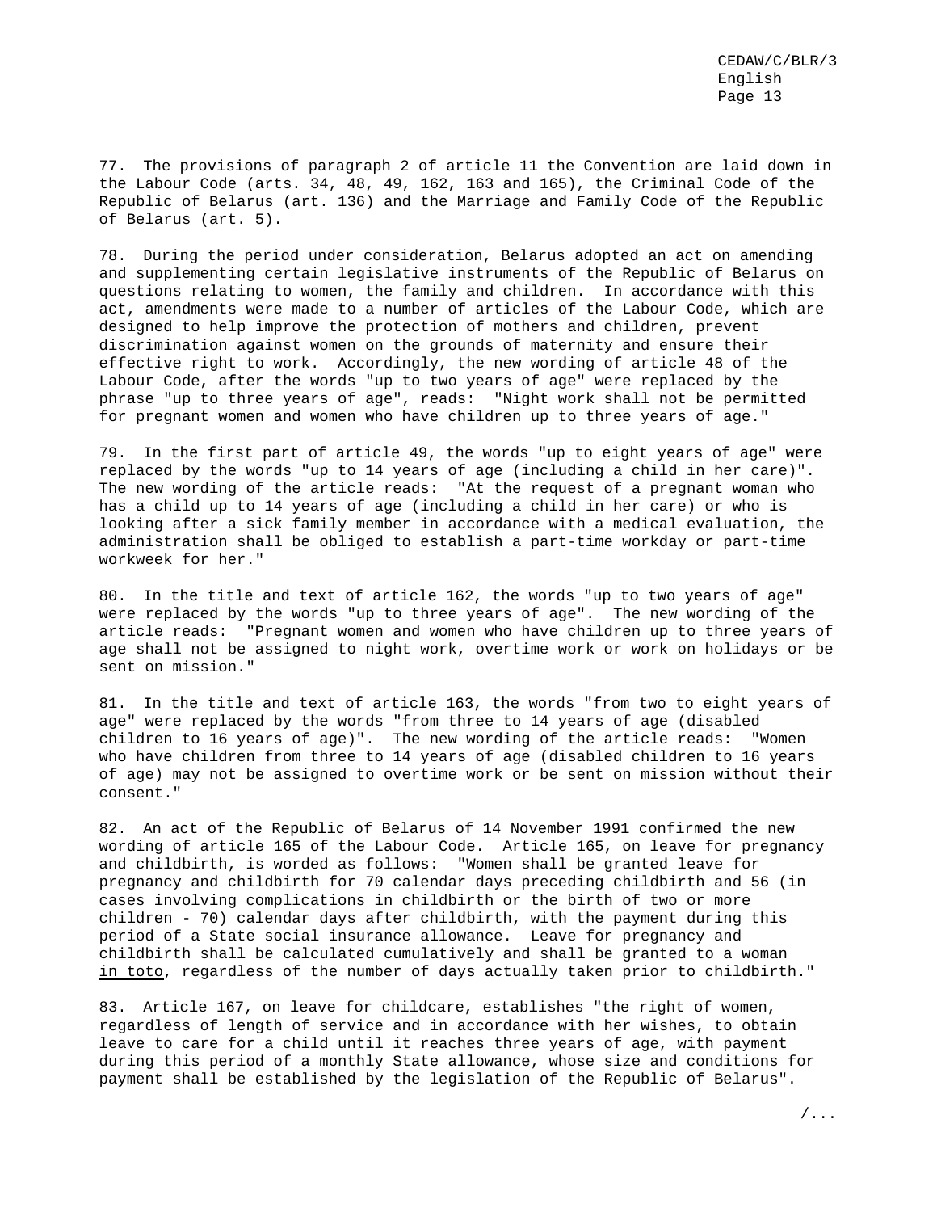77. The provisions of paragraph 2 of article 11 the Convention are laid down in the Labour Code (arts. 34, 48, 49, 162, 163 and 165), the Criminal Code of the Republic of Belarus (art. 136) and the Marriage and Family Code of the Republic of Belarus (art. 5).

78. During the period under consideration, Belarus adopted an act on amending and supplementing certain legislative instruments of the Republic of Belarus on questions relating to women, the family and children. In accordance with this act, amendments were made to a number of articles of the Labour Code, which are designed to help improve the protection of mothers and children, prevent discrimination against women on the grounds of maternity and ensure their effective right to work. Accordingly, the new wording of article 48 of the Labour Code, after the words "up to two years of age" were replaced by the phrase "up to three years of age", reads: "Night work shall not be permitted for pregnant women and women who have children up to three years of age."

79. In the first part of article 49, the words "up to eight years of age" were replaced by the words "up to 14 years of age (including a child in her care)". The new wording of the article reads: "At the request of a pregnant woman who has a child up to 14 years of age (including a child in her care) or who is looking after a sick family member in accordance with a medical evaluation, the administration shall be obliged to establish a part-time workday or part-time workweek for her."

80. In the title and text of article 162, the words "up to two years of age" were replaced by the words "up to three years of age". The new wording of the article reads: "Pregnant women and women who have children up to three years of age shall not be assigned to night work, overtime work or work on holidays or be sent on mission."

81. In the title and text of article 163, the words "from two to eight years of age" were replaced by the words "from three to 14 years of age (disabled children to 16 years of age)". The new wording of the article reads: "Women who have children from three to 14 years of age (disabled children to 16 years of age) may not be assigned to overtime work or be sent on mission without their consent."

82. An act of the Republic of Belarus of 14 November 1991 confirmed the new wording of article 165 of the Labour Code. Article 165, on leave for pregnancy and childbirth, is worded as follows: "Women shall be granted leave for pregnancy and childbirth for 70 calendar days preceding childbirth and 56 (in cases involving complications in childbirth or the birth of two or more children - 70) calendar days after childbirth, with the payment during this period of a State social insurance allowance. Leave for pregnancy and childbirth shall be calculated cumulatively and shall be granted to a woman *in toto*, regardless of the number of days actually taken prior to childbirth."

83. Article 167, on leave for childcare, establishes "the right of women, regardless of length of service and in accordance with her wishes, to obtain leave to care for a child until it reaches three years of age, with payment during this period of a monthly State allowance, whose size and conditions for payment shall be established by the legislation of the Republic of Belarus".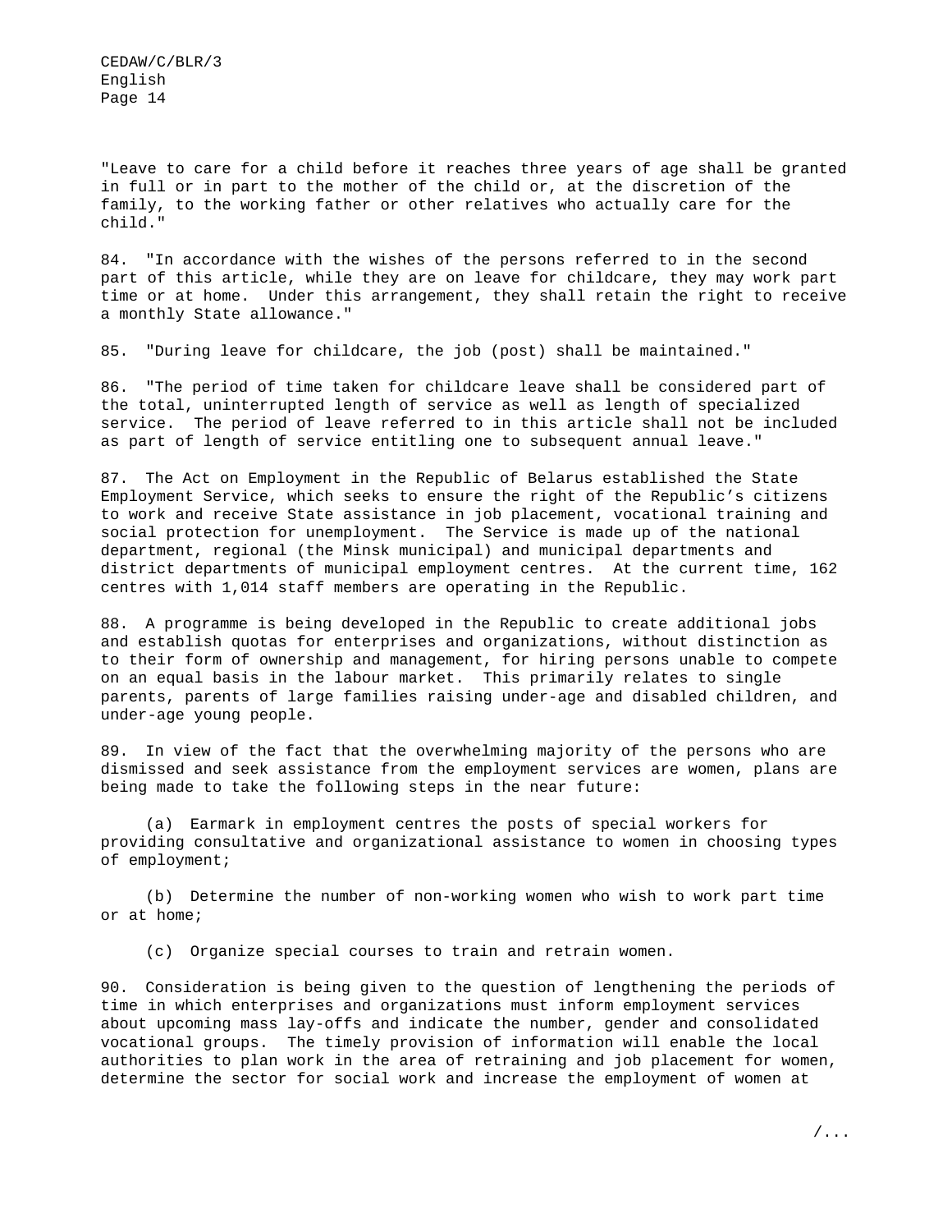"Leave to care for a child before it reaches three years of age shall be granted in full or in part to the mother of the child or, at the discretion of the family, to the working father or other relatives who actually care for the child."

84. "In accordance with the wishes of the persons referred to in the second part of this article, while they are on leave for childcare, they may work part time or at home. Under this arrangement, they shall retain the right to receive a monthly State allowance."

85. "During leave for childcare, the job (post) shall be maintained."

86. "The period of time taken for childcare leave shall be considered part of the total, uninterrupted length of service as well as length of specialized service. The period of leave referred to in this article shall not be included as part of length of service entitling one to subsequent annual leave."

87. The Act on Employment in the Republic of Belarus established the State Employment Service, which seeks to ensure the right of the Republic's citizens to work and receive State assistance in job placement, vocational training and social protection for unemployment. The Service is made up of the national department, regional (the Minsk municipal) and municipal departments and district departments of municipal employment centres. At the current time, 162 centres with 1,014 staff members are operating in the Republic.

88. A programme is being developed in the Republic to create additional jobs and establish quotas for enterprises and organizations, without distinction as to their form of ownership and management, for hiring persons unable to compete on an equal basis in the labour market. This primarily relates to single parents, parents of large families raising under-age and disabled children, and under-age young people.

89. In view of the fact that the overwhelming majority of the persons who are dismissed and seek assistance from the employment services are women, plans are being made to take the following steps in the near future:

(a) Earmark in employment centres the posts of special workers for providing consultative and organizational assistance to women in choosing types of employment;

(b) Determine the number of non-working women who wish to work part time or at home;

(c) Organize special courses to train and retrain women.

90. Consideration is being given to the question of lengthening the periods of time in which enterprises and organizations must inform employment services about upcoming mass lay-offs and indicate the number, gender and consolidated vocational groups. The timely provision of information will enable the local authorities to plan work in the area of retraining and job placement for women, determine the sector for social work and increase the employment of women at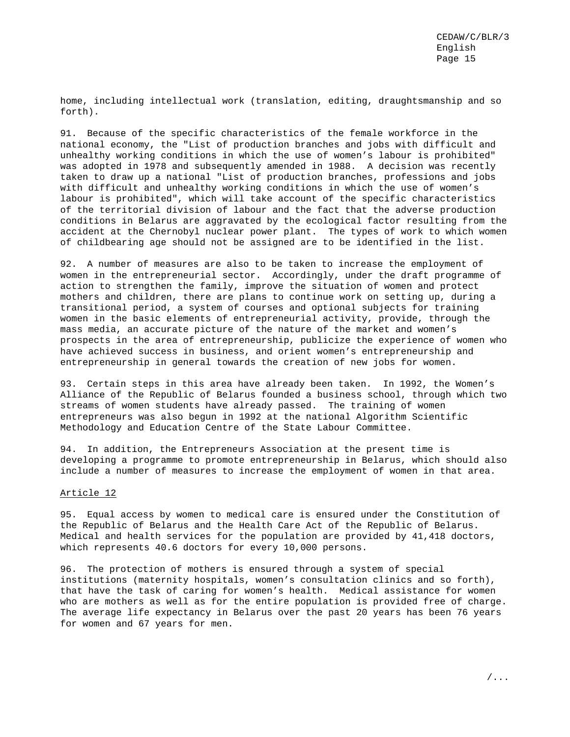home, including intellectual work (translation, editing, draughtsmanship and so forth).

91. Because of the specific characteristics of the female workforce in the national economy, the "List of production branches and jobs with difficult and unhealthy working conditions in which the use of women's labour is prohibited" was adopted in 1978 and subsequently amended in 1988. A decision was recently taken to draw up a national "List of production branches, professions and jobs with difficult and unhealthy working conditions in which the use of women's labour is prohibited", which will take account of the specific characteristics of the territorial division of labour and the fact that the adverse production conditions in Belarus are aggravated by the ecological factor resulting from the accident at the Chernobyl nuclear power plant. The types of work to which women of childbearing age should not be assigned are to be identified in the list.

92. A number of measures are also to be taken to increase the employment of women in the entrepreneurial sector. Accordingly, under the draft programme of action to strengthen the family, improve the situation of women and protect mothers and children, there are plans to continue work on setting up, during a transitional period, a system of courses and optional subjects for training women in the basic elements of entrepreneurial activity, provide, through the mass media, an accurate picture of the nature of the market and women's prospects in the area of entrepreneurship, publicize the experience of women who have achieved success in business, and orient women's entrepreneurship and entrepreneurship in general towards the creation of new jobs for women.

93. Certain steps in this area have already been taken. In 1992, the Women's Alliance of the Republic of Belarus founded a business school, through which two streams of women students have already passed. The training of women entrepreneurs was also begun in 1992 at the national Algorithm Scientific Methodology and Education Centre of the State Labour Committee.

94. In addition, the Entrepreneurs Association at the present time is developing a programme to promote entrepreneurship in Belarus, which should also include a number of measures to increase the employment of women in that area.

## Article 12

95. Equal access by women to medical care is ensured under the Constitution of the Republic of Belarus and the Health Care Act of the Republic of Belarus. Medical and health services for the population are provided by 41,418 doctors, which represents 40.6 doctors for every 10,000 persons.

96. The protection of mothers is ensured through a system of special institutions (maternity hospitals, women's consultation clinics and so forth), that have the task of caring for women's health. Medical assistance for women who are mothers as well as for the entire population is provided free of charge. The average life expectancy in Belarus over the past 20 years has been 76 years for women and 67 years for men.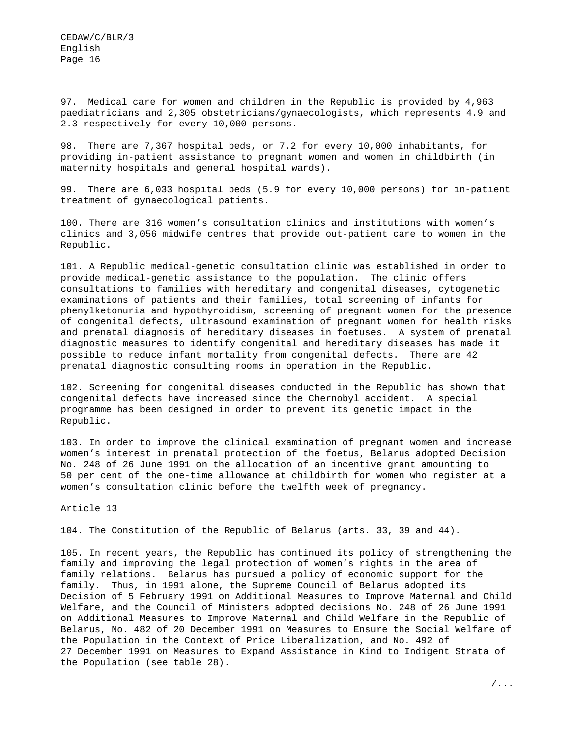97. Medical care for women and children in the Republic is provided by 4,963 paediatricians and 2,305 obstetricians/gynaecologists, which represents 4.9 and 2.3 respectively for every 10,000 persons.

98. There are 7,367 hospital beds, or 7.2 for every 10,000 inhabitants, for providing in-patient assistance to pregnant women and women in childbirth (in maternity hospitals and general hospital wards).

99. There are 6,033 hospital beds (5.9 for every 10,000 persons) for in-patient treatment of gynaecological patients.

100. There are 316 women's consultation clinics and institutions with women's clinics and 3,056 midwife centres that provide out-patient care to women in the Republic.

101. A Republic medical-genetic consultation clinic was established in order to provide medical-genetic assistance to the population. The clinic offers consultations to families with hereditary and congenital diseases, cytogenetic examinations of patients and their families, total screening of infants for phenylketonuria and hypothyroidism, screening of pregnant women for the presence of congenital defects, ultrasound examination of pregnant women for health risks and prenatal diagnosis of hereditary diseases in foetuses. A system of prenatal diagnostic measures to identify congenital and hereditary diseases has made it possible to reduce infant mortality from congenital defects. There are 42 prenatal diagnostic consulting rooms in operation in the Republic.

102. Screening for congenital diseases conducted in the Republic has shown that congenital defects have increased since the Chernobyl accident. A special programme has been designed in order to prevent its genetic impact in the Republic.

103. In order to improve the clinical examination of pregnant women and increase women's interest in prenatal protection of the foetus, Belarus adopted Decision No. 248 of 26 June 1991 on the allocation of an incentive grant amounting to 50 per cent of the one-time allowance at childbirth for women who register at a women's consultation clinic before the twelfth week of pregnancy.

Article 13

104. The Constitution of the Republic of Belarus (arts. 33, 39 and 44).

105. In recent years, the Republic has continued its policy of strengthening the family and improving the legal protection of women's rights in the area of family relations. Belarus has pursued a policy of economic support for the family. Thus, in 1991 alone, the Supreme Council of Belarus adopted its Decision of 5 February 1991 on Additional Measures to Improve Maternal and Child Welfare, and the Council of Ministers adopted decisions No. 248 of 26 June 1991 on Additional Measures to Improve Maternal and Child Welfare in the Republic of Belarus, No. 482 of 20 December 1991 on Measures to Ensure the Social Welfare of the Population in the Context of Price Liberalization, and No. 492 of 27 December 1991 on Measures to Expand Assistance in Kind to Indigent Strata of the Population (see table 28).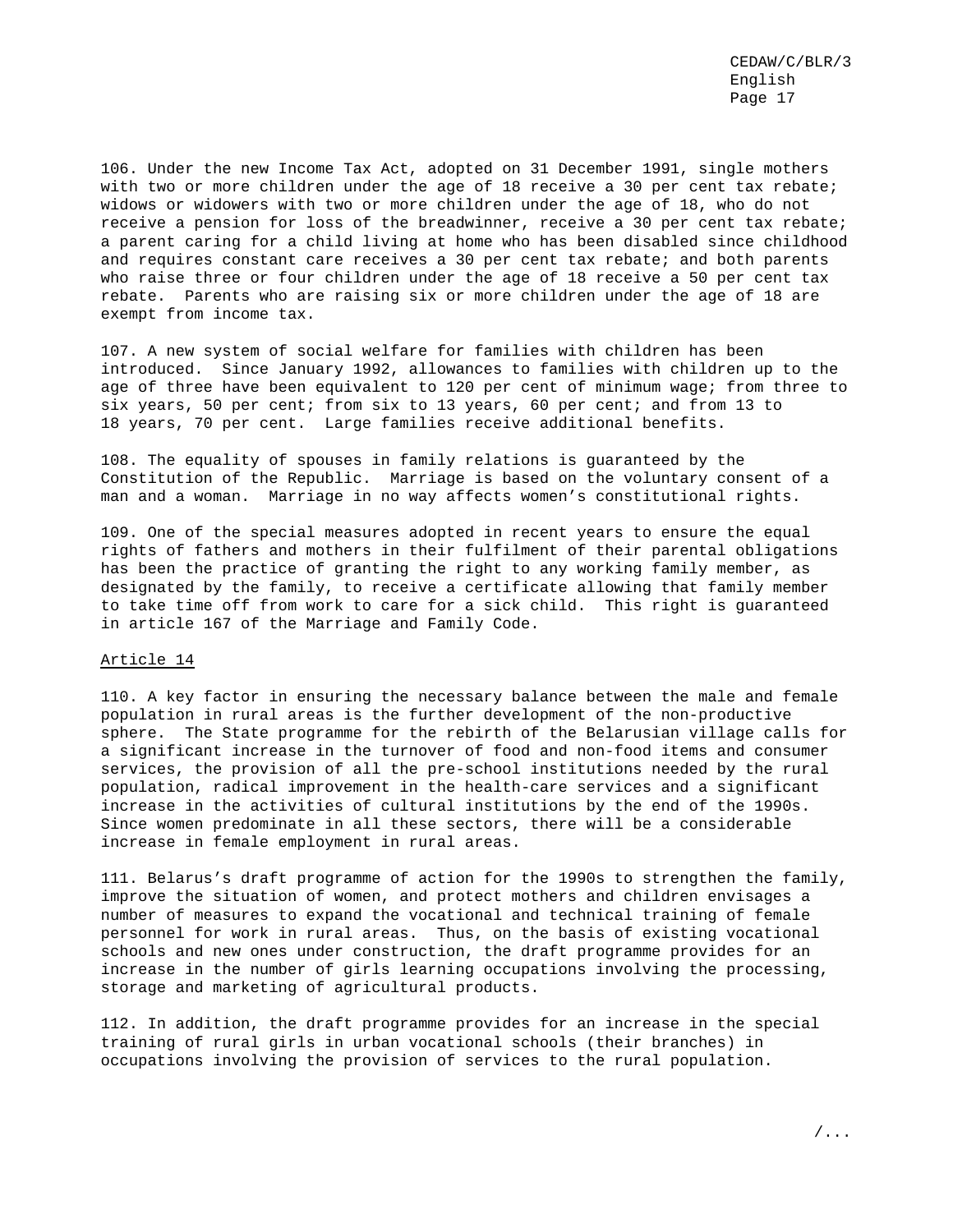106. Under the new Income Tax Act, adopted on 31 December 1991, single mothers with two or more children under the age of 18 receive a 30 per cent tax rebate; widows or widowers with two or more children under the age of 18, who do not receive a pension for loss of the breadwinner, receive a 30 per cent tax rebate; a parent caring for a child living at home who has been disabled since childhood and requires constant care receives a 30 per cent tax rebate; and both parents who raise three or four children under the age of 18 receive a 50 per cent tax rebate. Parents who are raising six or more children under the age of 18 are exempt from income tax.

107. A new system of social welfare for families with children has been introduced. Since January 1992, allowances to families with children up to the age of three have been equivalent to 120 per cent of minimum wage; from three to six years, 50 per cent; from six to 13 years, 60 per cent; and from 13 to 18 years, 70 per cent. Large families receive additional benefits.

108. The equality of spouses in family relations is guaranteed by the Constitution of the Republic. Marriage is based on the voluntary consent of a man and a woman. Marriage in no way affects women's constitutional rights.

109. One of the special measures adopted in recent years to ensure the equal rights of fathers and mothers in their fulfilment of their parental obligations has been the practice of granting the right to any working family member, as designated by the family, to receive a certificate allowing that family member to take time off from work to care for a sick child. This right is guaranteed in article 167 of the Marriage and Family Code.

## Article 14

110. A key factor in ensuring the necessary balance between the male and female population in rural areas is the further development of the non-productive sphere. The State programme for the rebirth of the Belarusian village calls for a significant increase in the turnover of food and non-food items and consumer services, the provision of all the pre-school institutions needed by the rural population, radical improvement in the health-care services and a significant increase in the activities of cultural institutions by the end of the 1990s. Since women predominate in all these sectors, there will be a considerable increase in female employment in rural areas.

111. Belarus's draft programme of action for the 1990s to strengthen the family, improve the situation of women, and protect mothers and children envisages a number of measures to expand the vocational and technical training of female personnel for work in rural areas. Thus, on the basis of existing vocational schools and new ones under construction, the draft programme provides for an increase in the number of girls learning occupations involving the processing, storage and marketing of agricultural products.

112. In addition, the draft programme provides for an increase in the special training of rural girls in urban vocational schools (their branches) in occupations involving the provision of services to the rural population.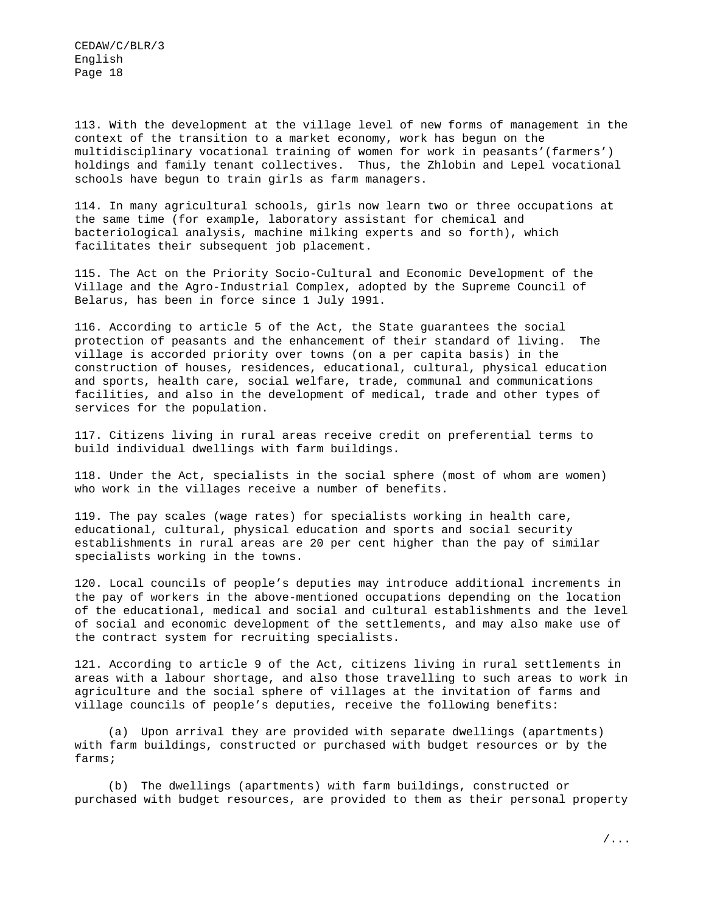113. With the development at the village level of new forms of management in the context of the transition to a market economy, work has begun on the multidisciplinary vocational training of women for work in peasants’(farmers’) holdings and family tenant collectives. Thus, the Zhlobin and Lepel vocational schools have begun to train girls as farm managers.

114. In many agricultural schools, girls now learn two or three occupations at the same time (for example, laboratory assistant for chemical and bacteriological analysis, machine milking experts and so forth), which facilitates their subsequent job placement.

115. The Act on the Priority Socio-Cultural and Economic Development of the Village and the Agro-Industrial Complex, adopted by the Supreme Council of Belarus, has been in force since 1 July 1991.

116. According to article 5 of the Act, the State guarantees the social protection of peasants and the enhancement of their standard of living. The village is accorded priority over towns (on a per capita basis) in the construction of houses, residences, educational, cultural, physical education and sports, health care, social welfare, trade, communal and communications facilities, and also in the development of medical, trade and other types of services for the population.

117. Citizens living in rural areas receive credit on preferential terms to build individual dwellings with farm buildings.

118. Under the Act, specialists in the social sphere (most of whom are women) who work in the villages receive a number of benefits.

119. The pay scales (wage rates) for specialists working in health care, educational, cultural, physical education and sports and social security establishments in rural areas are 20 per cent higher than the pay of similar specialists working in the towns.

120. Local councils of people’s deputies may introduce additional increments in the pay of workers in the above-mentioned occupations depending on the location of the educational, medical and social and cultural establishments and the level of social and economic development of the settlements, and may also make use of the contract system for recruiting specialists.

121. According to article 9 of the Act, citizens living in rural settlements in areas with a labour shortage, and also those travelling to such areas to work in agriculture and the social sphere of villages at the invitation of farms and village councils of people’s deputies, receive the following benefits:

(a) Upon arrival they are provided with separate dwellings (apartments) with farm buildings, constructed or purchased with budget resources or by the farms;

(b) The dwellings (apartments) with farm buildings, constructed or purchased with budget resources, are provided to them as their personal property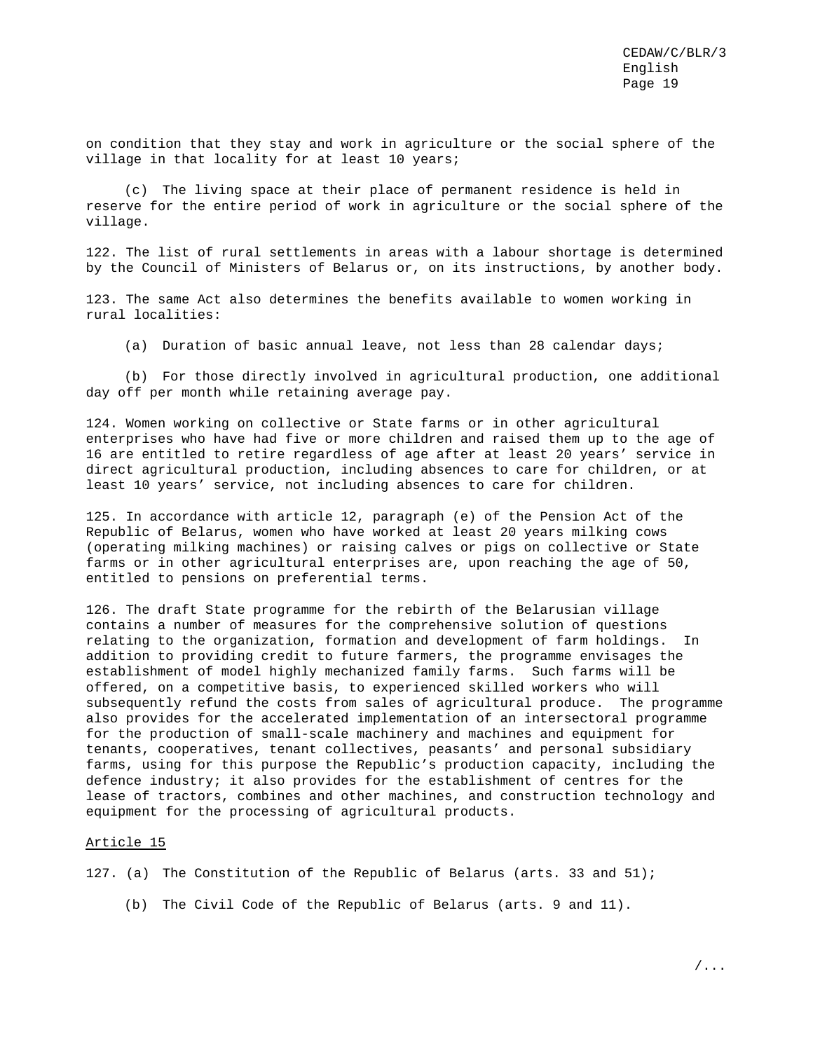on condition that they stay and work in agriculture or the social sphere of the village in that locality for at least 10 years;

(c) The living space at their place of permanent residence is held in reserve for the entire period of work in agriculture or the social sphere of the village.

122. The list of rural settlements in areas with a labour shortage is determined by the Council of Ministers of Belarus or, on its instructions, by another body.

123. The same Act also determines the benefits available to women working in rural localities:

(a) Duration of basic annual leave, not less than 28 calendar days;

(b) For those directly involved in agricultural production, one additional day off per month while retaining average pay.

124. Women working on collective or State farms or in other agricultural enterprises who have had five or more children and raised them up to the age of 16 are entitled to retire regardless of age after at least 20 years' service in direct agricultural production, including absences to care for children, or at least 10 years' service, not including absences to care for children.

125. In accordance with article 12, paragraph (e) of the Pension Act of the Republic of Belarus, women who have worked at least 20 years milking cows (operating milking machines) or raising calves or pigs on collective or State farms or in other agricultural enterprises are, upon reaching the age of 50, entitled to pensions on preferential terms.

126. The draft State programme for the rebirth of the Belarusian village contains a number of measures for the comprehensive solution of questions relating to the organization, formation and development of farm holdings. In addition to providing credit to future farmers, the programme envisages the establishment of model highly mechanized family farms. Such farms will be offered, on a competitive basis, to experienced skilled workers who will subsequently refund the costs from sales of agricultural produce. The programme also provides for the accelerated implementation of an intersectoral programme for the production of small-scale machinery and machines and equipment for tenants, cooperatives, tenant collectives, peasants' and personal subsidiary farms, using for this purpose the Republic's production capacity, including the defence industry; it also provides for the establishment of centres for the lease of tractors, combines and other machines, and construction technology and equipment for the processing of agricultural products.

Article 15

127. (a) The Constitution of the Republic of Belarus (arts. 33 and 51);

(b) The Civil Code of the Republic of Belarus (arts. 9 and 11).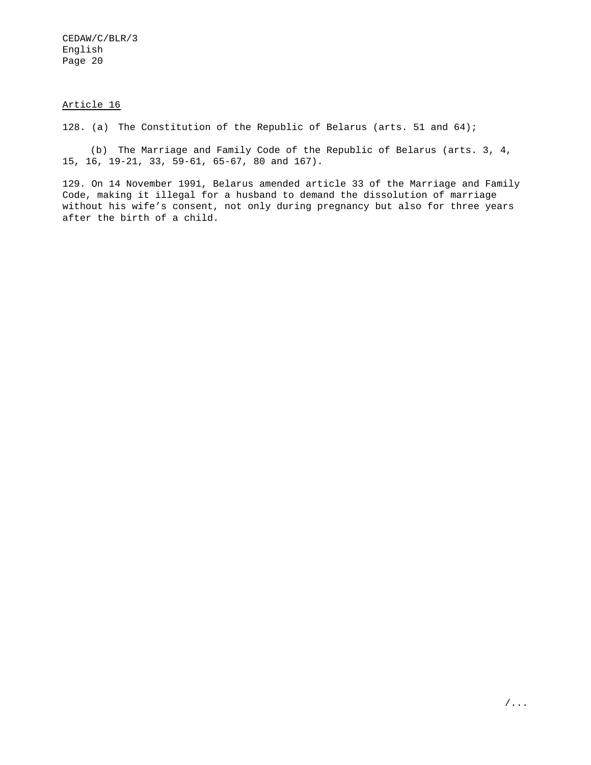Article 16

128. (a) The Constitution of the Republic of Belarus (arts. 51 and 64);

(b) The Marriage and Family Code of the Republic of Belarus (arts. 3, 4, 15, 16, 19-21, 33, 59-61, 65-67, 80 and 167).

129. On 14 November 1991, Belarus amended article 33 of the Marriage and Family Code, making it illegal for a husband to demand the dissolution of marriage without his wife’s consent, not only during pregnancy but also for three years after the birth of a child.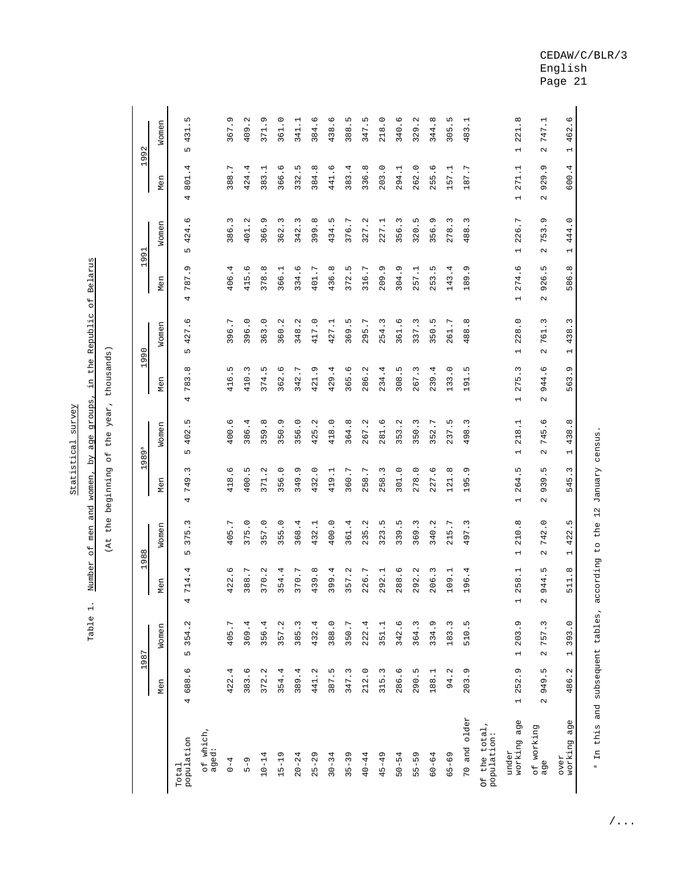Statistical survey

Table 1. Number of men and women, by age groups, in the Republic of Belarus

(At the beginning of the year, thousands)

| | 1987 | | 1988 | | 1989[a] | | 1990 | | 1991 | | 1992 | |
|---|---|---|---|---|---|---|---|---|---|---|---|---|
| | Men | Women | Men | Women | Men | Women | Men | Women | Men | Women | Men | Women |
| Total population | 4 688.6 | 5 354.2 | 4 714.4 | 5 375.3 | 4 749.3 | 5 402.5 | 4 783.8 | 5 427.6 | 4 787.9 | 5 424.6 | 4 801.4 | 5 431.5 |
| of which, aged: | | | | | | | | | | | | |
| 0-4 | 422.4 | 405.7 | 422.6 | 405.7 | 418.6 | 400.6 | 416.5 | 396.7 | 406.4 | 386.3 | 388.7 | 367.9 |
| 5-9 | 383.6 | 369.4 | 388.7 | 375.0 | 400.5 | 386.4 | 410.3 | 396.0 | 415.6 | 401.2 | 424.4 | 409.2 |
| 10-14 | 372.2 | 356.4 | 370.2 | 357.0 | 371.2 | 359.8 | 374.5 | 363.0 | 378.8 | 366.9 | 383.1 | 371.9 |
| 15-19 | 354.4 | 357.2 | 354.4 | 355.0 | 356.0 | 350.9 | 362.6 | 360.2 | 366.1 | 362.3 | 366.6 | 361.0 |
| 20-24 | 389.4 | 385.3 | 370.7 | 368.4 | 349.9 | 356.0 | 342.7 | 348.2 | 334.6 | 342.3 | 332.5 | 341.1 |
| 25-29 | 441.2 | 432.4 | 439.8 | 432.1 | 432.0 | 425.2 | 421.9 | 417.0 | 401.7 | 399.8 | 384.8 | 384.6 |
| 30-34 | 387.5 | 388.0 | 399.4 | 400.0 | 419.1 | 418.0 | 429.4 | 427.1 | 436.8 | 434.5 | 441.6 | 438.6 |
| 35-39 | 347.3 | 350.7 | 357.2 | 361.4 | 360.7 | 364.8 | 365.6 | 369.5 | 372.5 | 376.7 | 383.4 | 388.5 |
| 40-44 | 212.0 | 222.4 | 226.7 | 235.2 | 258.7 | 267.2 | 286.2 | 295.7 | 316.7 | 327.2 | 336.8 | 347.5 |
| 45-49 | 315.3 | 351.1 | 292.1 | 323.5 | 258.3 | 281.6 | 234.4 | 254.3 | 209.9 | 227.1 | 203.0 | 218.0 |
| 50-54 | 286.6 | 342.6 | 288.6 | 339.5 | 301.0 | 353.2 | 308.5 | 361.6 | 304.9 | 356.3 | 294.1 | 340.6 |
| 55-59 | 290.5 | 364.3 | 292.2 | 369.3 | 278.0 | 350.3 | 267.3 | 337.3 | 257.1 | 320.5 | 262.0 | 329.2 |
| 60-64 | 188.1 | 334.9 | 206.3 | 340.2 | 227.6 | 352.7 | 239.4 | 350.5 | 253.5 | 356.9 | 255.6 | 344.8 |
| 65-69 | 94.2 | 183.3 | 109.1 | 215.7 | 121.8 | 237.5 | 133.0 | 261.7 | 143.4 | 278.3 | 157.1 | 305.5 |
| 70 and older | 203.9 | 510.5 | 196.4 | 497.3 | 195.9 | 498.3 | 191.5 | 488.8 | 189.9 | 488.3 | 187.7 | 483.1 |
| Of the total, population: | | | | | | | | | | | | |
| under working age | 1 252.9 | 1 203.9 | 1 258.1 | 1 210.8 | 1 264.5 | 1 218.1 | 1 275.3 | 1 228.0 | 1 274.6 | 1 226.7 | 1 271.1 | 1 221.8 |
| of working age | 2 949.5 | 2 757.3 | 2 944.5 | 2 742.0 | 2 939.5 | 2 745.6 | 2 944.6 | 2 761.3 | 2 926.5 | 2 753.9 | 2 929.9 | 2 747.1 |
| over working age | 486.2 | 1 393.0 | 511.8 | 1 422.5 | 545.3 | 1 438.8 | 563.9 | 1 438.3 | 586.8 | 1 444.0 | 600.4 | 1 462.6 |

[a] In this and subsequent tables, according to the 12 January census.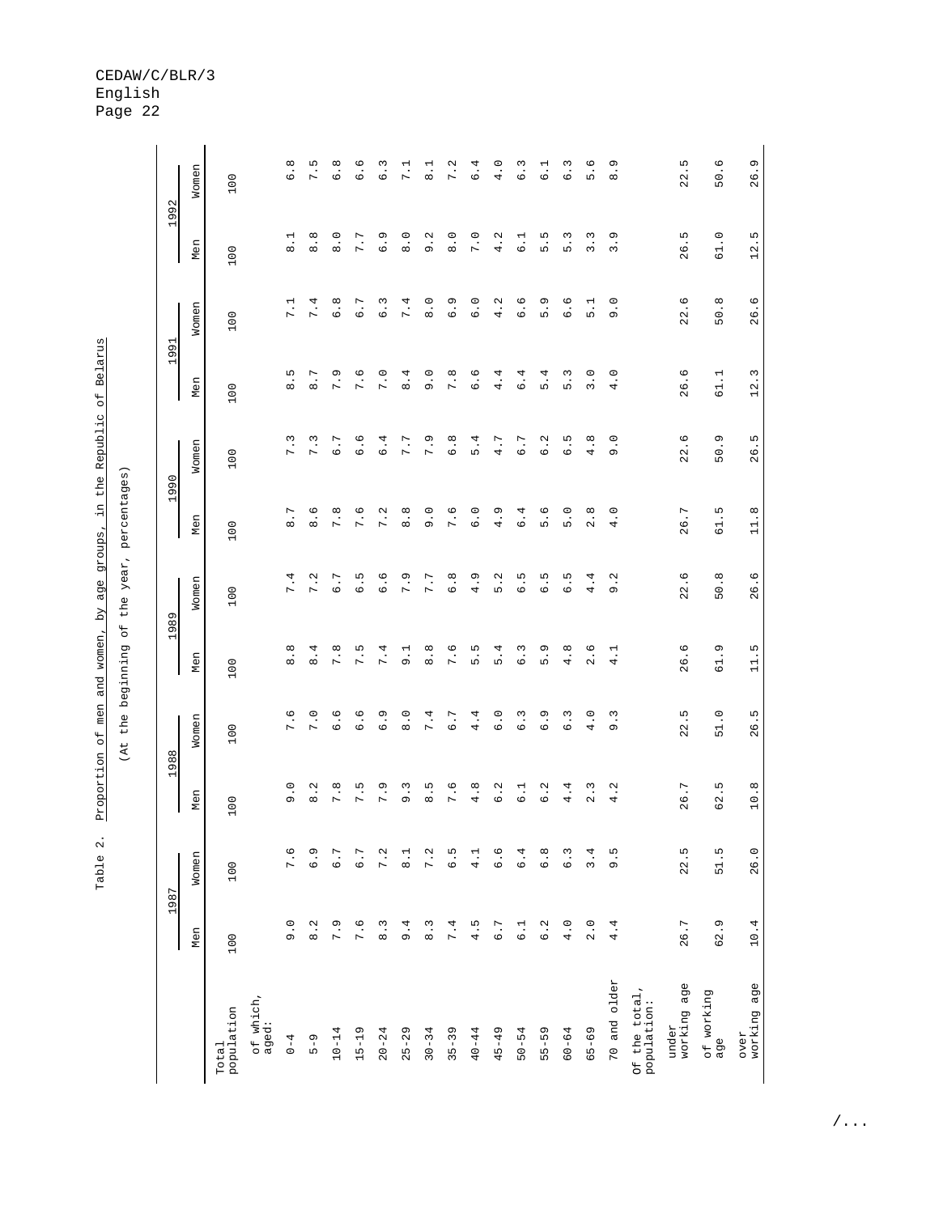Table 2. Proportion of men and women, by age groups, in the Republic of Belarus

(At the beginning of the year, percentages)

| | 1987 | | 1988 | | 1989 | | 1990 | | 1991 | | 1992 | |
|---|---|---|---|---|---|---|---|---|---|---|---|---|
| | Men | Women | Men | Women | Men | Women | Men | Women | Men | Women | Men | Women |
| Total population | 100 | 100 | 100 | 100 | 100 | 100 | 100 | 100 | 100 | 100 | 100 | 100 |
| of which, aged: | | | | | | | | | | | | |
| 0-4 | 9.0 | 7.6 | 9.0 | 7.6 | 8.8 | 7.4 | 8.7 | 7.3 | 8.5 | 7.1 | 8.1 | 6.8 |
| 5-9 | 8.2 | 6.9 | 8.2 | 7.0 | 8.4 | 7.2 | 8.6 | 7.3 | 8.7 | 7.4 | 8.8 | 7.5 |
| 10-14 | 7.9 | 6.7 | 7.8 | 6.6 | 7.8 | 6.7 | 7.8 | 6.7 | 7.9 | 6.8 | 8.0 | 6.8 |
| 15-19 | 7.6 | 6.7 | 7.5 | 6.6 | 7.5 | 6.5 | 7.6 | 6.6 | 7.6 | 6.7 | 7.7 | 6.6 |
| 20-24 | 8.3 | 7.2 | 7.9 | 6.9 | 7.4 | 6.6 | 7.2 | 6.4 | 7.0 | 6.3 | 6.9 | 6.3 |
| 25-29 | 9.4 | 8.1 | 9.3 | 8.0 | 9.1 | 7.9 | 8.8 | 7.7 | 8.4 | 7.4 | 8.0 | 7.1 |
| 30-34 | 8.3 | 7.2 | 8.5 | 7.4 | 8.8 | 7.7 | 9.0 | 7.9 | 9.0 | 8.0 | 9.2 | 8.1 |
| 35-39 | 7.4 | 6.5 | 7.6 | 6.7 | 7.6 | 6.8 | 7.6 | 6.8 | 7.8 | 6.9 | 8.0 | 7.2 |
| 40-44 | 4.5 | 4.1 | 4.8 | 4.4 | 5.5 | 4.9 | 6.0 | 5.4 | 6.6 | 6.0 | 7.0 | 6.4 |
| 45-49 | 6.7 | 6.6 | 6.2 | 6.0 | 5.4 | 5.2 | 4.9 | 4.7 | 4.4 | 4.2 | 4.2 | 4.0 |
| 50-54 | 6.1 | 6.4 | 6.1 | 6.3 | 6.3 | 6.5 | 6.4 | 6.7 | 6.4 | 6.6 | 6.1 | 6.3 |
| 55-59 | 6.2 | 6.8 | 6.2 | 6.9 | 5.9 | 6.5 | 5.6 | 6.2 | 5.4 | 5.9 | 5.5 | 6.1 |
| 60-64 | 4.0 | 6.3 | 4.4 | 6.3 | 4.8 | 6.5 | 5.0 | 6.5 | 5.3 | 6.6 | 5.3 | 6.3 |
| 65-69 | 2.0 | 3.4 | 2.3 | 4.0 | 2.6 | 4.4 | 2.8 | 4.8 | 3.0 | 5.1 | 3.3 | 5.6 |
| 70 and older | 4.4 | 9.5 | 4.2 | 9.3 | 4.1 | 9.2 | 4.0 | 9.0 | 4.0 | 9.0 | 3.9 | 8.9 |
| Of the total, population: | | | | | | | | | | | | |
| under working age | 26.7 | 22.5 | 26.7 | 22.5 | 26.6 | 22.6 | 26.7 | 22.6 | 26.6 | 22.6 | 26.5 | 22.5 |
| of working age | 62.9 | 51.5 | 62.5 | 51.0 | 61.9 | 50.8 | 61.5 | 50.9 | 61.1 | 50.8 | 61.0 | 50.6 |
| over working age | 10.4 | 26.0 | 10.8 | 26.5 | 11.5 | 26.6 | 11.8 | 26.5 | 12.3 | 26.6 | 12.5 | 26.9 |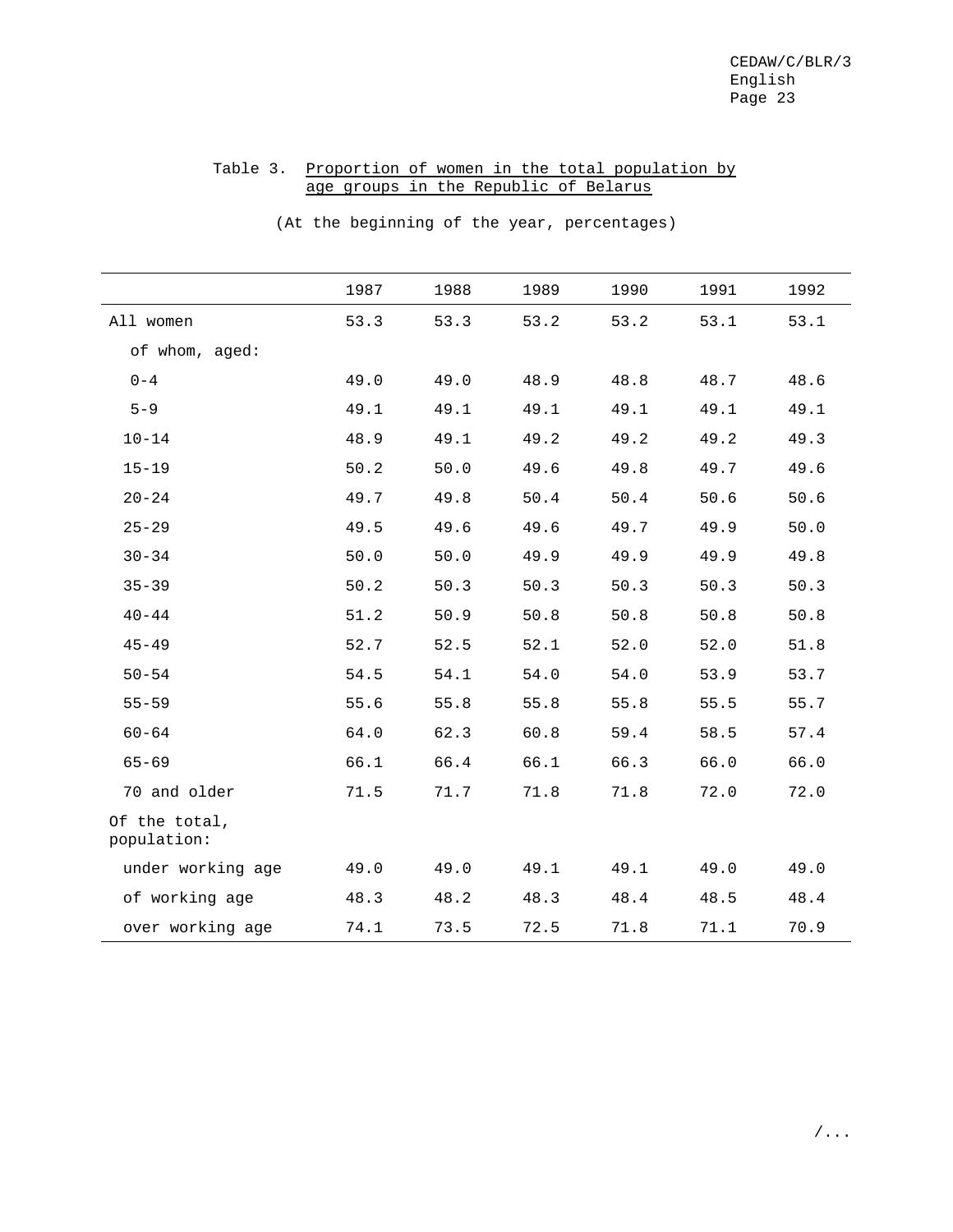Table 3. Proportion of women in the total population by age groups in the Republic of Belarus

(At the beginning of the year, percentages)

| | 1987 | 1988 | 1989 | 1990 | 1991 | 1992 |
|---|---|---|---|---|---|---|
| All women | 53.3 | 53.3 | 53.2 | 53.2 | 53.1 | 53.1 |
| of whom, aged: | | | | | | |
| 0-4 | 49.0 | 49.0 | 48.9 | 48.8 | 48.7 | 48.6 |
| 5-9 | 49.1 | 49.1 | 49.1 | 49.1 | 49.1 | 49.1 |
| 10-14 | 48.9 | 49.1 | 49.2 | 49.2 | 49.2 | 49.3 |
| 15-19 | 50.2 | 50.0 | 49.6 | 49.8 | 49.7 | 49.6 |
| 20-24 | 49.7 | 49.8 | 50.4 | 50.4 | 50.6 | 50.6 |
| 25-29 | 49.5 | 49.6 | 49.6 | 49.7 | 49.9 | 50.0 |
| 30-34 | 50.0 | 50.0 | 49.9 | 49.9 | 49.9 | 49.8 |
| 35-39 | 50.2 | 50.3 | 50.3 | 50.3 | 50.3 | 50.3 |
| 40-44 | 51.2 | 50.9 | 50.8 | 50.8 | 50.8 | 50.8 |
| 45-49 | 52.7 | 52.5 | 52.1 | 52.0 | 52.0 | 51.8 |
| 50-54 | 54.5 | 54.1 | 54.0 | 54.0 | 53.9 | 53.7 |
| 55-59 | 55.6 | 55.8 | 55.8 | 55.8 | 55.5 | 55.7 |
| 60-64 | 64.0 | 62.3 | 60.8 | 59.4 | 58.5 | 57.4 |
| 65-69 | 66.1 | 66.4 | 66.1 | 66.3 | 66.0 | 66.0 |
| 70 and older | 71.5 | 71.7 | 71.8 | 71.8 | 72.0 | 72.0 |
| Of the total, population: | | | | | | |
| under working age | 49.0 | 49.0 | 49.1 | 49.1 | 49.0 | 49.0 |
| of working age | 48.3 | 48.2 | 48.3 | 48.4 | 48.5 | 48.4 |
| over working age | 74.1 | 73.5 | 72.5 | 71.8 | 71.1 | 70.9 |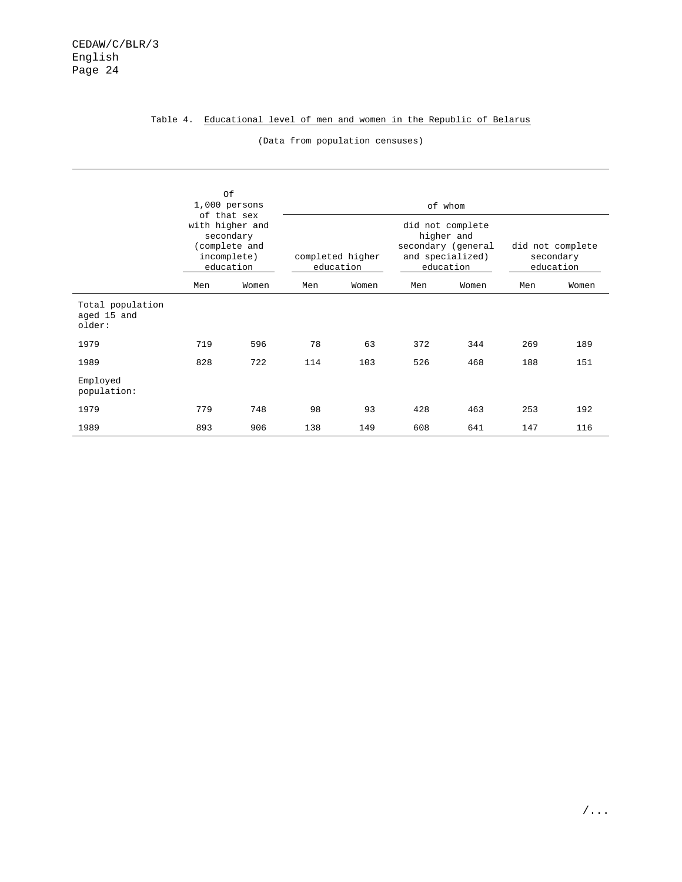Table 4. Educational level of men and women in the Republic of Belarus

(Data from population censuses)

| | Of 1,000 persons of that sex with higher and secondary (complete and incomplete) education | | of whom | | | | | |
|---|---|---|---|---|---|---|---|---|
| | | | completed higher education | | did not complete higher and secondary (general and specialized) education | | did not complete secondary education | |
| | Men | Women | Men | Women | Men | Women | Men | Women |
| Total population aged 15 and older: | | | | | | | | |
| 1979 | 719 | 596 | 78 | 63 | 372 | 344 | 269 | 189 |
| 1989 | 828 | 722 | 114 | 103 | 526 | 468 | 188 | 151 |
| Employed population: | | | | | | | | |
| 1979 | 779 | 748 | 98 | 93 | 428 | 463 | 253 | 192 |
| 1989 | 893 | 906 | 138 | 149 | 608 | 641 | 147 | 116 |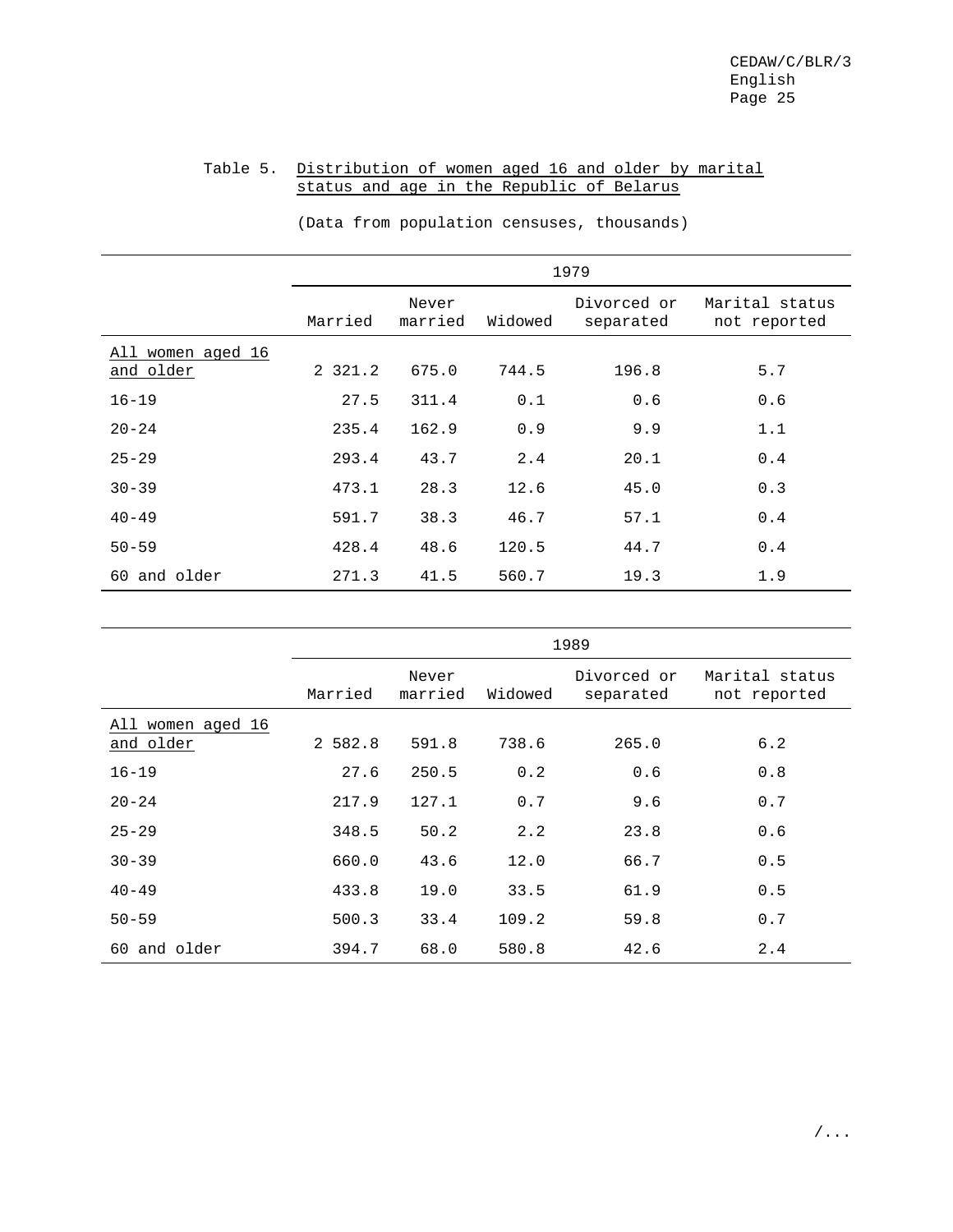Table 5. Distribution of women aged 16 and older by marital status and age in the Republic of Belarus

(Data from population censuses, thousands)

| | 1979 | | | | |
|---|---|---|---|---|---|
| | Married | Never married | Widowed | Divorced or separated | Marital status not reported |
| All women aged 16 and older | 2 321.2 | 675.0 | 744.5 | 196.8 | 5.7 |
| 16-19 | 27.5 | 311.4 | 0.1 | 0.6 | 0.6 |
| 20-24 | 235.4 | 162.9 | 0.9 | 9.9 | 1.1 |
| 25-29 | 293.4 | 43.7 | 2.4 | 20.1 | 0.4 |
| 30-39 | 473.1 | 28.3 | 12.6 | 45.0 | 0.3 |
| 40-49 | 591.7 | 38.3 | 46.7 | 57.1 | 0.4 |
| 50-59 | 428.4 | 48.6 | 120.5 | 44.7 | 0.4 |
| 60 and older | 271.3 | 41.5 | 560.7 | 19.3 | 1.9 |

| | 1989 | | | | |
|---|---|---|---|---|---|
| | Married | Never married | Widowed | Divorced or separated | Marital status not reported |
| All women aged 16 and older | 2 582.8 | 591.8 | 738.6 | 265.0 | 6.2 |
| 16-19 | 27.6 | 250.5 | 0.2 | 0.6 | 0.8 |
| 20-24 | 217.9 | 127.1 | 0.7 | 9.6 | 0.7 |
| 25-29 | 348.5 | 50.2 | 2.2 | 23.8 | 0.6 |
| 30-39 | 660.0 | 43.6 | 12.0 | 66.7 | 0.5 |
| 40-49 | 433.8 | 19.0 | 33.5 | 61.9 | 0.5 |
| 50-59 | 500.3 | 33.4 | 109.2 | 59.8 | 0.7 |
| 60 and older | 394.7 | 68.0 | 580.8 | 42.6 | 2.4 |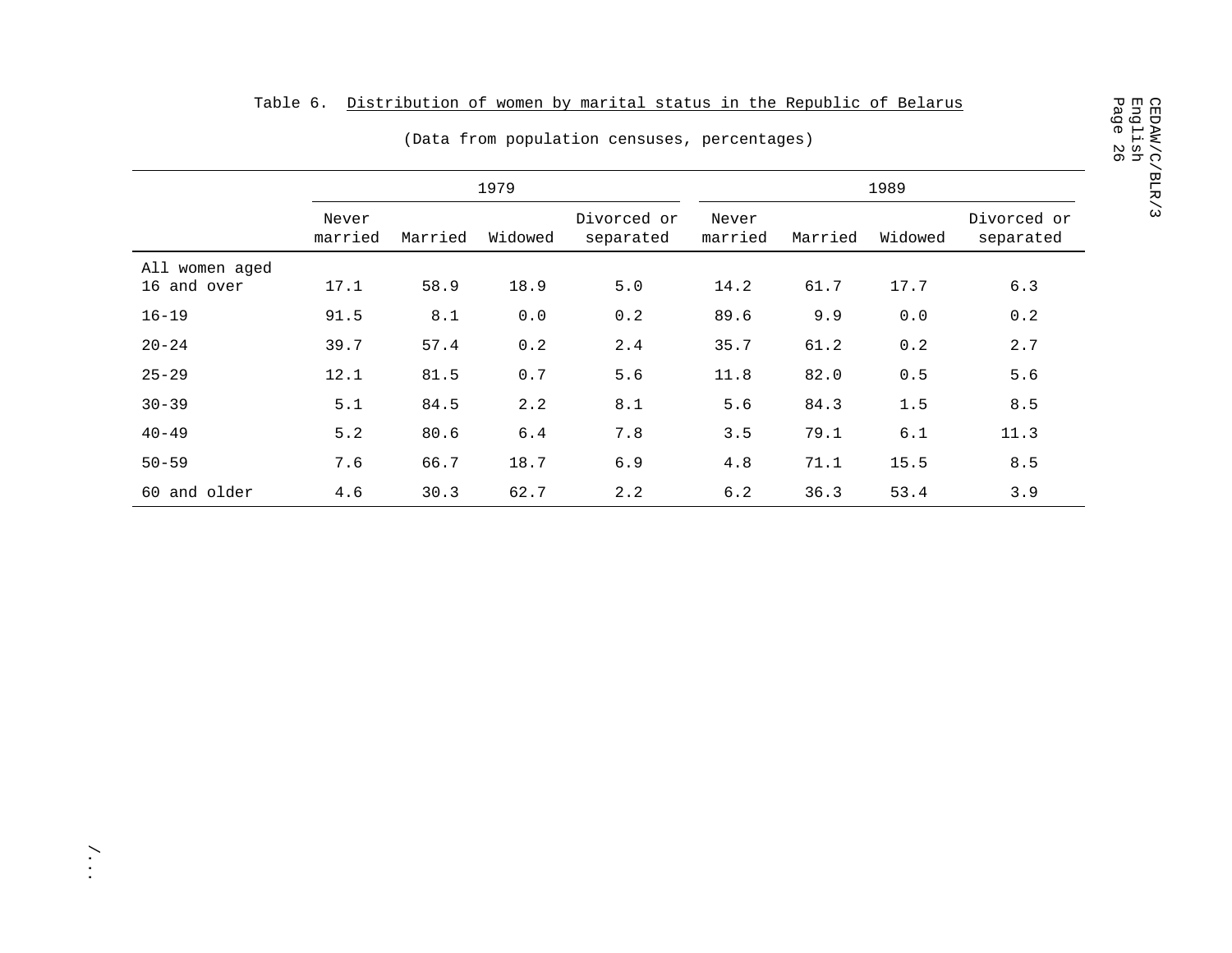Table 6. Distribution of women by marital status in the Republic of Belarus

(Data from population censuses, percentages)

| | 1979 | | | | 1989 | | | |
|---|---|---|---|---|---|---|---|---|
| | Never married | Married | Widowed | Divorced or separated | Never married | Married | Widowed | Divorced or separated |
| All women aged 16 and over | 17.1 | 58.9 | 18.9 | 5.0 | 14.2 | 61.7 | 17.7 | 6.3 |
| 16-19 | 91.5 | 8.1 | 0.0 | 0.2 | 89.6 | 9.9 | 0.0 | 0.2 |
| 20-24 | 39.7 | 57.4 | 0.2 | 2.4 | 35.7 | 61.2 | 0.2 | 2.7 |
| 25-29 | 12.1 | 81.5 | 0.7 | 5.6 | 11.8 | 82.0 | 0.5 | 5.6 |
| 30-39 | 5.1 | 84.5 | 2.2 | 8.1 | 5.6 | 84.3 | 1.5 | 8.5 |
| 40-49 | 5.2 | 80.6 | 6.4 | 7.8 | 3.5 | 79.1 | 6.1 | 11.3 |
| 50-59 | 7.6 | 66.7 | 18.7 | 6.9 | 4.8 | 71.1 | 15.5 | 8.5 |
| 60 and older | 4.6 | 30.3 | 62.7 | 2.2 | 6.2 | 36.3 | 53.4 | 3.9 |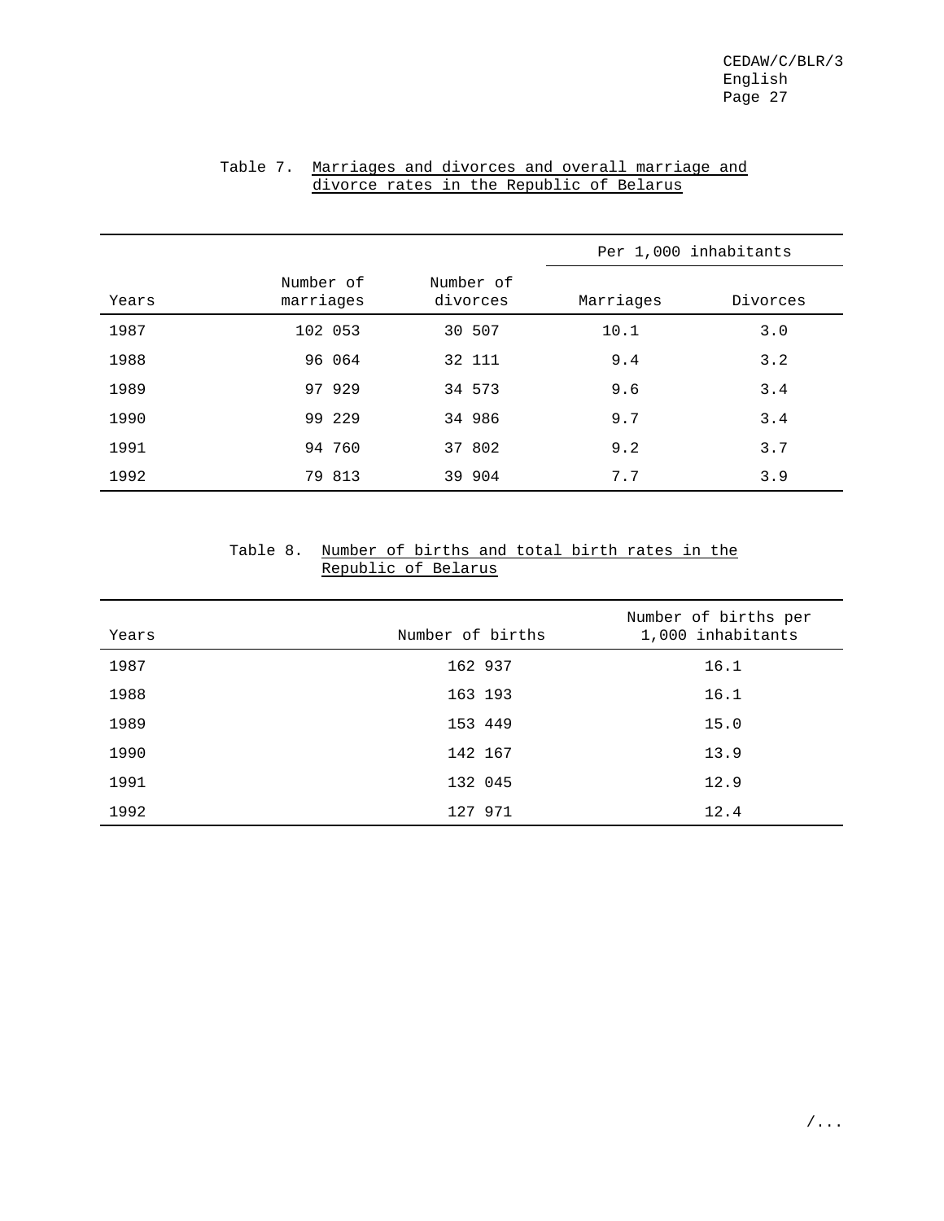Table 7. Marriages and divorces and overall marriage and divorce rates in the Republic of Belarus

| Years | Number of marriages | Number of divorces | Per 1,000 inhabitants | |
|---|---|---|---|---|
| | | | Marriages | Divorces |
| 1987 | 102 053 | 30 507 | 10.1 | 3.0 |
| 1988 | 96 064 | 32 111 | 9.4 | 3.2 |
| 1989 | 97 929 | 34 573 | 9.6 | 3.4 |
| 1990 | 99 229 | 34 986 | 9.7 | 3.4 |
| 1991 | 94 760 | 37 802 | 9.2 | 3.7 |
| 1992 | 79 813 | 39 904 | 7.7 | 3.9 |

Table 8. Number of births and total birth rates in the Republic of Belarus

| Years | Number of births | Number of births per 1,000 inhabitants |
|---|---|---|
| 1987 | 162 937 | 16.1 |
| 1988 | 163 193 | 16.1 |
| 1989 | 153 449 | 15.0 |
| 1990 | 142 167 | 13.9 |
| 1991 | 132 045 | 12.9 |
| 1992 | 127 971 | 12.4 |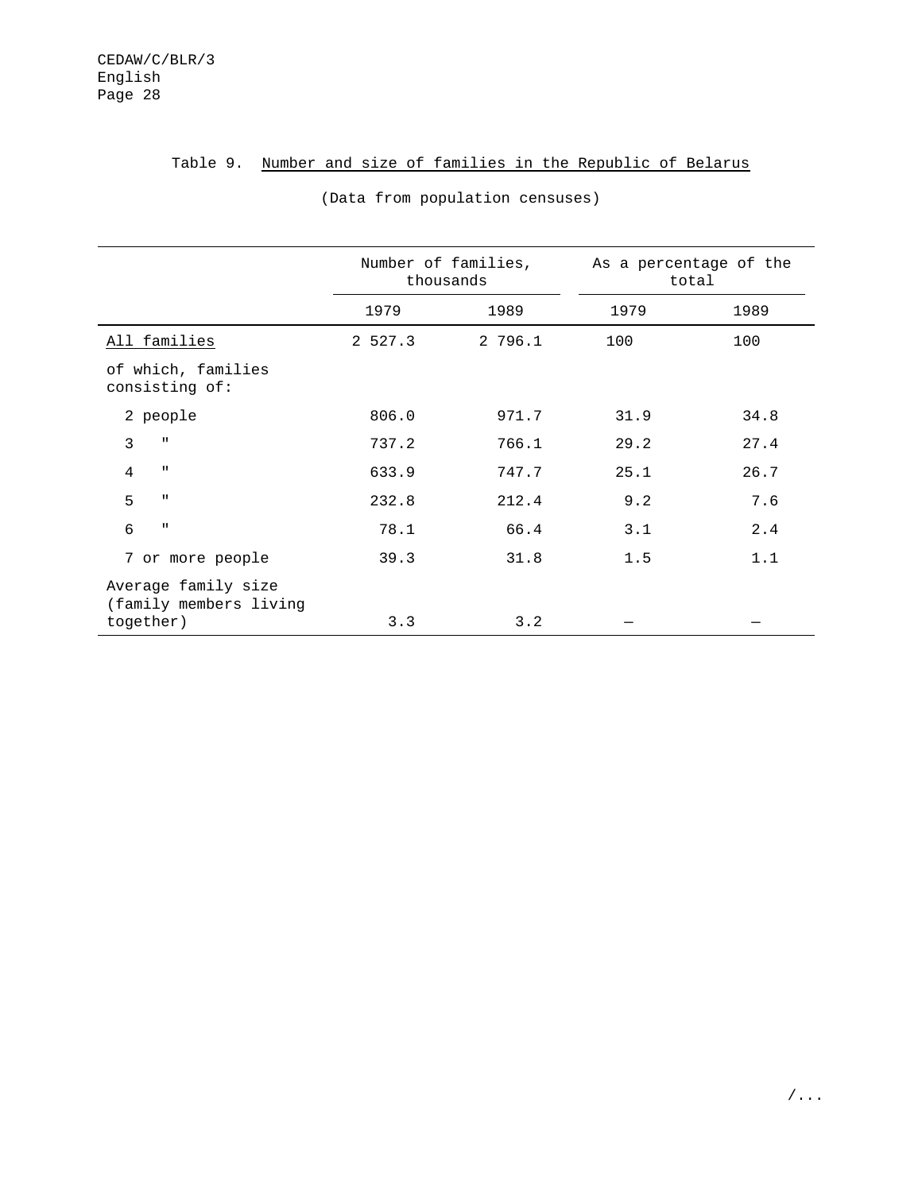Table 9. Number and size of families in the Republic of Belarus

(Data from population censuses)

| | Number of families, thousands | | As a percentage of the total | |
|---|---|---|---|---|
| | 1979 | 1989 | 1979 | 1989 |
| All families | 2 527.3 | 2 796.1 | 100 | 100 |
| of which, families consisting of: | | | | |
| 2 people | 806.0 | 971.7 | 31.9 | 34.8 |
| 3 " | 737.2 | 766.1 | 29.2 | 27.4 |
| 4 " | 633.9 | 747.7 | 25.1 | 26.7 |
| 5 " | 232.8 | 212.4 | 9.2 | 7.6 |
| 6 " | 78.1 | 66.4 | 3.1 | 2.4 |
| 7 or more people | 39.3 | 31.8 | 1.5 | 1.1 |
| Average family size (family members living together) | 3.3 | 3.2 | — | — |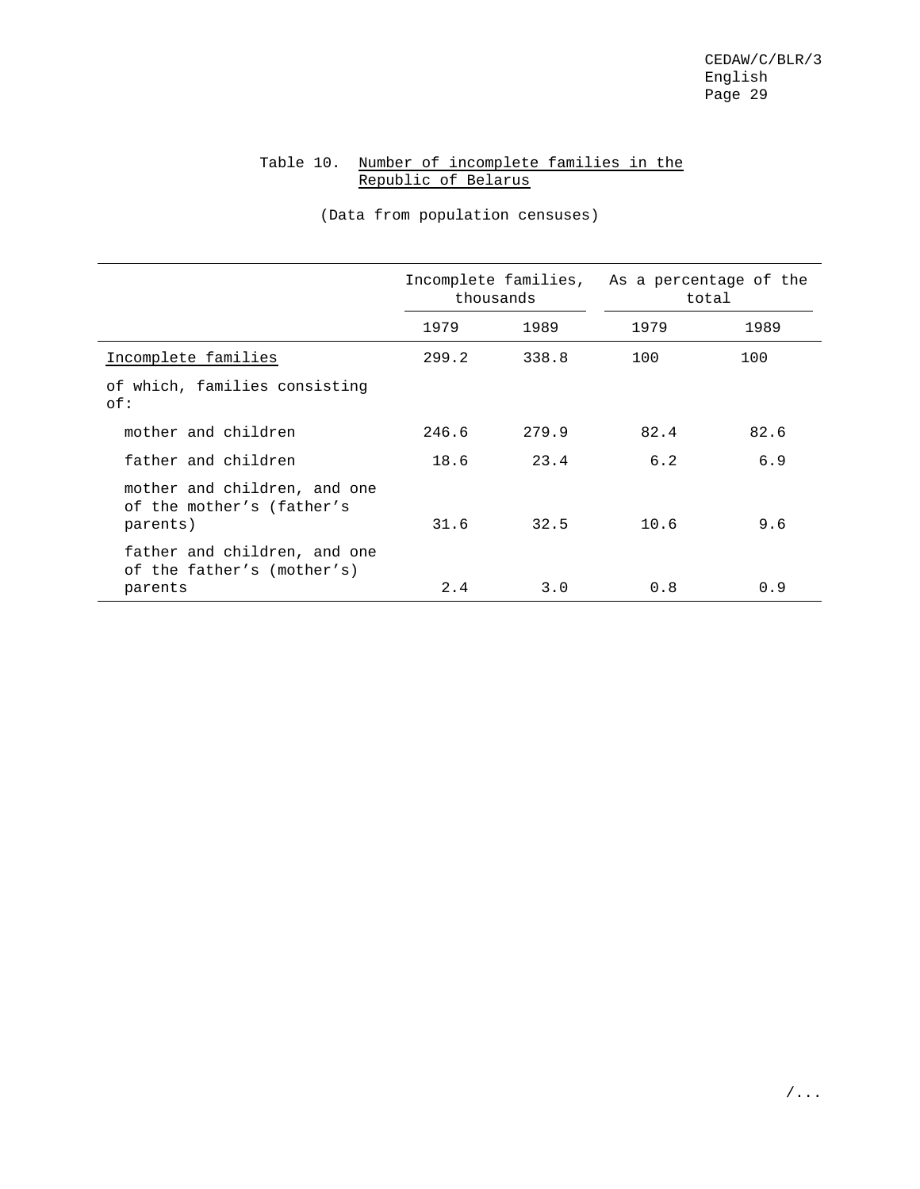Table 10. Number of incomplete families in the Republic of Belarus

(Data from population censuses)

| | Incomplete families, thousands | | As a percentage of the total | |
|---|---|---|---|---|
| | 1979 | 1989 | 1979 | 1989 |
| Incomplete families | 299.2 | 338.8 | 100 | 100 |
| of which, families consisting of: | | | | |
| mother and children | 246.6 | 279.9 | 82.4 | 82.6 |
| father and children | 18.6 | 23.4 | 6.2 | 6.9 |
| mother and children, and one of the mother's (father's parents) | 31.6 | 32.5 | 10.6 | 9.6 |
| father and children, and one of the father's (mother's) parents | 2.4 | 3.0 | 0.8 | 0.9 |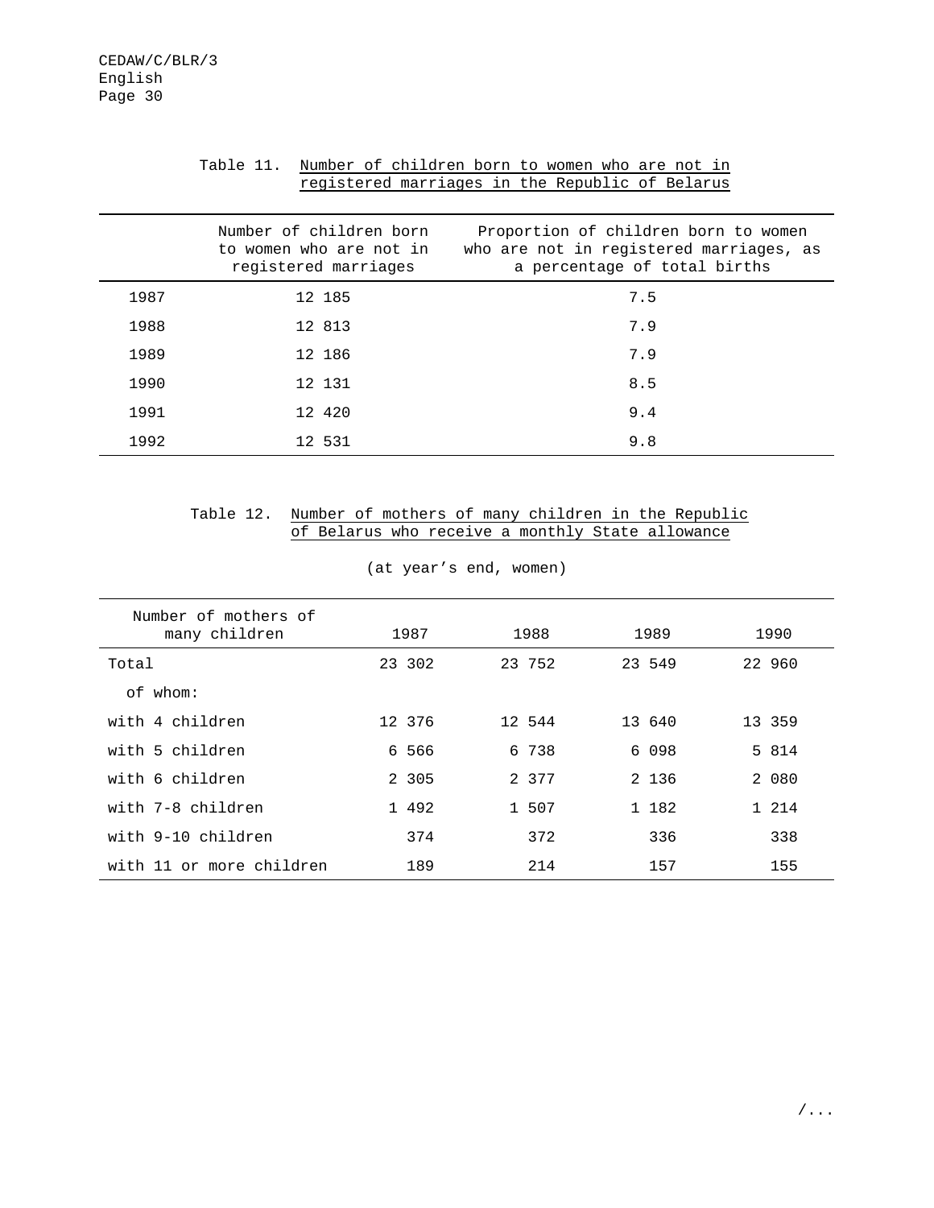Table 11. Number of children born to women who are not in registered marriages in the Republic of Belarus

| | Number of children born to women who are not in registered marriages | Proportion of children born to women who are not in registered marriages, as a percentage of total births |
|---|---|---|
| 1987 | 12 185 | 7.5 |
| 1988 | 12 813 | 7.9 |
| 1989 | 12 186 | 7.9 |
| 1990 | 12 131 | 8.5 |
| 1991 | 12 420 | 9.4 |
| 1992 | 12 531 | 9.8 |

Table 12. Number of mothers of many children in the Republic of Belarus who receive a monthly State allowance

(at year's end, women)

| Number of mothers of many children | 1987 | 1988 | 1989 | 1990 |
|---|---|---|---|---|
| Total | 23 302 | 23 752 | 23 549 | 22 960 |
| of whom: | | | | |
| with 4 children | 12 376 | 12 544 | 13 640 | 13 359 |
| with 5 children | 6 566 | 6 738 | 6 098 | 5 814 |
| with 6 children | 2 305 | 2 377 | 2 136 | 2 080 |
| with 7-8 children | 1 492 | 1 507 | 1 182 | 1 214 |
| with 9-10 children | 374 | 372 | 336 | 338 |
| with 11 or more children | 189 | 214 | 157 | 155 |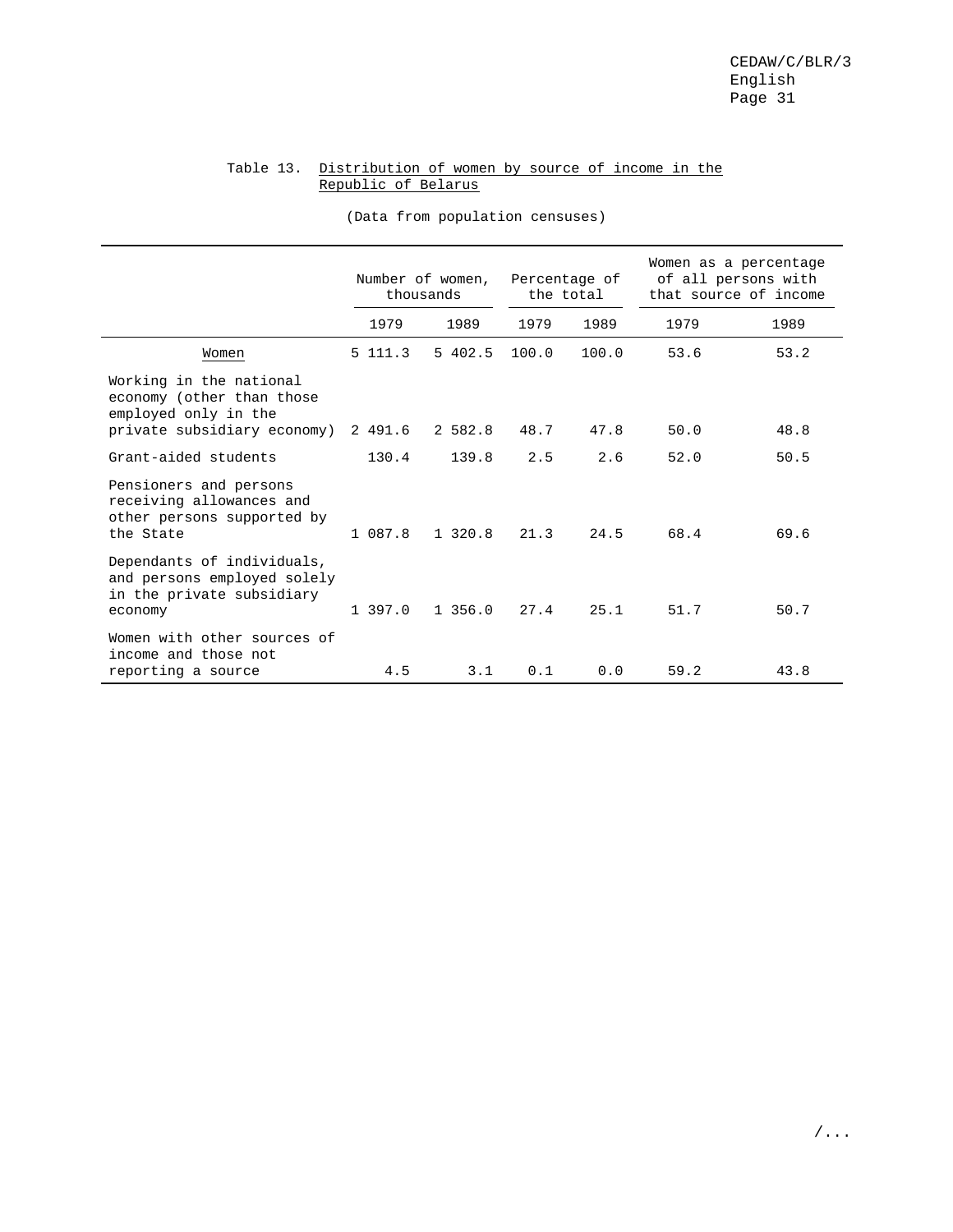Table 13. Distribution of women by source of income in the Republic of Belarus

(Data from population censuses)

| | Number of women, thousands | | Percentage of the total | | Women as a percentage of all persons with that source of income | |
|---|---|---|---|---|---|---|
| | 1979 | 1989 | 1979 | 1989 | 1979 | 1989 |
| Women | 5 111.3 | 5 402.5 | 100.0 | 100.0 | 53.6 | 53.2 |
| Working in the national economy (other than those employed only in the private subsidiary economy) | 2 491.6 | 2 582.8 | 48.7 | 47.8 | 50.0 | 48.8 |
| Grant-aided students | 130.4 | 139.8 | 2.5 | 2.6 | 52.0 | 50.5 |
| Pensioners and persons receiving allowances and other persons supported by the State | 1 087.8 | 1 320.8 | 21.3 | 24.5 | 68.4 | 69.6 |
| Dependants of individuals, and persons employed solely in the private subsidiary economy | 1 397.0 | 1 356.0 | 27.4 | 25.1 | 51.7 | 50.7 |
| Women with other sources of income and those not reporting a source | 4.5 | 3.1 | 0.1 | 0.0 | 59.2 | 43.8 |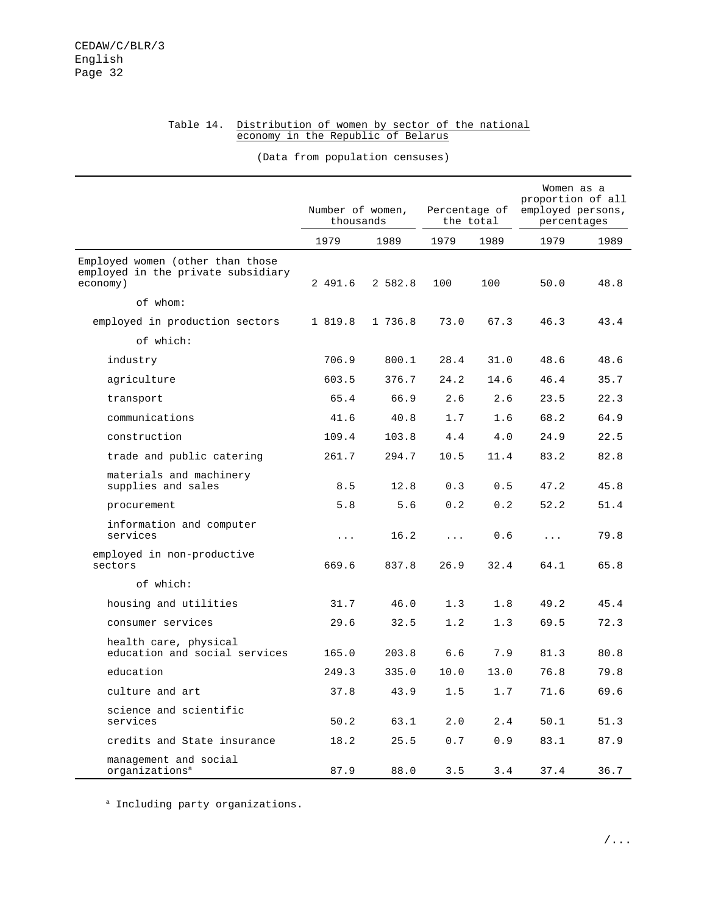Table 14. Distribution of women by sector of the national economy in the Republic of Belarus

(Data from population censuses)

| | Number of women, thousands | | Percentage of the total | | Women as a proportion of all employed persons, percentages | |
|---|---|---|---|---|---|---|
| | 1979 | 1989 | 1979 | 1989 | 1979 | 1989 |
| Employed women (other than those employed in the private subsidiary economy) | 2 491.6 | 2 582.8 | 100 | 100 | 50.0 | 48.8 |
| of whom: | | | | | | |
| employed in production sectors | 1 819.8 | 1 736.8 | 73.0 | 67.3 | 46.3 | 43.4 |
| of which: | | | | | | |
| industry | 706.9 | 800.1 | 28.4 | 31.0 | 48.6 | 48.6 |
| agriculture | 603.5 | 376.7 | 24.2 | 14.6 | 46.4 | 35.7 |
| transport | 65.4 | 66.9 | 2.6 | 2.6 | 23.5 | 22.3 |
| communications | 41.6 | 40.8 | 1.7 | 1.6 | 68.2 | 64.9 |
| construction | 109.4 | 103.8 | 4.4 | 4.0 | 24.9 | 22.5 |
| trade and public catering | 261.7 | 294.7 | 10.5 | 11.4 | 83.2 | 82.8 |
| materials and machinery supplies and sales | 8.5 | 12.8 | 0.3 | 0.5 | 47.2 | 45.8 |
| procurement | 5.8 | 5.6 | 0.2 | 0.2 | 52.2 | 51.4 |
| information and computer services | ... | 16.2 | ... | 0.6 | ... | 79.8 |
| employed in non-productive sectors | 669.6 | 837.8 | 26.9 | 32.4 | 64.1 | 65.8 |
| of which: | | | | | | |
| housing and utilities | 31.7 | 46.0 | 1.3 | 1.8 | 49.2 | 45.4 |
| consumer services | 29.6 | 32.5 | 1.2 | 1.3 | 69.5 | 72.3 |
| health care, physical education and social services | 165.0 | 203.8 | 6.6 | 7.9 | 81.3 | 80.8 |
| education | 249.3 | 335.0 | 10.0 | 13.0 | 76.8 | 79.8 |
| culture and art | 37.8 | 43.9 | 1.5 | 1.7 | 71.6 | 69.6 |
| science and scientific services | 50.2 | 63.1 | 2.0 | 2.4 | 50.1 | 51.3 |
| credits and State insurance | 18.2 | 25.5 | 0.7 | 0.9 | 83.1 | 87.9 |
| management and social organizations[a] | 87.9 | 88.0 | 3.5 | 3.4 | 37.4 | 36.7 |

[a] Including party organizations.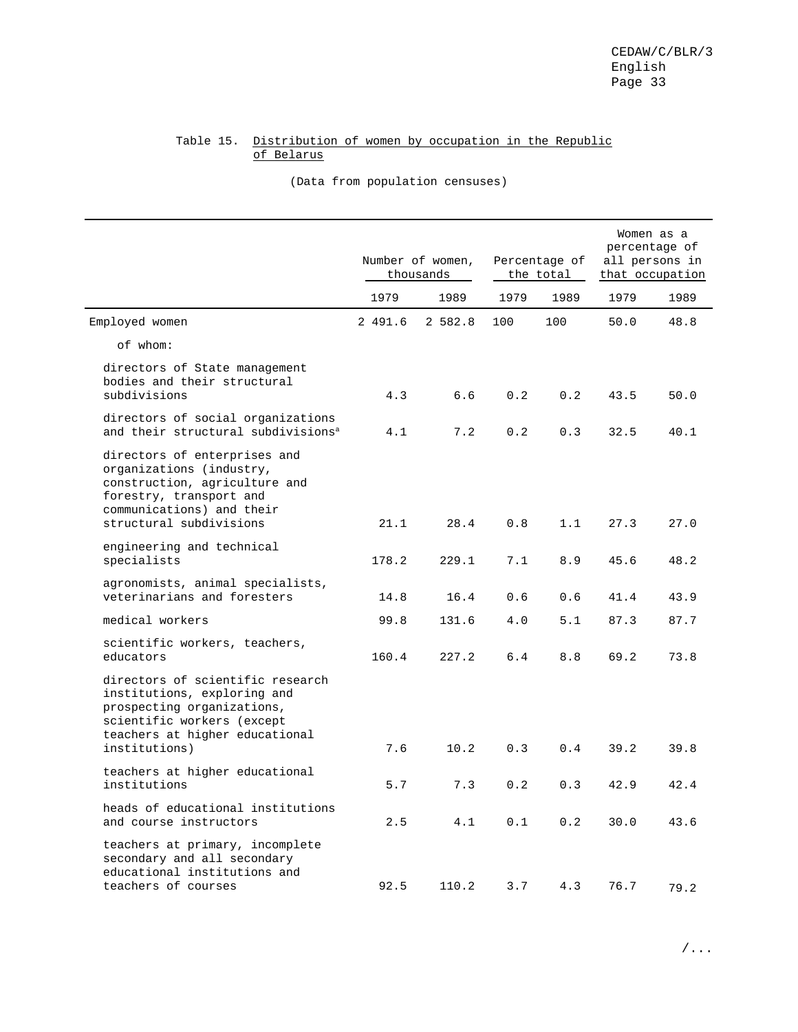Table 15. Distribution of women by occupation in the Republic of Belarus

(Data from population censuses)

| | Number of women, thousands | | Percentage of the total | | Women as a percentage of all persons in that occupation | |
|---|---|---|---|---|---|---|
| | 1979 | 1989 | 1979 | 1989 | 1979 | 1989 |
| Employed women | 2 491.6 | 2 582.8 | 100 | 100 | 50.0 | 48.8 |
| of whom: | | | | | | |
| directors of State management bodies and their structural subdivisions | 4.3 | 6.6 | 0.2 | 0.2 | 43.5 | 50.0 |
| directors of social organizations and their structural subdivisions[a] | 4.1 | 7.2 | 0.2 | 0.3 | 32.5 | 40.1 |
| directors of enterprises and organizations (industry, construction, agriculture and forestry, transport and communications) and their structural subdivisions | 21.1 | 28.4 | 0.8 | 1.1 | 27.3 | 27.0 |
| engineering and technical specialists | 178.2 | 229.1 | 7.1 | 8.9 | 45.6 | 48.2 |
| agronomists, animal specialists, veterinarians and foresters | 14.8 | 16.4 | 0.6 | 0.6 | 41.4 | 43.9 |
| medical workers | 99.8 | 131.6 | 4.0 | 5.1 | 87.3 | 87.7 |
| scientific workers, teachers, educators | 160.4 | 227.2 | 6.4 | 8.8 | 69.2 | 73.8 |
| directors of scientific research institutions, exploring and prospecting organizations, scientific workers (except teachers at higher educational institutions) | 7.6 | 10.2 | 0.3 | 0.4 | 39.2 | 39.8 |
| teachers at higher educational institutions | 5.7 | 7.3 | 0.2 | 0.3 | 42.9 | 42.4 |
| heads of educational institutions and course instructors | 2.5 | 4.1 | 0.1 | 0.2 | 30.0 | 43.6 |
| teachers at primary, incomplete secondary and all secondary educational institutions and teachers of courses | 92.5 | 110.2 | 3.7 | 4.3 | 76.7 | 79.2 |

/...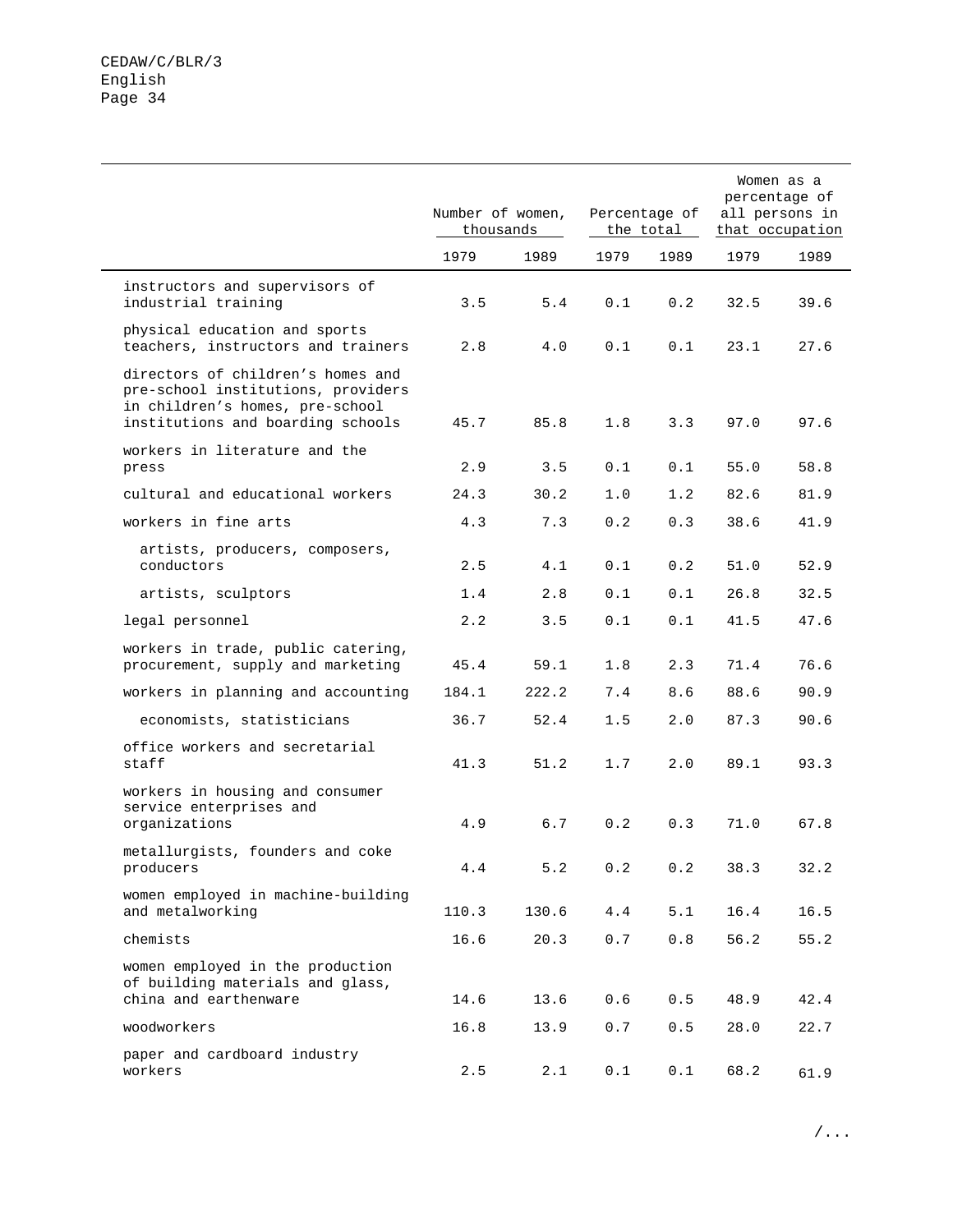| | Number of women, thousands | | Percentage of the total | | Women as a percentage of all persons in that occupation | |
|---|---|---|---|---|---|---|
| | 1979 | 1989 | 1979 | 1989 | 1979 | 1989 |
| instructors and supervisors of industrial training | 3.5 | 5.4 | 0.1 | 0.2 | 32.5 | 39.6 |
| physical education and sports teachers, instructors and trainers | 2.8 | 4.0 | 0.1 | 0.1 | 23.1 | 27.6 |
| directors of children's homes and pre-school institutions, providers in children's homes, pre-school institutions and boarding schools | 45.7 | 85.8 | 1.8 | 3.3 | 97.0 | 97.6 |
| workers in literature and the press | 2.9 | 3.5 | 0.1 | 0.1 | 55.0 | 58.8 |
| cultural and educational workers | 24.3 | 30.2 | 1.0 | 1.2 | 82.6 | 81.9 |
| workers in fine arts | 4.3 | 7.3 | 0.2 | 0.3 | 38.6 | 41.9 |
| artists, producers, composers, conductors | 2.5 | 4.1 | 0.1 | 0.2 | 51.0 | 52.9 |
| artists, sculptors | 1.4 | 2.8 | 0.1 | 0.1 | 26.8 | 32.5 |
| legal personnel | 2.2 | 3.5 | 0.1 | 0.1 | 41.5 | 47.6 |
| workers in trade, public catering, procurement, supply and marketing | 45.4 | 59.1 | 1.8 | 2.3 | 71.4 | 76.6 |
| workers in planning and accounting | 184.1 | 222.2 | 7.4 | 8.6 | 88.6 | 90.9 |
| economists, statisticians | 36.7 | 52.4 | 1.5 | 2.0 | 87.3 | 90.6 |
| office workers and secretarial staff | 41.3 | 51.2 | 1.7 | 2.0 | 89.1 | 93.3 |
| workers in housing and consumer service enterprises and organizations | 4.9 | 6.7 | 0.2 | 0.3 | 71.0 | 67.8 |
| metallurgists, founders and coke producers | 4.4 | 5.2 | 0.2 | 0.2 | 38.3 | 32.2 |
| women employed in machine-building and metalworking | 110.3 | 130.6 | 4.4 | 5.1 | 16.4 | 16.5 |
| chemists | 16.6 | 20.3 | 0.7 | 0.8 | 56.2 | 55.2 |
| women employed in the production of building materials and glass, china and earthenware | 14.6 | 13.6 | 0.6 | 0.5 | 48.9 | 42.4 |
| woodworkers | 16.8 | 13.9 | 0.7 | 0.5 | 28.0 | 22.7 |
| paper and cardboard industry workers | 2.5 | 2.1 | 0.1 | 0.1 | 68.2 | 61.9 |

/...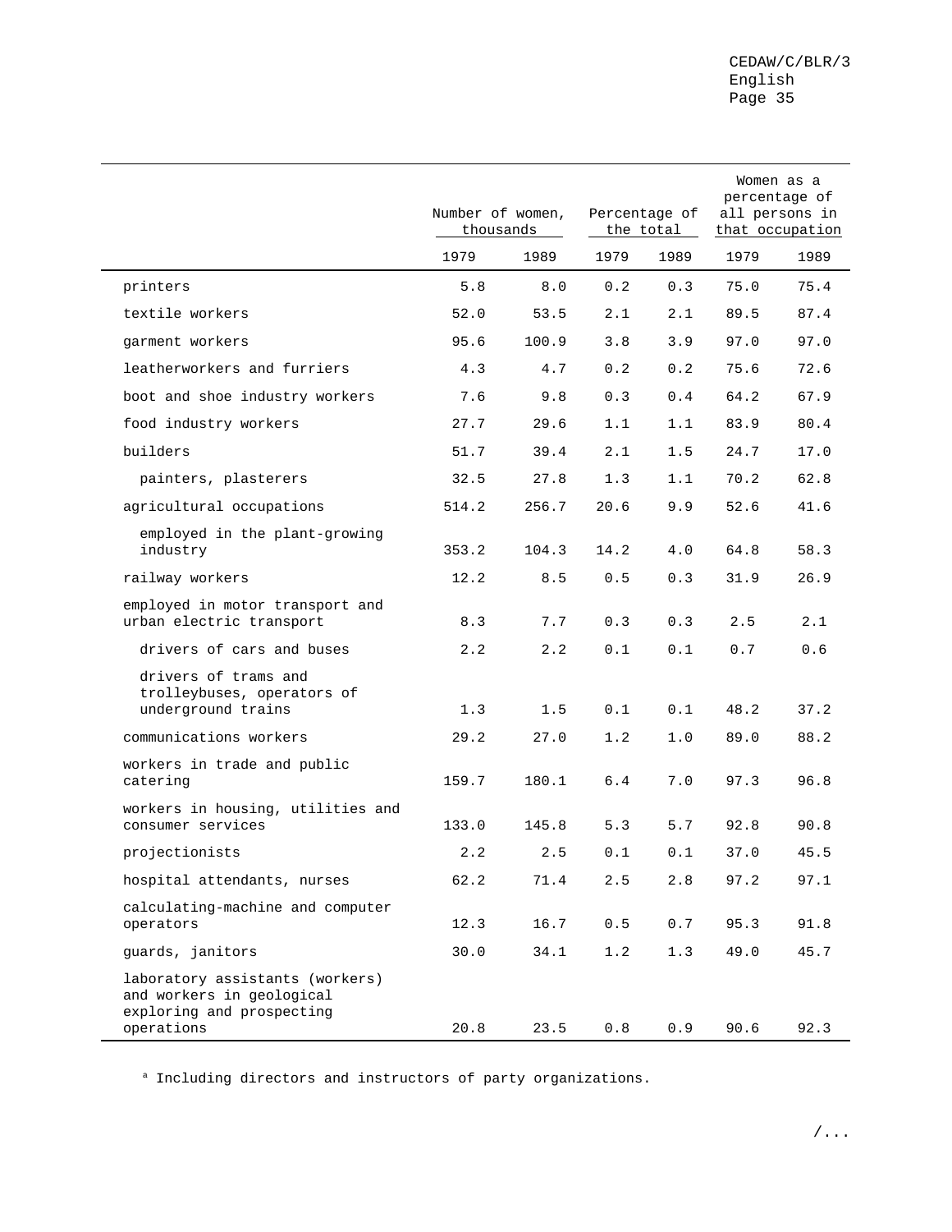| | Number of women, thousands | | Percentage of the total | | Women as a percentage of all persons in that occupation | |
|---|---|---|---|---|---|---|
| | 1979 | 1989 | 1979 | 1989 | 1979 | 1989 |
| printers | 5.8 | 8.0 | 0.2 | 0.3 | 75.0 | 75.4 |
| textile workers | 52.0 | 53.5 | 2.1 | 2.1 | 89.5 | 87.4 |
| garment workers | 95.6 | 100.9 | 3.8 | 3.9 | 97.0 | 97.0 |
| leatherworkers and furriers | 4.3 | 4.7 | 0.2 | 0.2 | 75.6 | 72.6 |
| boot and shoe industry workers | 7.6 | 9.8 | 0.3 | 0.4 | 64.2 | 67.9 |
| food industry workers | 27.7 | 29.6 | 1.1 | 1.1 | 83.9 | 80.4 |
| builders | 51.7 | 39.4 | 2.1 | 1.5 | 24.7 | 17.0 |
| painters, plasterers | 32.5 | 27.8 | 1.3 | 1.1 | 70.2 | 62.8 |
| agricultural occupations | 514.2 | 256.7 | 20.6 | 9.9 | 52.6 | 41.6 |
| employed in the plant-growing industry | 353.2 | 104.3 | 14.2 | 4.0 | 64.8 | 58.3 |
| railway workers | 12.2 | 8.5 | 0.5 | 0.3 | 31.9 | 26.9 |
| employed in motor transport and urban electric transport | 8.3 | 7.7 | 0.3 | 0.3 | 2.5 | 2.1 |
| drivers of cars and buses | 2.2 | 2.2 | 0.1 | 0.1 | 0.7 | 0.6 |
| drivers of trams and trolleybuses, operators of underground trains | 1.3 | 1.5 | 0.1 | 0.1 | 48.2 | 37.2 |
| communications workers | 29.2 | 27.0 | 1.2 | 1.0 | 89.0 | 88.2 |
| workers in trade and public catering | 159.7 | 180.1 | 6.4 | 7.0 | 97.3 | 96.8 |
| workers in housing, utilities and consumer services | 133.0 | 145.8 | 5.3 | 5.7 | 92.8 | 90.8 |
| projectionists | 2.2 | 2.5 | 0.1 | 0.1 | 37.0 | 45.5 |
| hospital attendants, nurses | 62.2 | 71.4 | 2.5 | 2.8 | 97.2 | 97.1 |
| calculating-machine and computer operators | 12.3 | 16.7 | 0.5 | 0.7 | 95.3 | 91.8 |
| guards, janitors | 30.0 | 34.1 | 1.2 | 1.3 | 49.0 | 45.7 |
| laboratory assistants (workers) and workers in geological exploring and prospecting operations | 20.8 | 23.5 | 0.8 | 0.9 | 90.6 | 92.3 |

[a] Including directors and instructors of party organizations.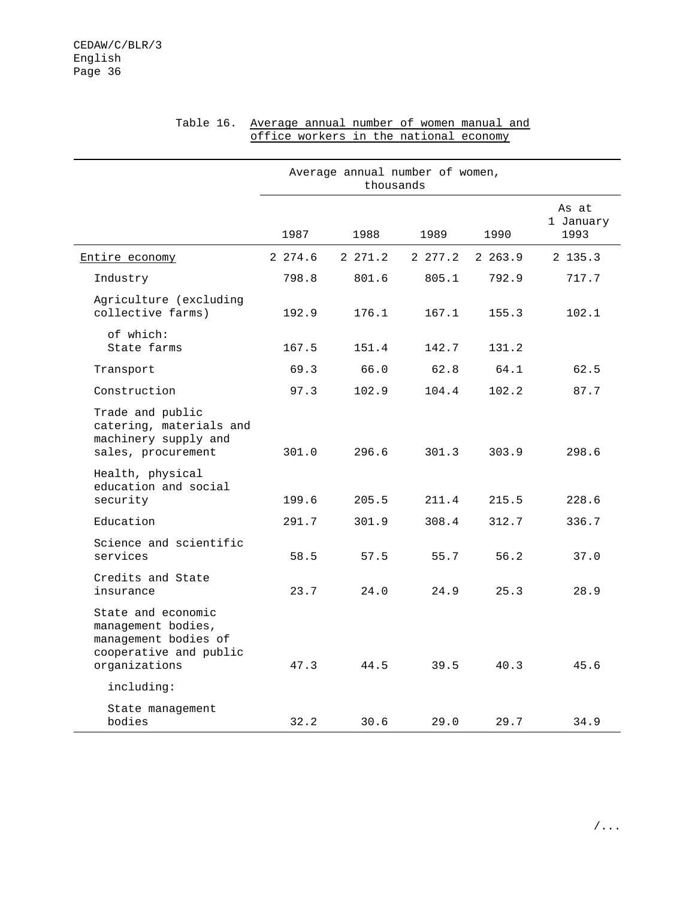Table 16. Average annual number of women manual and office workers in the national economy

| | Average annual number of women, thousands | | | | |
|---|---|---|---|---|---|
| | 1987 | 1988 | 1989 | 1990 | As at 1 January 1993 |
| Entire economy | 2 274.6 | 2 271.2 | 2 277.2 | 2 263.9 | 2 135.3 |
| Industry | 798.8 | 801.6 | 805.1 | 792.9 | 717.7 |
| Agriculture (excluding collective farms) | 192.9 | 176.1 | 167.1 | 155.3 | 102.1 |
| of which: State farms | 167.5 | 151.4 | 142.7 | 131.2 | |
| Transport | 69.3 | 66.0 | 62.8 | 64.1 | 62.5 |
| Construction | 97.3 | 102.9 | 104.4 | 102.2 | 87.7 |
| Trade and public catering, materials and machinery supply and sales, procurement | 301.0 | 296.6 | 301.3 | 303.9 | 298.6 |
| Health, physical education and social security | 199.6 | 205.5 | 211.4 | 215.5 | 228.6 |
| Education | 291.7 | 301.9 | 308.4 | 312.7 | 336.7 |
| Science and scientific services | 58.5 | 57.5 | 55.7 | 56.2 | 37.0 |
| Credits and State insurance | 23.7 | 24.0 | 24.9 | 25.3 | 28.9 |
| State and economic management bodies, management bodies of cooperative and public organizations | 47.3 | 44.5 | 39.5 | 40.3 | 45.6 |
| including: | | | | | |
| State management bodies | 32.2 | 30.6 | 29.0 | 29.7 | 34.9 |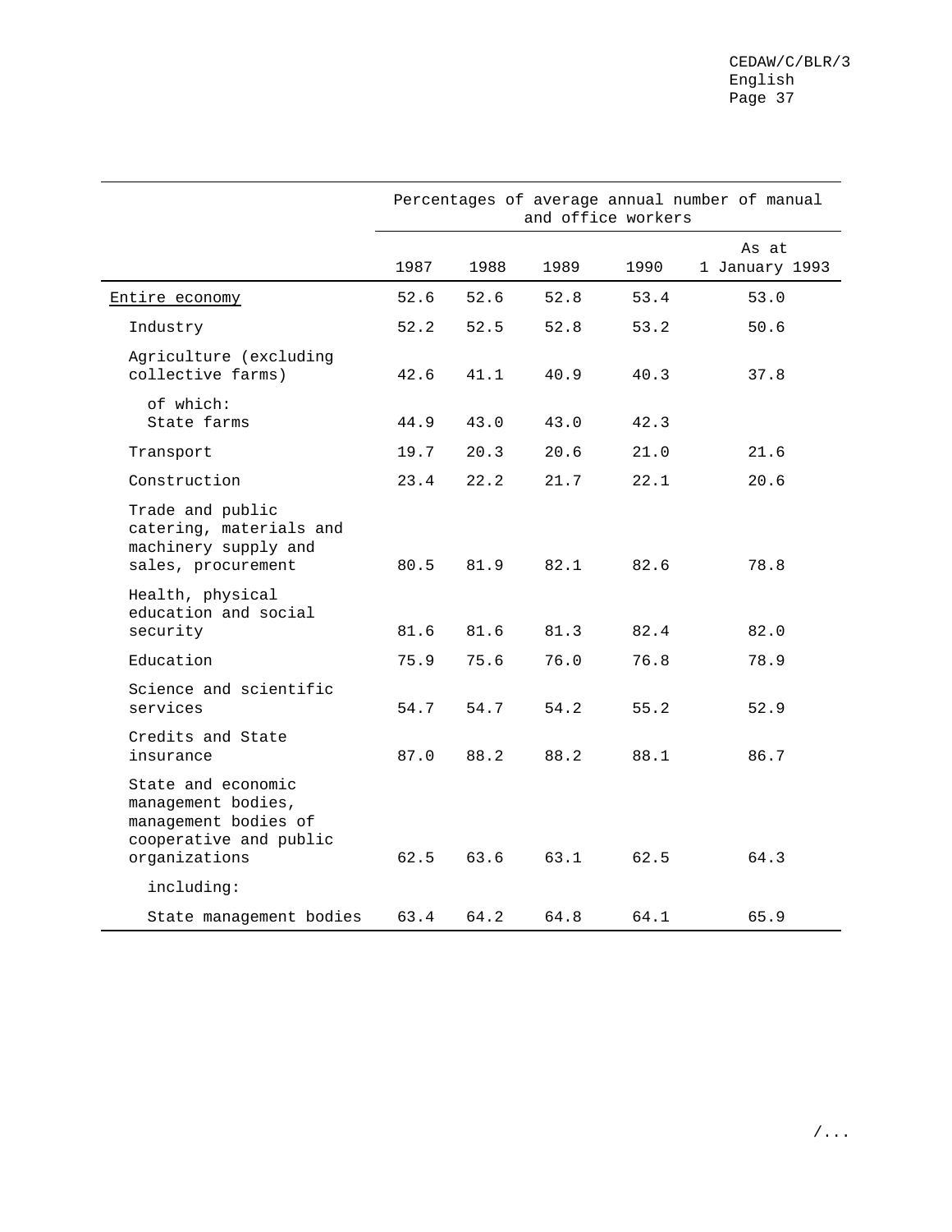| | Percentages of average annual number of manual and office workers | | | | |
|---|---|---|---|---|---|
| | 1987 | 1988 | 1989 | 1990 | As at 1 January 1993 |
| Entire economy | 52.6 | 52.6 | 52.8 | 53.4 | 53.0 |
| Industry | 52.2 | 52.5 | 52.8 | 53.2 | 50.6 |
| Agriculture (excluding collective farms) | 42.6 | 41.1 | 40.9 | 40.3 | 37.8 |
| of which: State farms | 44.9 | 43.0 | 43.0 | 42.3 | |
| Transport | 19.7 | 20.3 | 20.6 | 21.0 | 21.6 |
| Construction | 23.4 | 22.2 | 21.7 | 22.1 | 20.6 |
| Trade and public catering, materials and machinery supply and sales, procurement | 80.5 | 81.9 | 82.1 | 82.6 | 78.8 |
| Health, physical education and social security | 81.6 | 81.6 | 81.3 | 82.4 | 82.0 |
| Education | 75.9 | 75.6 | 76.0 | 76.8 | 78.9 |
| Science and scientific services | 54.7 | 54.7 | 54.2 | 55.2 | 52.9 |
| Credits and State insurance | 87.0 | 88.2 | 88.2 | 88.1 | 86.7 |
| State and economic management bodies, management bodies of cooperative and public organizations | 62.5 | 63.6 | 63.1 | 62.5 | 64.3 |
| including: | | | | | |
| State management bodies | 63.4 | 64.2 | 64.8 | 64.1 | 65.9 |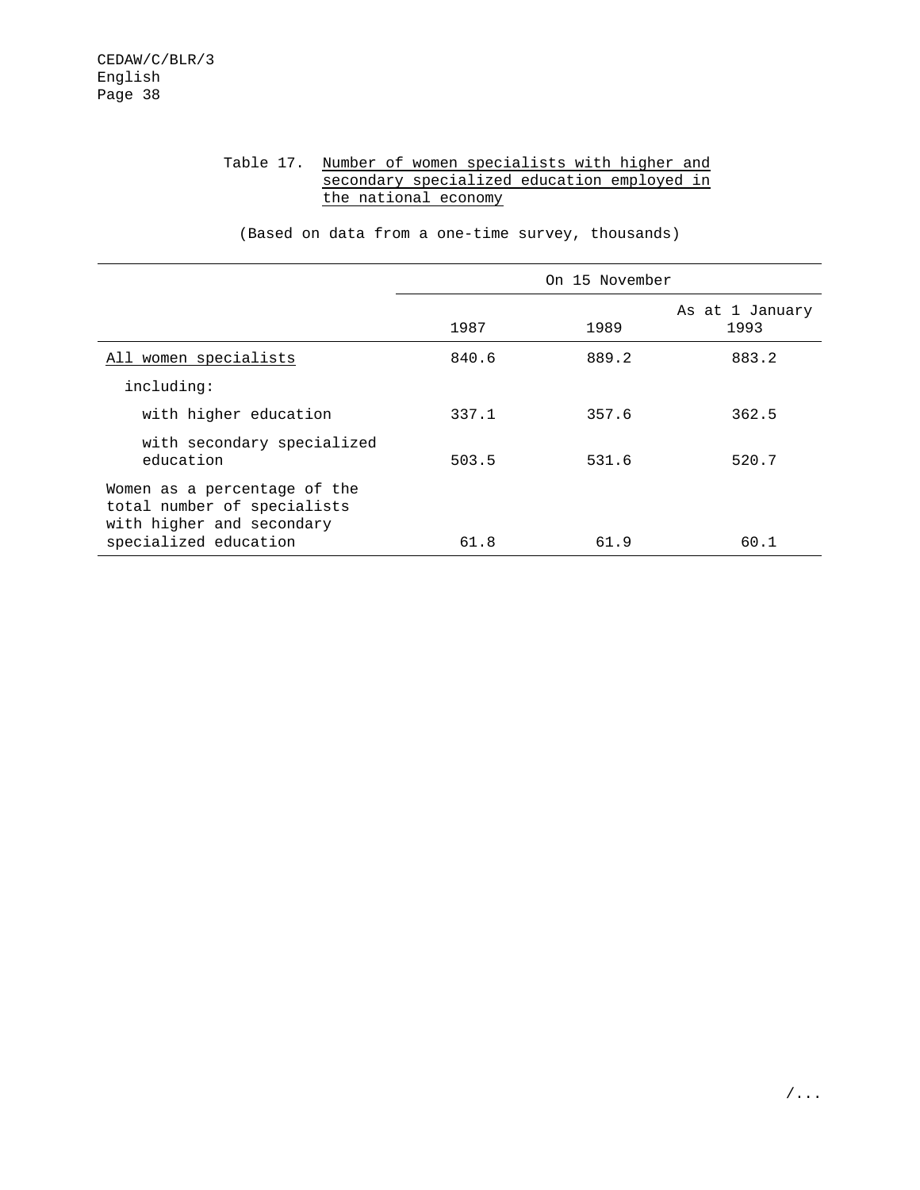Table 17. Number of women specialists with higher and secondary specialized education employed in the national economy

(Based on data from a one-time survey, thousands)

| | On 15 November | | |
|---|---|---|---|
| | 1987 | 1989 | As at 1 January 1993 |
| All women specialists | 840.6 | 889.2 | 883.2 |
| including: | | | |
| with higher education | 337.1 | 357.6 | 362.5 |
| with secondary specialized education | 503.5 | 531.6 | 520.7 |
| Women as a percentage of the total number of specialists with higher and secondary specialized education | 61.8 | 61.9 | 60.1 |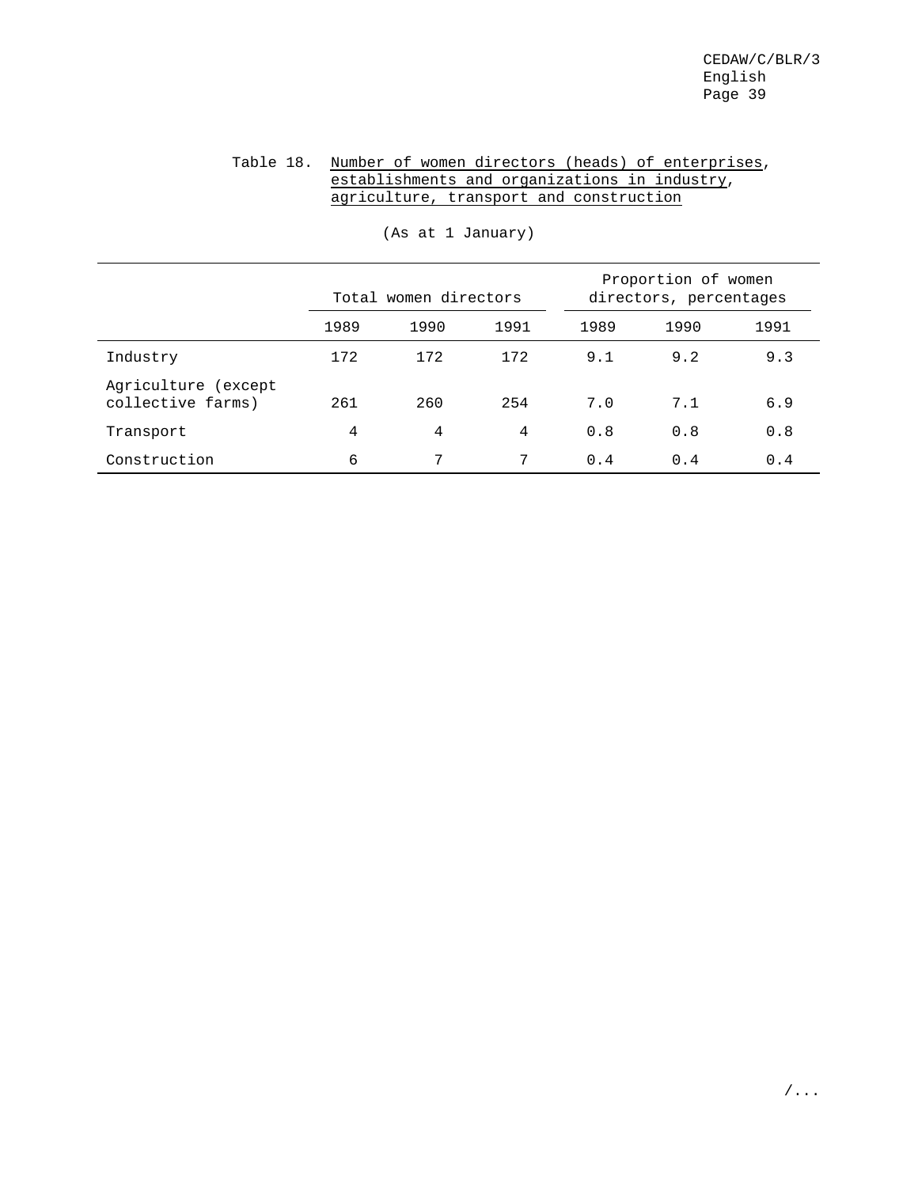Table 18. Number of women directors (heads) of enterprises, establishments and organizations in industry, agriculture, transport and construction

(As at 1 January)

| | Total women directors | | | Proportion of women directors, percentages | | |
|---|---|---|---|---|---|---|
| | 1989 | 1990 | 1991 | 1989 | 1990 | 1991 |
| Industry | 172 | 172 | 172 | 9.1 | 9.2 | 9.3 |
| Agriculture (except collective farms) | 261 | 260 | 254 | 7.0 | 7.1 | 6.9 |
| Transport | 4 | 4 | 4 | 0.8 | 0.8 | 0.8 |
| Construction | 6 | 7 | 7 | 0.4 | 0.4 | 0.4 |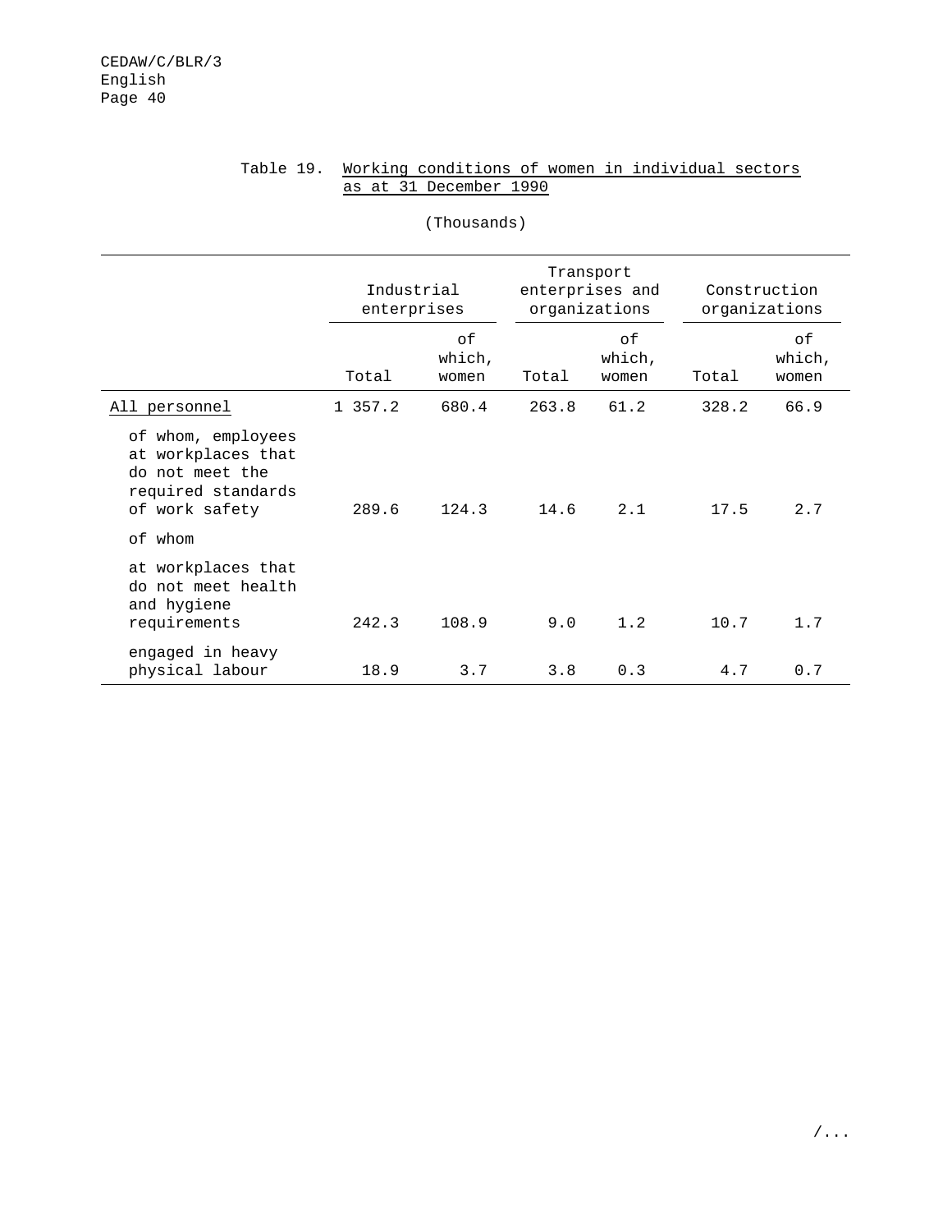Table 19. Working conditions of women in individual sectors as at 31 December 1990

(Thousands)

| | Industrial enterprises | | Transport enterprises and organizations | | Construction organizations | |
|---|---|---|---|---|---|---|
| | Total | of which, women | Total | of which, women | Total | of which, women |
| All personnel | 1 357.2 | 680.4 | 263.8 | 61.2 | 328.2 | 66.9 |
| of whom, employees at workplaces that do not meet the required standards of work safety | 289.6 | 124.3 | 14.6 | 2.1 | 17.5 | 2.7 |
| of whom | | | | | | |
| at workplaces that do not meet health and hygiene requirements | 242.3 | 108.9 | 9.0 | 1.2 | 10.7 | 1.7 |
| engaged in heavy physical labour | 18.9 | 3.7 | 3.8 | 0.3 | 4.7 | 0.7 |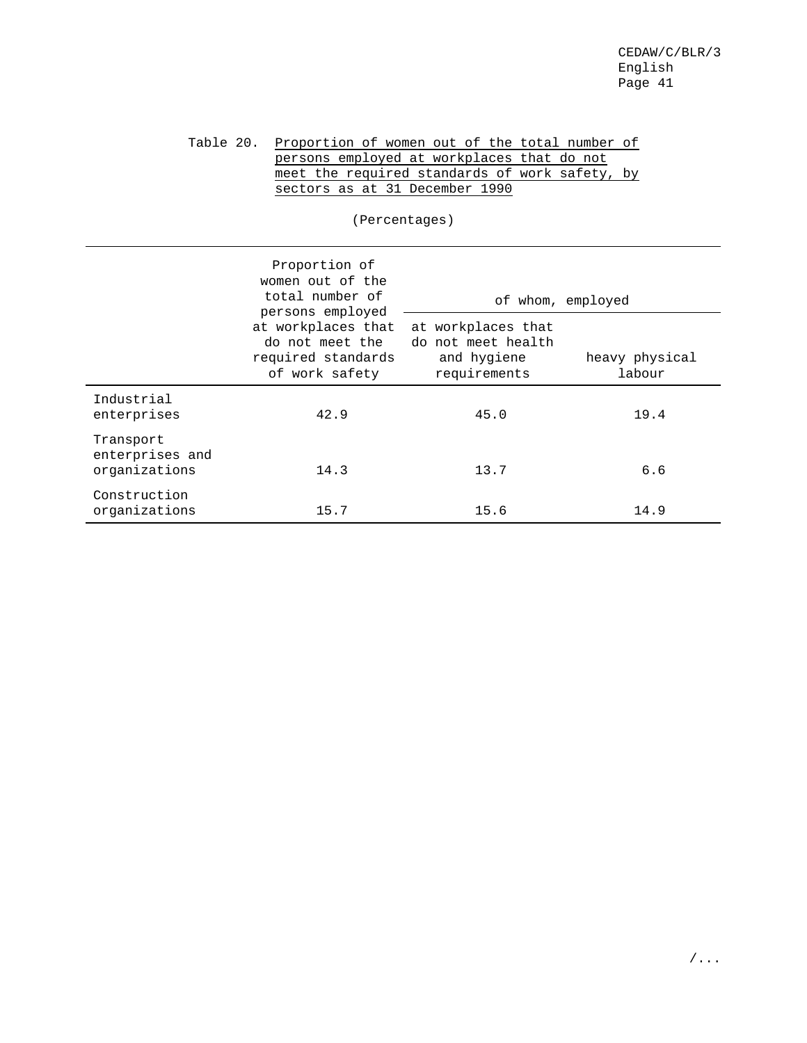Table 20. Proportion of women out of the total number of persons employed at workplaces that do not meet the required standards of work safety, by sectors as at 31 December 1990

(Percentages)

| | Proportion of women out of the total number of persons employed at workplaces that do not meet the required standards of work safety | of whom, employed | |
|---|---|---|---|
| | | at workplaces that do not meet health and hygiene requirements | heavy physical labour |
| Industrial enterprises | 42.9 | 45.0 | 19.4 |
| Transport enterprises and organizations | 14.3 | 13.7 | 6.6 |
| Construction organizations | 15.7 | 15.6 | 14.9 |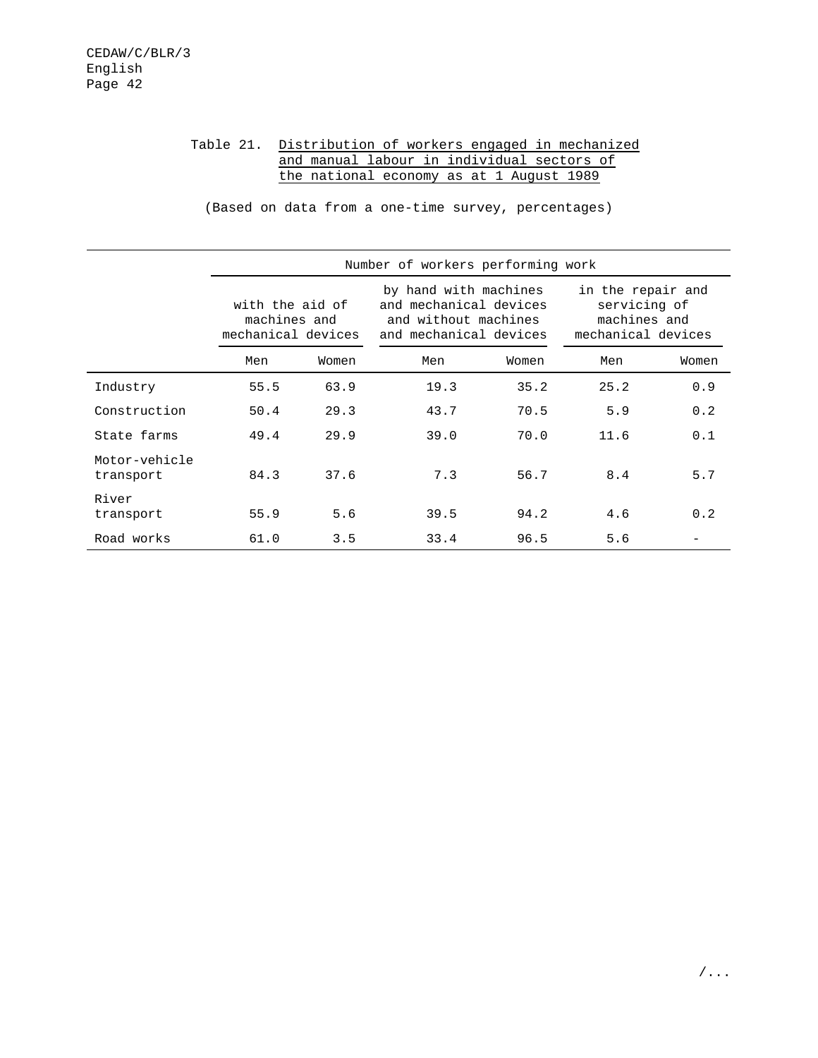Table 21. Distribution of workers engaged in mechanized and manual labour in individual sectors of the national economy as at 1 August 1989

(Based on data from a one-time survey, percentages)

| | Number of workers performing work | | | | | |
|---|---|---|---|---|---|---|
| | with the aid of machines and mechanical devices | | by hand with machines and mechanical devices and without machines and mechanical devices | | in the repair and servicing of machines and mechanical devices | |
| | Men | Women | Men | Women | Men | Women |
| Industry | 55.5 | 63.9 | 19.3 | 35.2 | 25.2 | 0.9 |
| Construction | 50.4 | 29.3 | 43.7 | 70.5 | 5.9 | 0.2 |
| State farms | 49.4 | 29.9 | 39.0 | 70.0 | 11.6 | 0.1 |
| Motor-vehicle transport | 84.3 | 37.6 | 7.3 | 56.7 | 8.4 | 5.7 |
| River transport | 55.9 | 5.6 | 39.5 | 94.2 | 4.6 | 0.2 |
| Road works | 61.0 | 3.5 | 33.4 | 96.5 | 5.6 | - |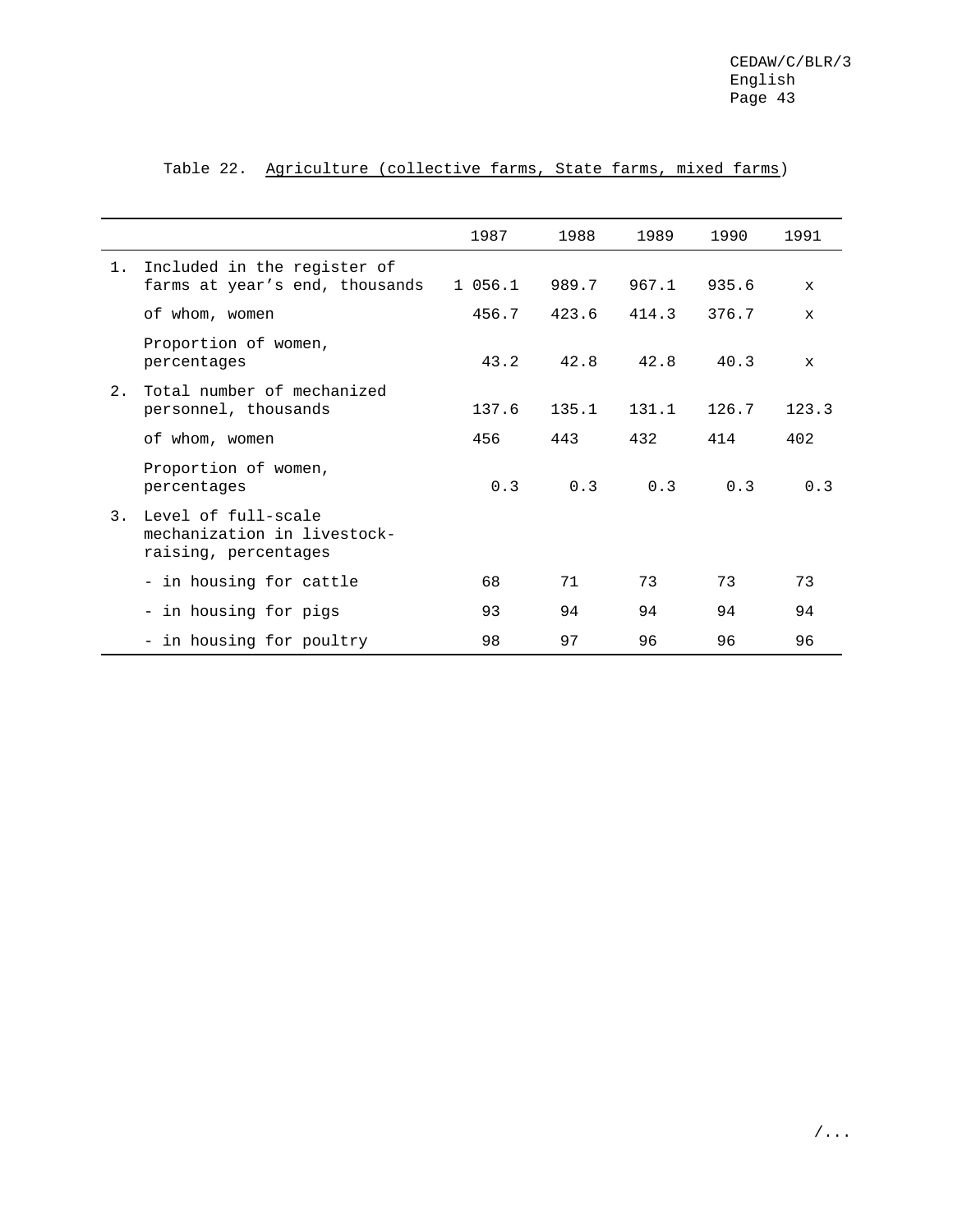Table 22. Agriculture (collective farms, State farms, mixed farms)

| | | 1987 | 1988 | 1989 | 1990 | 1991 |
|---|---|---|---|---|---|---|
| 1. | Included in the register of farms at year's end, thousands | 1 056.1 | 989.7 | 967.1 | 935.6 | x |
| | of whom, women | 456.7 | 423.6 | 414.3 | 376.7 | x |
| | Proportion of women, percentages | 43.2 | 42.8 | 42.8 | 40.3 | x |
| 2. | Total number of mechanized personnel, thousands | 137.6 | 135.1 | 131.1 | 126.7 | 123.3 |
| | of whom, women | 456 | 443 | 432 | 414 | 402 |
| | Proportion of women, percentages | 0.3 | 0.3 | 0.3 | 0.3 | 0.3 |
| 3. | Level of full-scale mechanization in livestock-raising, percentages | | | | | |
| | - in housing for cattle | 68 | 71 | 73 | 73 | 73 |
| | - in housing for pigs | 93 | 94 | 94 | 94 | 94 |
| | - in housing for poultry | 98 | 97 | 96 | 96 | 96 |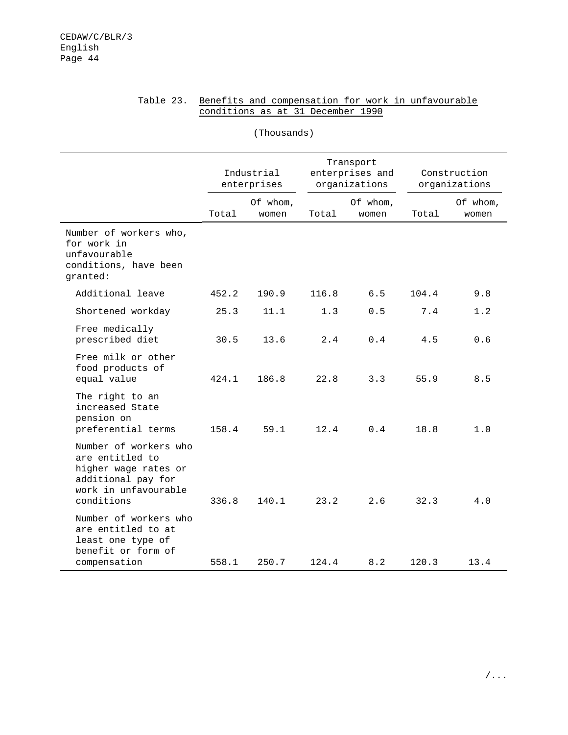Table 23. Benefits and compensation for work in unfavourable conditions as at 31 December 1990

(Thousands)

| | Industrial enterprises | | Transport enterprises and organizations | | Construction organizations | |
|---|---|---|---|---|---|---|
| | Total | Of whom, women | Total | Of whom, women | Total | Of whom, women |
| Number of workers who, for work in unfavourable conditions, have been granted: | | | | | | |
| Additional leave | 452.2 | 190.9 | 116.8 | 6.5 | 104.4 | 9.8 |
| Shortened workday | 25.3 | 11.1 | 1.3 | 0.5 | 7.4 | 1.2 |
| Free medically prescribed diet | 30.5 | 13.6 | 2.4 | 0.4 | 4.5 | 0.6 |
| Free milk or other food products of equal value | 424.1 | 186.8 | 22.8 | 3.3 | 55.9 | 8.5 |
| The right to an increased State pension on preferential terms | 158.4 | 59.1 | 12.4 | 0.4 | 18.8 | 1.0 |
| Number of workers who are entitled to higher wage rates or additional pay for work in unfavourable conditions | 336.8 | 140.1 | 23.2 | 2.6 | 32.3 | 4.0 |
| Number of workers who are entitled to at least one type of benefit or form of compensation | 558.1 | 250.7 | 124.4 | 8.2 | 120.3 | 13.4 |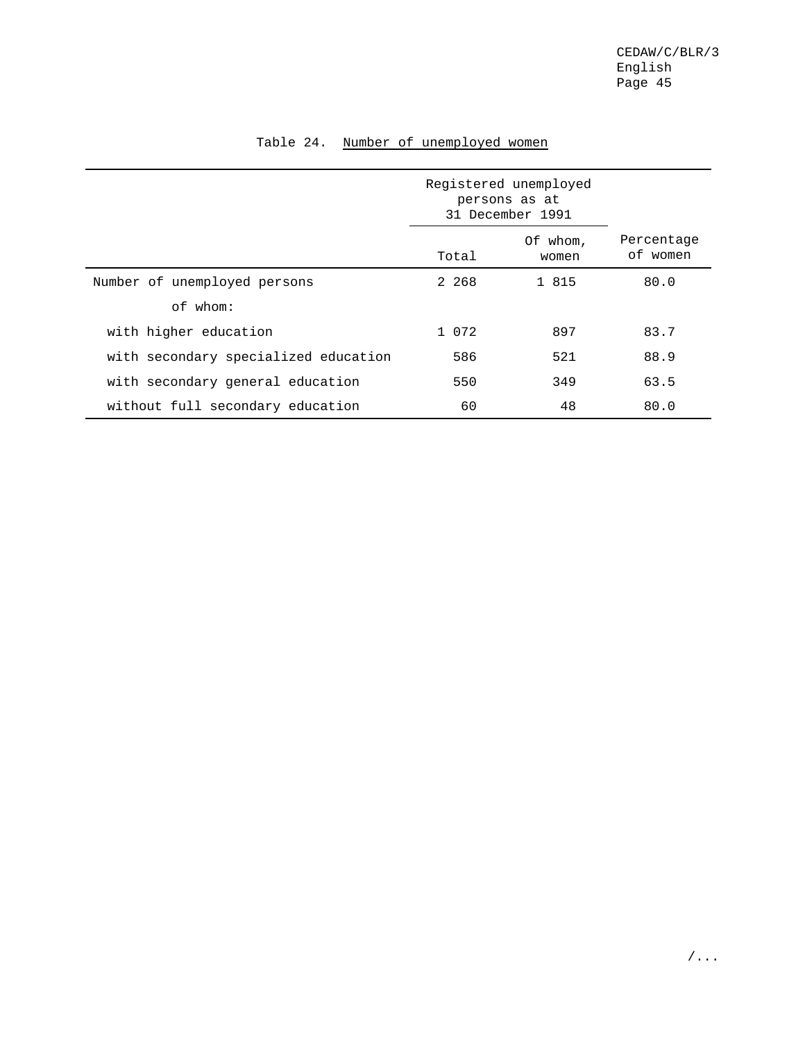Table 24. Number of unemployed women

| | Registered unemployed persons as at 31 December 1991 | | |
|---|---|---|---|
| | Total | Of whom, women | Percentage of women |
| Number of unemployed persons | 2 268 | 1 815 | 80.0 |
| of whom: | | | |
| with higher education | 1 072 | 897 | 83.7 |
| with secondary specialized education | 586 | 521 | 88.9 |
| with secondary general education | 550 | 349 | 63.5 |
| without full secondary education | 60 | 48 | 80.0 |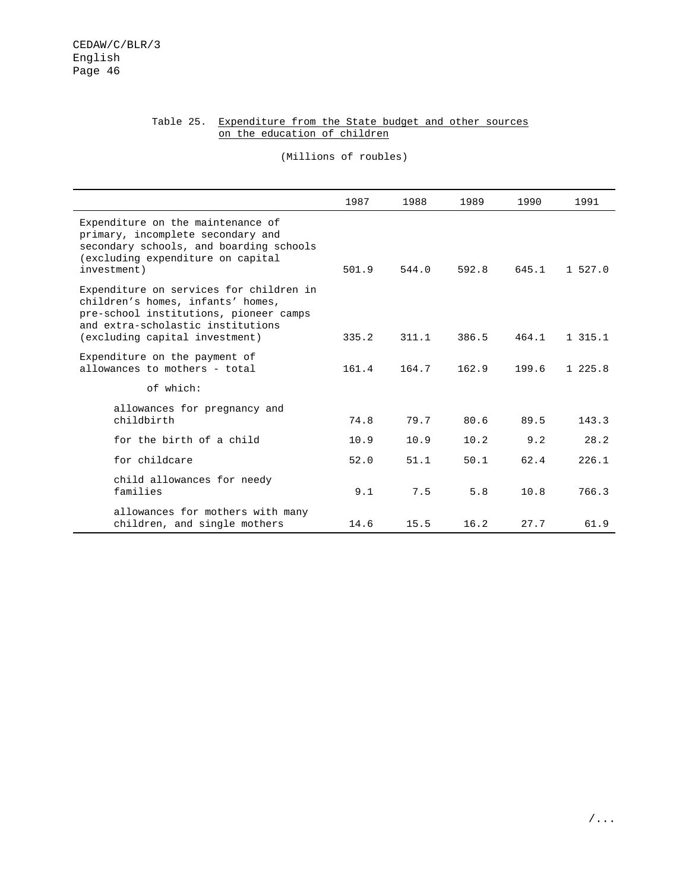Table 25. Expenditure from the State budget and other sources on the education of children

(Millions of roubles)

| | 1987 | 1988 | 1989 | 1990 | 1991 |
|---|---|---|---|---|---|
| Expenditure on the maintenance of primary, incomplete secondary and secondary schools, and boarding schools (excluding expenditure on capital investment) | 501.9 | 544.0 | 592.8 | 645.1 | 1 527.0 |
| Expenditure on services for children in children's homes, infants' homes, pre-school institutions, pioneer camps and extra-scholastic institutions (excluding capital investment) | 335.2 | 311.1 | 386.5 | 464.1 | 1 315.1 |
| Expenditure on the payment of allowances to mothers - total | 161.4 | 164.7 | 162.9 | 199.6 | 1 225.8 |
| of which: | | | | | |
| allowances for pregnancy and childbirth | 74.8 | 79.7 | 80.6 | 89.5 | 143.3 |
| for the birth of a child | 10.9 | 10.9 | 10.2 | 9.2 | 28.2 |
| for childcare | 52.0 | 51.1 | 50.1 | 62.4 | 226.1 |
| child allowances for needy families | 9.1 | 7.5 | 5.8 | 10.8 | 766.3 |
| allowances for mothers with many children, and single mothers | 14.6 | 15.5 | 16.2 | 27.7 | 61.9 |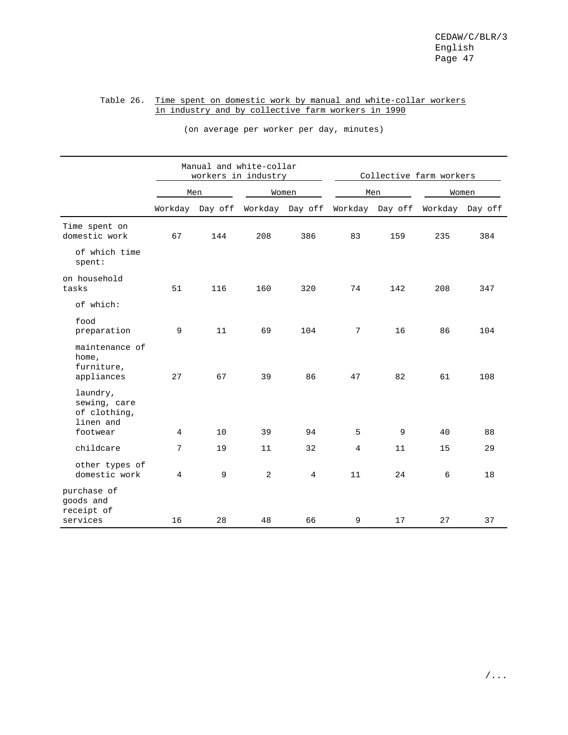Table 26. Time spent on domestic work by manual and white-collar workers in industry and by collective farm workers in 1990

(on average per worker per day, minutes)

| | Manual and white-collar workers in industry | | | | Collective farm workers | | | |
|---|---|---|---|---|---|---|---|---|
| | Men | | Women | | Men | | Women | |
| | Workday | Day off | Workday | Day off | Workday | Day off | Workday | Day off |
| Time spent on domestic work | 67 | 144 | 208 | 386 | 83 | 159 | 235 | 384 |
| of which time spent: | | | | | | | | |
| on household tasks | 51 | 116 | 160 | 320 | 74 | 142 | 208 | 347 |
| of which: | | | | | | | | |
| food preparation | 9 | 11 | 69 | 104 | 7 | 16 | 86 | 104 |
| maintenance of home, furniture, appliances | 27 | 67 | 39 | 86 | 47 | 82 | 61 | 108 |
| laundry, sewing, care of clothing, linen and footwear | 4 | 10 | 39 | 94 | 5 | 9 | 40 | 88 |
| childcare | 7 | 19 | 11 | 32 | 4 | 11 | 15 | 29 |
| other types of domestic work | 4 | 9 | 2 | 4 | 11 | 24 | 6 | 18 |
| purchase of goods and receipt of services | 16 | 28 | 48 | 66 | 9 | 17 | 27 | 37 |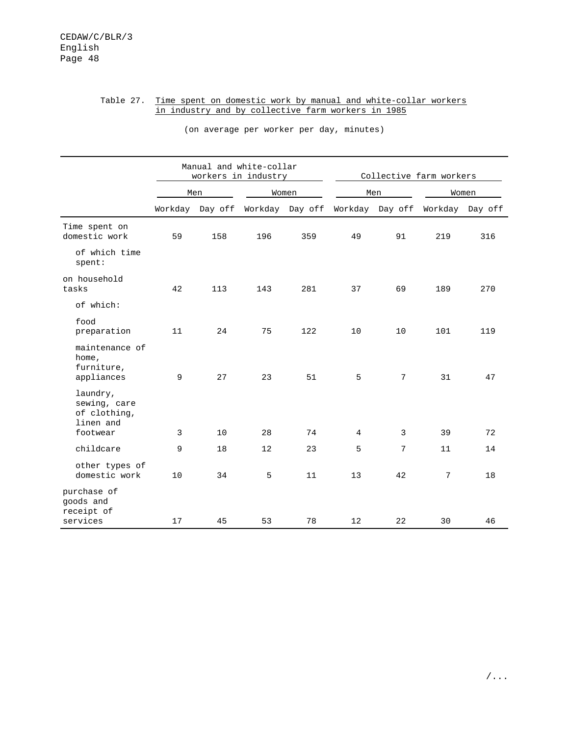Table 27. Time spent on domestic work by manual and white-collar workers in industry and by collective farm workers in 1985

(on average per worker per day, minutes)

| | Manual and white-collar workers in industry | | | | Collective farm workers | | | |
|---|---|---|---|---|---|---|---|---|
| | Men | | Women | | Men | | Women | |
| | Workday | Day off | Workday | Day off | Workday | Day off | Workday | Day off |
| Time spent on domestic work | 59 | 158 | 196 | 359 | 49 | 91 | 219 | 316 |
| of which time spent: | | | | | | | | |
| on household tasks | 42 | 113 | 143 | 281 | 37 | 69 | 189 | 270 |
| of which: | | | | | | | | |
| food preparation | 11 | 24 | 75 | 122 | 10 | 10 | 101 | 119 |
| maintenance of home, furniture, appliances | 9 | 27 | 23 | 51 | 5 | 7 | 31 | 47 |
| laundry, sewing, care of clothing, linen and footwear | 3 | 10 | 28 | 74 | 4 | 3 | 39 | 72 |
| childcare | 9 | 18 | 12 | 23 | 5 | 7 | 11 | 14 |
| other types of domestic work | 10 | 34 | 5 | 11 | 13 | 42 | 7 | 18 |
| purchase of goods and receipt of services | 17 | 45 | 53 | 78 | 12 | 22 | 30 | 46 |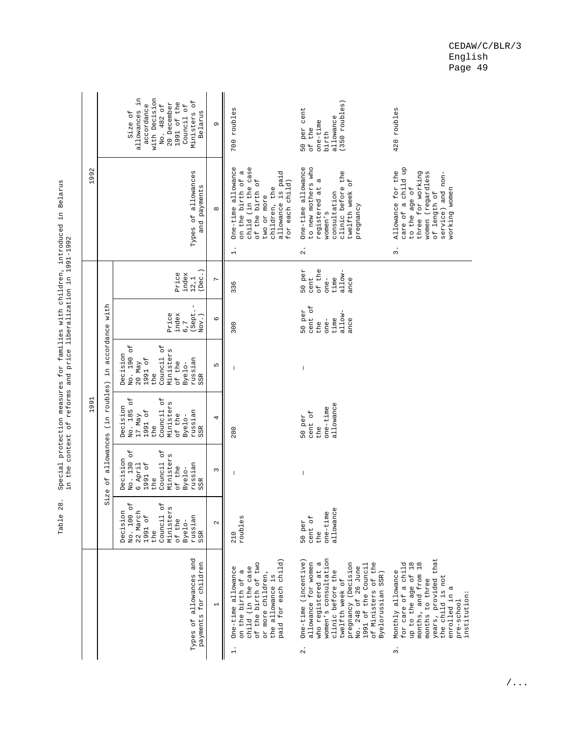Table 28. Special protection measures for families with children, introduced in Belarus in the context of reforms and price liberalization in 1991-1992

| Types of allowances and payments for children | 1991 | | | | | | 1992 | |
|---|---|---|---|---|---|---|---|---|
| | Size of allowances (in roubles) in accordance with | | | | | | | |
| | Decision No. 100 of 22 March 1991 of the Council of Ministers of the Byelorussian SSR | Decision No. 130 of 6 April 1991 of the Council of Ministers of the Byelorussian SSR | Decision No. 185 of 17 May 1991 of the Council of Ministers of the Byelorussian SSR | Decision No. 190 of 20 May 1991 of the Council of Ministers of the Byelorussian SSR | Price index 6,7 (Sept.-Nov.) | Price index 12,1 (Dec.) | Types of allowances and payments | Size of allowances in accordance with Decision No. 482 of 20 December 1991 of the Council of Ministers of Belarus |
| 1 | 2 | 3 | 4 | 5 | 6 | 7 | 8 | 9 |
| 1. One-time allowance on the birth of a child (in the case of the birth of two or more children, the allowance is paid for each child) | 210 roubles | — | 280 | — | 300 | 336 | 1. One-time allowance on the birth of a child (in the case of the birth of two or more children, the allowance is paid for each child) | 700 roubles |
| 2. One-time (incentive) allowance for women who registered at a women's consultation clinic before the twelfth week of pregnancy (Decision No. 248 of 26 June 1991 of the Council of Ministers of the Byelorussian SSR) | 50 per cent of the one-time allowance | — | 50 per cent of the one-time allowance | — | 50 per cent of the one-time allowance | 50 per cent of the one-time allowance | 2. One-time allowance to new mothers who registered at a women's consultation clinic before the twelfth week of pregnancy | 50 per cent of the one-time birth allowance (350 roubles) |
| 3. Monthly allowance for care of a child up to the age of 18 months, and from 18 months to three years, provided that the child is not enrolled in a pre-school institution: | | | | | | | 3. Allowance for the care of a child up to the age of three for working women (regardless of length of service) and non-working women | 420 roubles |

/...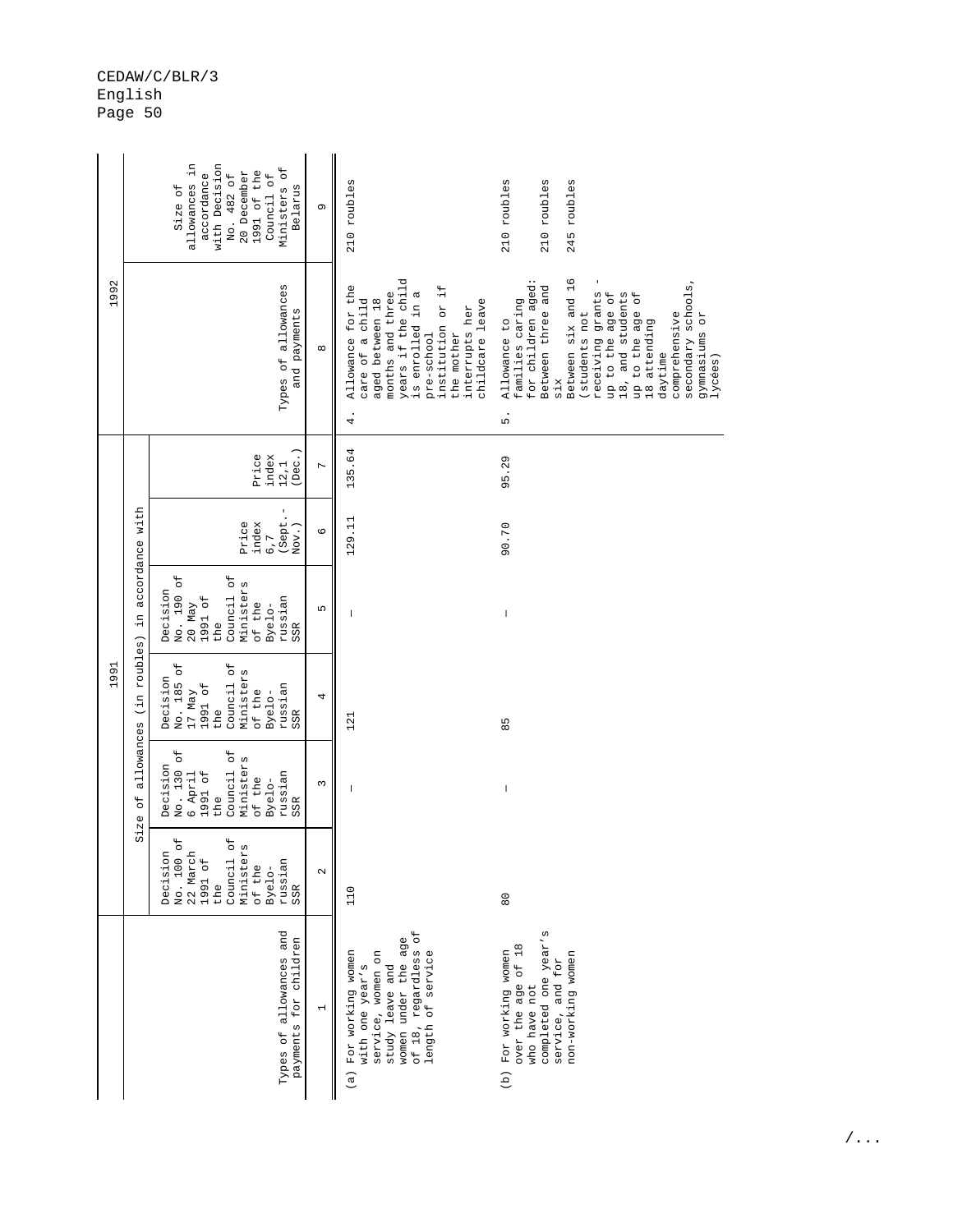| Types of allowances and payments for children | 1991 | | | | | | 1992 | |
|---|---|---|---|---|---|---|---|---|
| | Size of allowances (in roubles) in accordance with | | | | | | | |
| | Decision No. 100 of 22 March 1991 of the Council of Ministers of the Byelo-russian SSR | Decision No. 130 of 6 April 1991 of the Council of Ministers of the Byelo-russian SSR | Decision No. 185 of 17 May 1991 of the Council of Ministers of the Byelo-russian SSR | Decision No. 190 of 20 May 1991 of the Council of Ministers of the Byelo-russian SSR | Price index 6,7 (Sept.-Nov.) | Price index 12,1 (Dec.) | Types of allowances and payments | Size of allowances in accordance with Decision No. 482 of 20 December 1991 of the Council of Ministers of Belarus |
| 1 | 2 | 3 | 4 | 5 | 6 | 7 | 8 | 9 |
| (a) For working women with one year's service, women on study leave and women under the age of 18, regardless of length of service | 110 | — | 121 | — | 129.11 | 135.64 | 4. Allowance for the care of a child aged between 18 months and three years if the child is enrolled in a pre-school institution or if the mother interrupts her childcare leave | 210 roubles |
| (b) For working women over the age of 18 who have not completed one year's service, and for non-working women | 80 | — | 85 | — | 90.70 | 95.29 | 5. Allowance to families caring for children aged: | 210 roubles |
| | | | | | | | Between three and six | 210 roubles |
| | | | | | | | Between six and 16 (students not receiving grants - up to the age of 18, and students up to the age of 18 attending daytime comprehensive secondary schools, gymnasiums or lycées) | 245 roubles |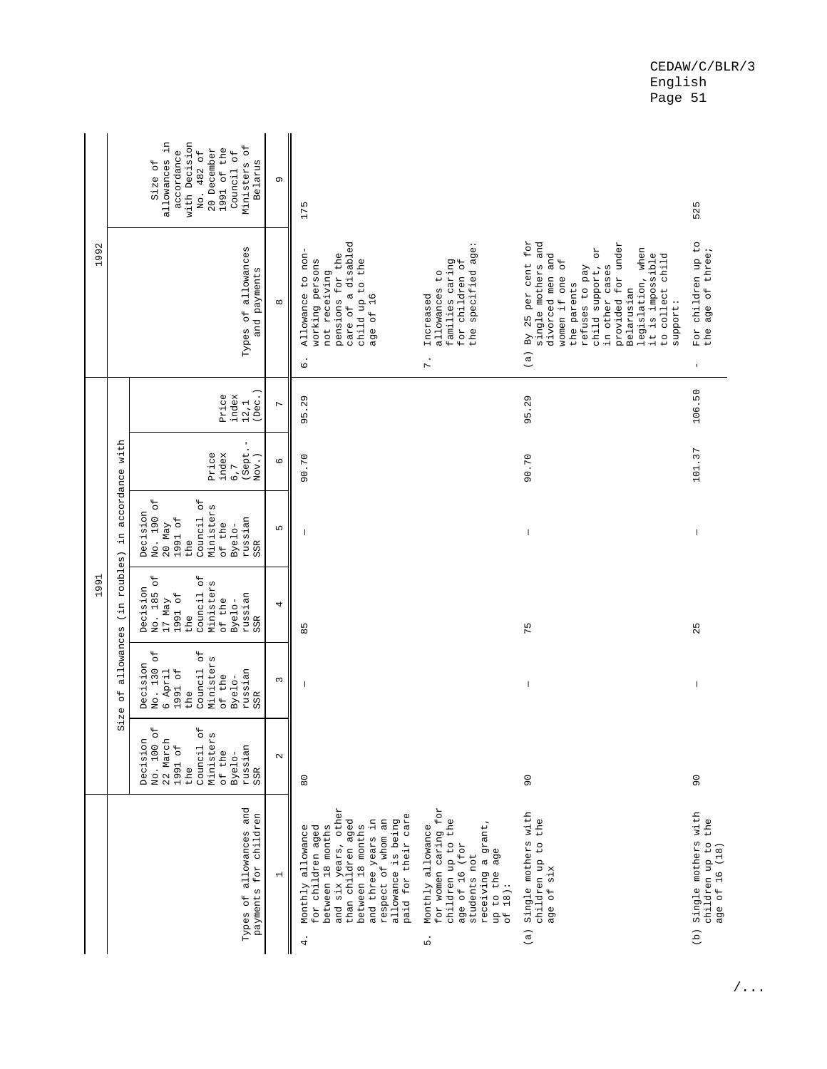| Types of allowances and payments for children | 1991 | | | | | | 1992 | |
|---|---|---|---|---|---|---|---|---|
| | Size of allowances (in roubles) in accordance with | | | | | | | |
| | Decision No. 100 of 22 March 1991 of the Council of Ministers of the Byelo-russian SSR | Decision No. 130 of 6 April 1991 of the Council of Ministers of the Byelo-russian SSR | Decision No. 185 of 17 May 1991 of the Council of Ministers of the Byelo-russian SSR | Decision No. 190 of 20 May 1991 of the Council of Ministers of the Byelo-russian SSR | Price index 6,7 (Sept.-Nov.) | Price index 12,1 (Dec.) | Types of allowances and payments | Size of allowances in accordance with Decision No. 482 of 20 December 1991 of the Council of Ministers of Belarus |
| 1 | 2 | 3 | 4 | 5 | 6 | 7 | 8 | 9 |
| 4. Monthly allowance for children aged between 18 months and six years, other than children aged between 18 months and three years in respect of whom an allowance is being paid for their care | 80 | – | 85 | – | 90.70 | 95.29 | 6. Allowance to non-working persons not receiving pensions for the care of a disabled child up to the age of 16 | 175 |
| 5. Monthly allowance for women caring for children up to the age of 16 (for students not receiving a grant, up to the age of 18): | | | | | | | 7. Increased allowances to families caring for children of the specified age: | |
| (a) Single mothers with children up to the age of six | 90 | – | 75 | – | 90.70 | 95.29 | (a) By 25 per cent for single mothers and divorced men and women if one of the parents refuses to pay child support, or in other cases provided for under Belarusian legislation, when it is impossible to collect child support: | |
| (b) Single mothers with children up to the age of 16 (18) | 90 | – | 25 | – | 101.37 | 106.50 | - For children up to the age of three; | 525 |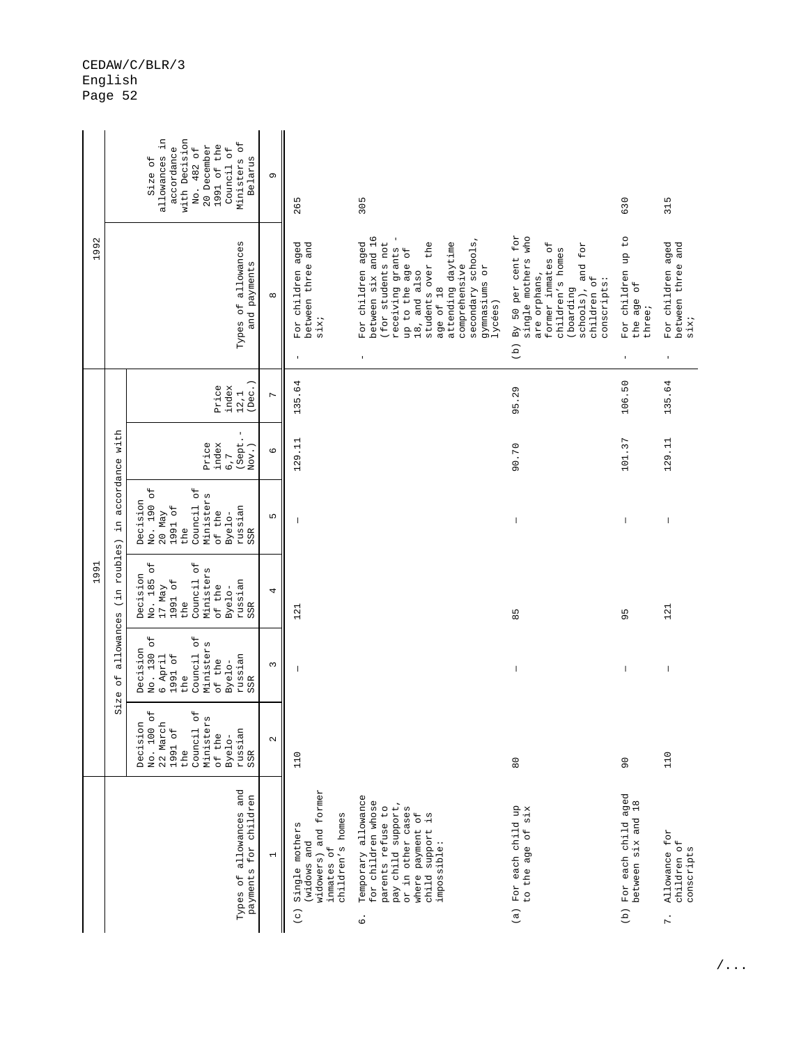| Types of allowances and payments for children | 1991 | | | | | | 1992 | |
|---|---|---|---|---|---|---|---|---|
| | Size of allowances (in roubles) in accordance with | | | | | | | |
| | Decision No. 100 of 22 March 1991 of the Council of Ministers of the Byelo-russian SSR | Decision No. 130 of 6 April 1991 of the Council of Ministers of the Byelo-russian SSR | Decision No. 185 of 17 May 1991 of the Council of Ministers of the Byelo-russian SSR | Decision No. 190 of 20 May 1991 of the Council of Ministers of the Byelo-russian SSR | Price index 6,7 (Sept.-Nov.) | Price index 12,1 (Dec.) | Types of allowances and payments | Size of allowances in accordance with Decision No. 482 of 20 December 1991 of the Council of Ministers of Belarus |
| 1 | 2 | 3 | 4 | 5 | 6 | 7 | 8 | 9 |
| (c) Single mothers (widows and widowers) and former inmates of children's homes | 110 | – | 121 | – | 129.11 | 135.64 | - For children aged between three and six; | 265 |
| 6. Temporary allowance for children whose parents refuse to pay child support, or in other cases where payment of child support is impossible: | | | | | | | - For children aged between six and 16 (for students not receiving grants - up to the age of 18, and also students over the age of 18 attending daytime comprehensive secondary schools, gymnasiums or lycées) | 305 |
| (a) For each child up to the age of six | 80 | – | 85 | – | 90.70 | 95.29 | (b) By 50 per cent for single mothers who are orphans, former inmates of children's homes (boarding schools), and for children of conscripts: | |
| (b) For each child aged between six and 18 | 90 | – | 95 | – | 101.37 | 106.50 | - For children up to the age of three; | 630 |
| 7. Allowance for children of conscripts | 110 | – | 121 | – | 129.11 | 135.64 | - For children aged between three and six; | 315 |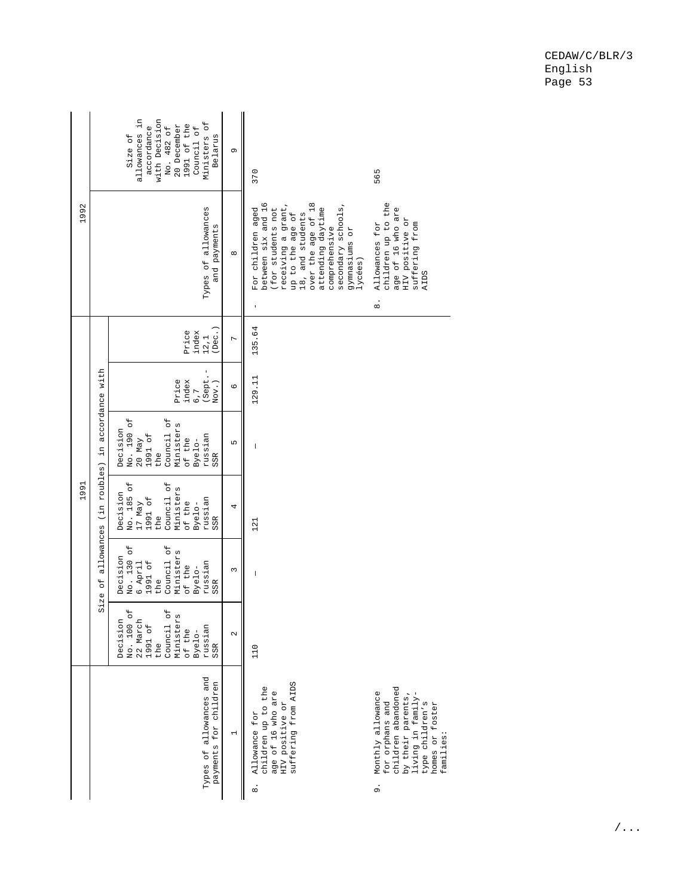| Types of allowances and payments for children | 1991 | | | | | | 1992 | |
|---|---|---|---|---|---|---|---|---|
| | Size of allowances (in roubles) in accordance with | | | | | | | |
| | Decision No. 100 of 22 March 1991 of the Council of Ministers of the Byelo-russian SSR | Decision No. 130 of 6 April 1991 of the Council of Ministers of the Byelo-russian SSR | Decision No. 185 of 17 May 1991 of the Council of Ministers of the Byelo-russian SSR | Decision No. 190 of 20 May 1991 of the Council of Ministers of the Byelo-russian SSR | Price index 6,7 (Sept.-Nov.) | Price index 12,1 (Dec.) | Types of allowances and payments | Size of allowances in accordance with Decision No. 482 of 20 December 1991 of the Council of Ministers of Belarus |
| 1 | 2 | 3 | 4 | 5 | 6 | 7 | 8 | 9 |
| 8. Allowance for children up to the age of 16 who are HIV positive or suffering from AIDS | 110 | – | 121 | – | 129.11 | 135.64 | - For children aged between six and 16 (for students not receiving a grant, up to the age of 18, and students over the age of 18 attending daytime comprehensive secondary schools, gymnasiums or lycées) | 370 |
| | | | | | | | 8. Allowances for children up to the age of 16 who are HIV positive or suffering from AIDS | 565 |
| 9. Monthly allowance for orphans and children abandoned by their parents, living in family-type children's homes or foster families: | | | | | | | | |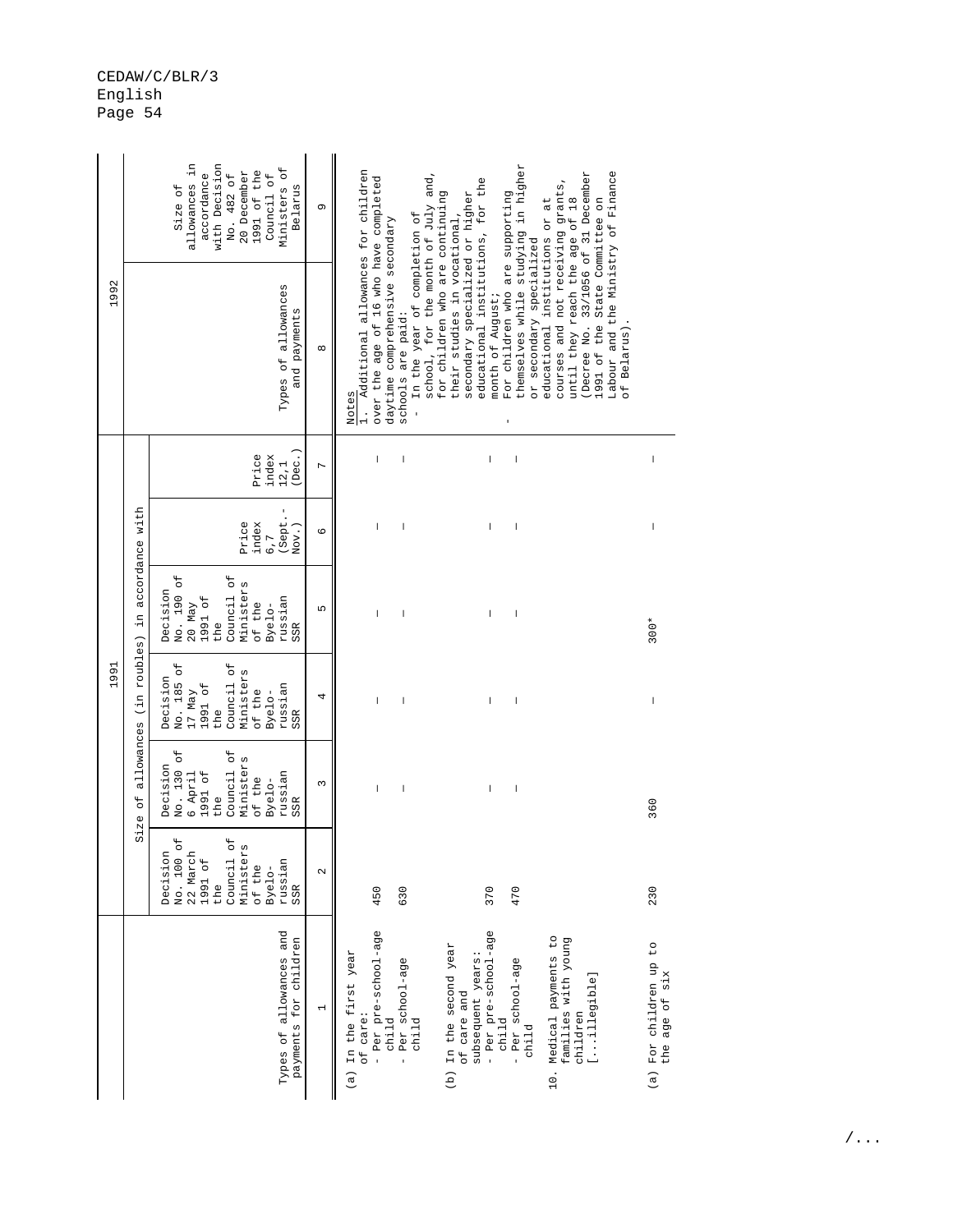| Types of allowances and payments for children | 1991 | | | | | | 1992 | |
|---|---|---|---|---|---|---|---|---|
| | Size of allowances (in roubles) in accordance with | | | | | | | |
| | Decision No. 100 of 22 March 1991 of the Council of Ministers of the Byelo-russian SSR | Decision No. 130 of 6 April 1991 of the Council of Ministers of the Byelo-russian SSR | Decision No. 185 of 17 May 1991 of the Council of Ministers of the Byelo-russian SSR | Decision No. 190 of 20 May 1991 of the Council of Ministers of the Byelo-russian SSR | Price index 6,7 (Sept.-Nov.) | Price index 12,1 (Dec.) | Types of allowances and payments | Size of allowances in accordance with Decision No. 482 of 20 December 1991 of the Council of Ministers of Belarus |
| 1 | 2 | 3 | 4 | 5 | 6 | 7 | 8 | 9 |
| (a) In the first year of care: | | | | | | | Notes | |
| - Per pre-school-age child | 450 | – | – | – | – | – | 1. Additional allowances for children over the age of 16 who have completed daytime comprehensive secondary schools are paid: | |
| - Per school-age child | 630 | – | – | – | – | – | - In the year of completion of school, for the month of July and, for children who are continuing their studies in vocational, secondary specialized or higher educational institutions, for the month of August; | |
| (b) In the second year of care and subsequent years: | | | | | | | | |
| - Per pre-school-age child | 370 | – | – | – | – | – | - For children who are supporting themselves while studying in higher or secondary specialized educational institutions or at courses and not receiving grants, until they reach the age of 18 (Decree No. 33/1056 of 31 December 1991 of the State Committee on Labour and the Ministry of Finance of Belarus). | |
| - Per school-age child | 470 | – | – | – | – | – | | |
| 10. Medical payments to families with young children [...illegible] | | | | | | | | |
| (a) For children up to the age of six | 230 | 360 | – | 300* | – | – | | |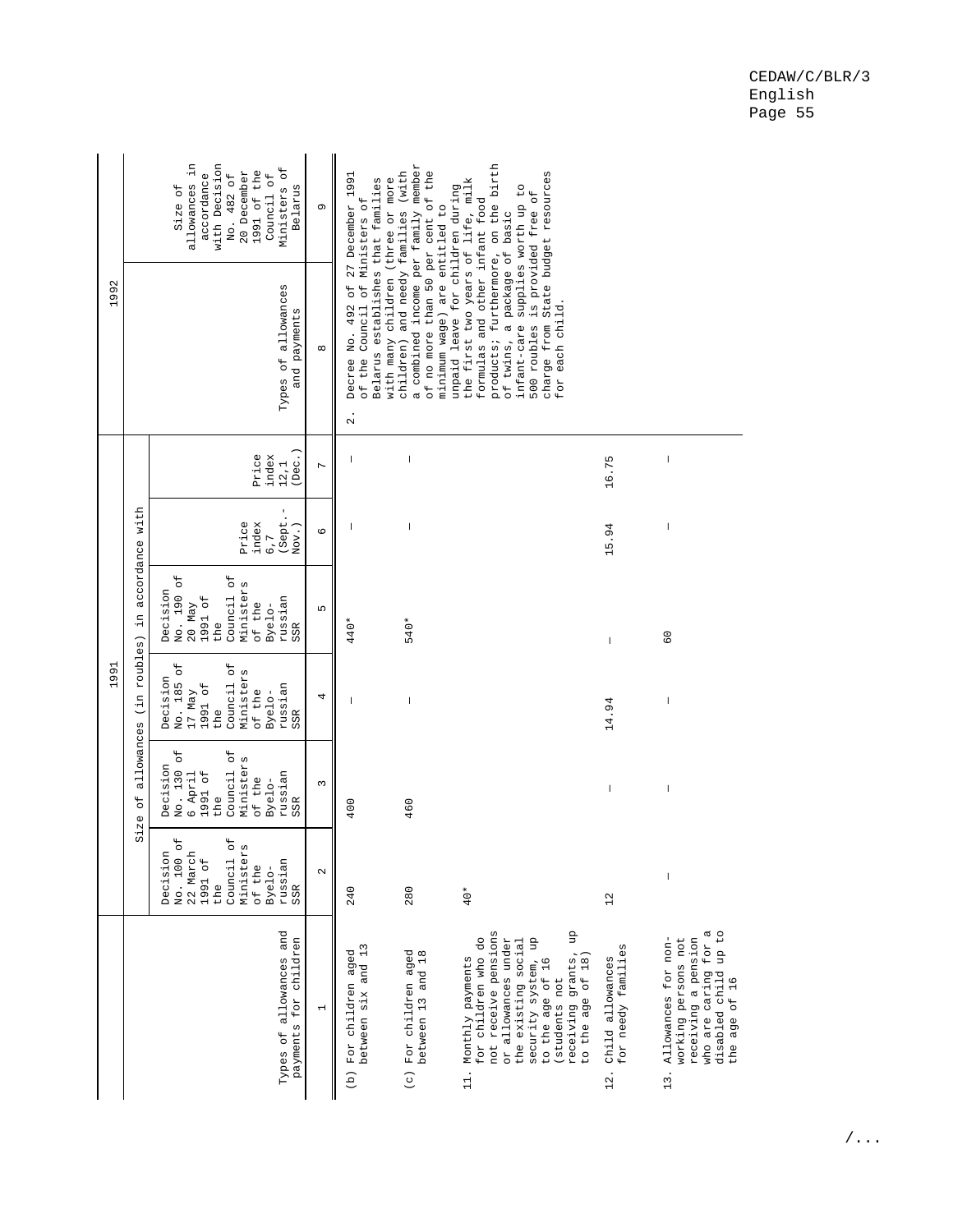| Types of allowances and payments for children | 1991 | | | | | | 1992 | |
|---|---|---|---|---|---|---|---|---|
| | Size of allowances (in roubles) in accordance with | | | | | | | |
| | Decision No. 100 of 22 March 1991 of the Council of Ministers of the Byelo-russian SSR | Decision No. 130 of 6 April 1991 of the Council of Ministers of the Byelo-russian SSR | Decision No. 185 of 17 May 1991 of the Council of Ministers of the Byelo-russian SSR | Decision No. 190 of 20 May 1991 of the Council of Ministers of the Byelo-russian SSR | Price index 6,7 (Sept.-Nov.) | Price index 12,1 (Dec.) | Types of allowances and payments | Size of allowances in accordance with Decision No. 482 of 20 December 1991 of the Council of Ministers of Belarus |
| 1 | 2 | 3 | 4 | 5 | 6 | 7 | 8 | 9 |
| (b) For children aged between six and 13 | 240 | 400 | – | 440* | – | – | 2. Decree No. 492 of 27 December 1991 of the Council of Ministers of Belarus establishes that families with many children (three or more children) and needy families (with a combined income per family member of no more than 50 per cent of the minimum wage) are entitled to unpaid leave for children during the first two years of life, milk formulas and other infant food products; furthermore, on the birth of twins, a package of basic infant-care supplies worth up to 500 roubles is provided free of charge from State budget resources for each child. | |
| (c) For children aged between 13 and 18 | 280 | 460 | – | 540* | – | – | | |
| 11. Monthly payments for children who do not receive pensions or allowances under the existing social security system, up to the age of 16 (students not receiving grants, up to the age of 18) | 40* | | | | | | | |
| 12. Child allowances for needy families | 12 | – | 14.94 | – | 15.94 | 16.75 | | |
| 13. Allowances for non-working persons not receiving a pension who are caring for a disabled child up to the age of 16 | – | – | – | 60 | – | – | | |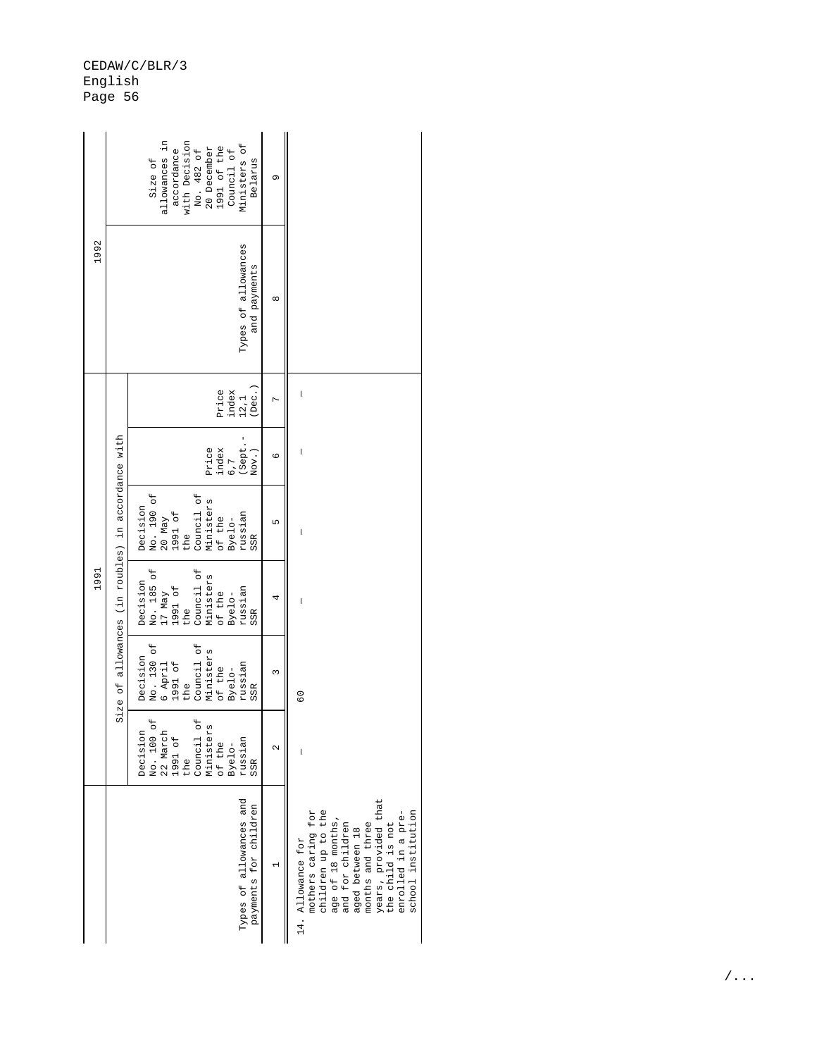| Types of allowances and payments for children | 1991 | | | | | | 1992 | |
|---|---|---|---|---|---|---|---|---|
| | Size of allowances (in roubles) in accordance with | | | | | | | |
| | Decision No. 100 of 22 March 1991 of the Council of Ministers of the Byelo-russian SSR | Decision No. 130 of 6 April 1991 of the Council of Ministers of the Byelo-russian SSR | Decision No. 185 of 17 May 1991 of the Council of Ministers of the Byelo-russian SSR | Decision No. 190 of 20 May 1991 of the Council of Ministers of the Byelo-russian SSR | Price index 6,7 (Sept.-Nov.) | Price index 12,1 (Dec.) | Types of allowances and payments | Size of allowances in accordance with Decision No. 482 of 20 December 1991 of the Council of Ministers of Belarus |
| 1 | 2 | 3 | 4 | 5 | 6 | 7 | 8 | 9 |
| 14. Allowance for mothers caring for children up to the age of 18 months, and for children aged between 18 months and three years, provided that the child is not enrolled in a pre-school institution | – | 60 | – | – | – | – | | |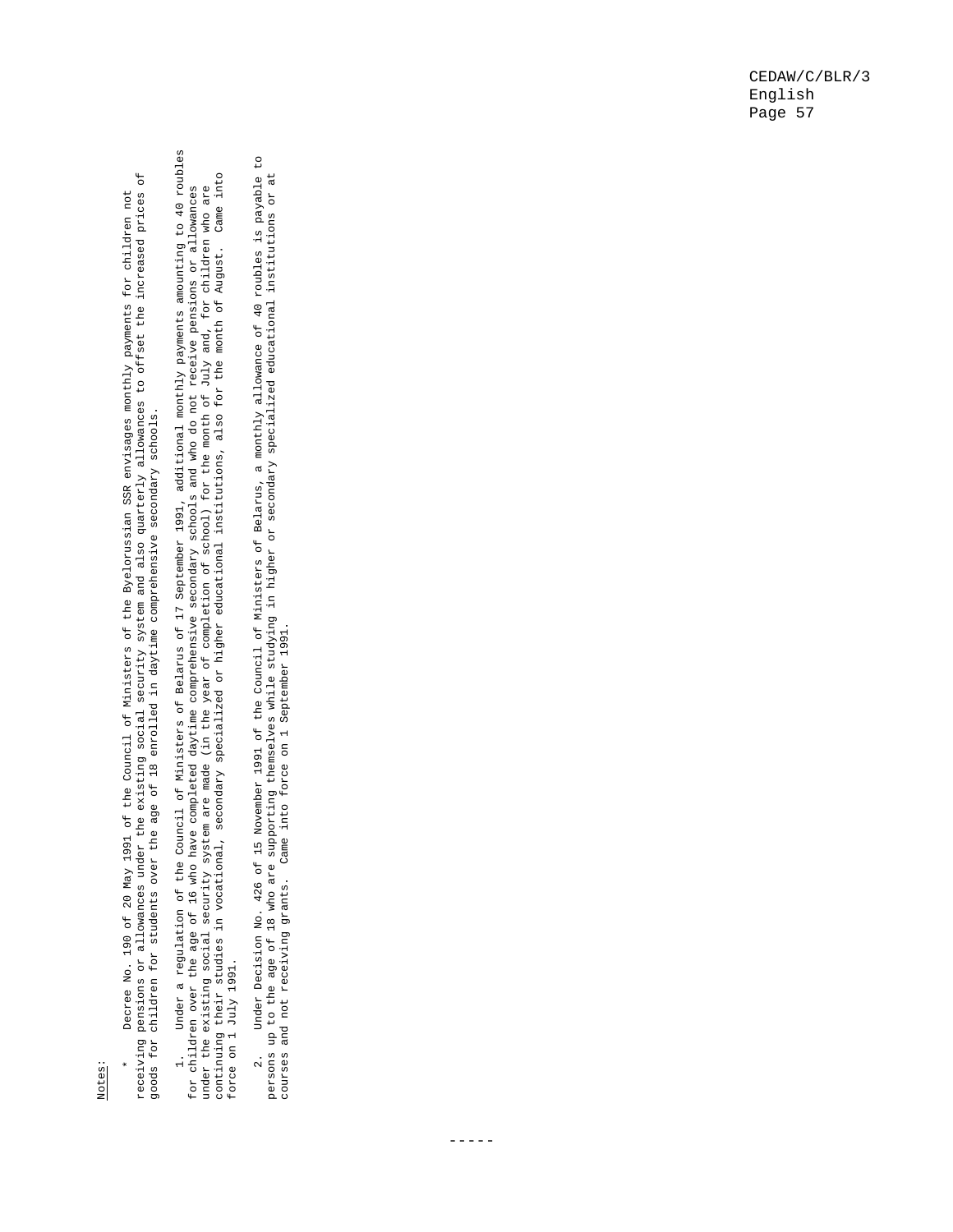Notes:

\* Decree No. 190 of 20 May 1991 of the Council of Ministers of the Byelorussian SSR envisages monthly payments for children not receiving pensions or allowances under the existing social security system and also quarterly allowances to offset the increased prices of goods for children for students over the age of 18 enrolled in daytime comprehensive secondary schools.

1. Under a regulation of the Council of Ministers of Belarus of 17 September 1991, additional monthly payments amounting to 40 roubles for children over the age of 16 who have completed daytime comprehensive secondary schools and who do not receive pensions or allowances under the existing social security system are made (in the year of completion of school) for the month of July and, for children who are continuing their studies in vocational, secondary specialized or higher educational institutions, also for the month of August. Came into force on 1 July 1991.

2. Under Decision No. 426 of 15 November 1991 of the Council of Ministers of Belarus, a monthly allowance of 40 roubles is payable to persons up to the age of 18 who are supporting themselves while studying in higher or secondary specialized educational institutions or at courses and not receiving grants. Came into force on 1 September 1991.

-----